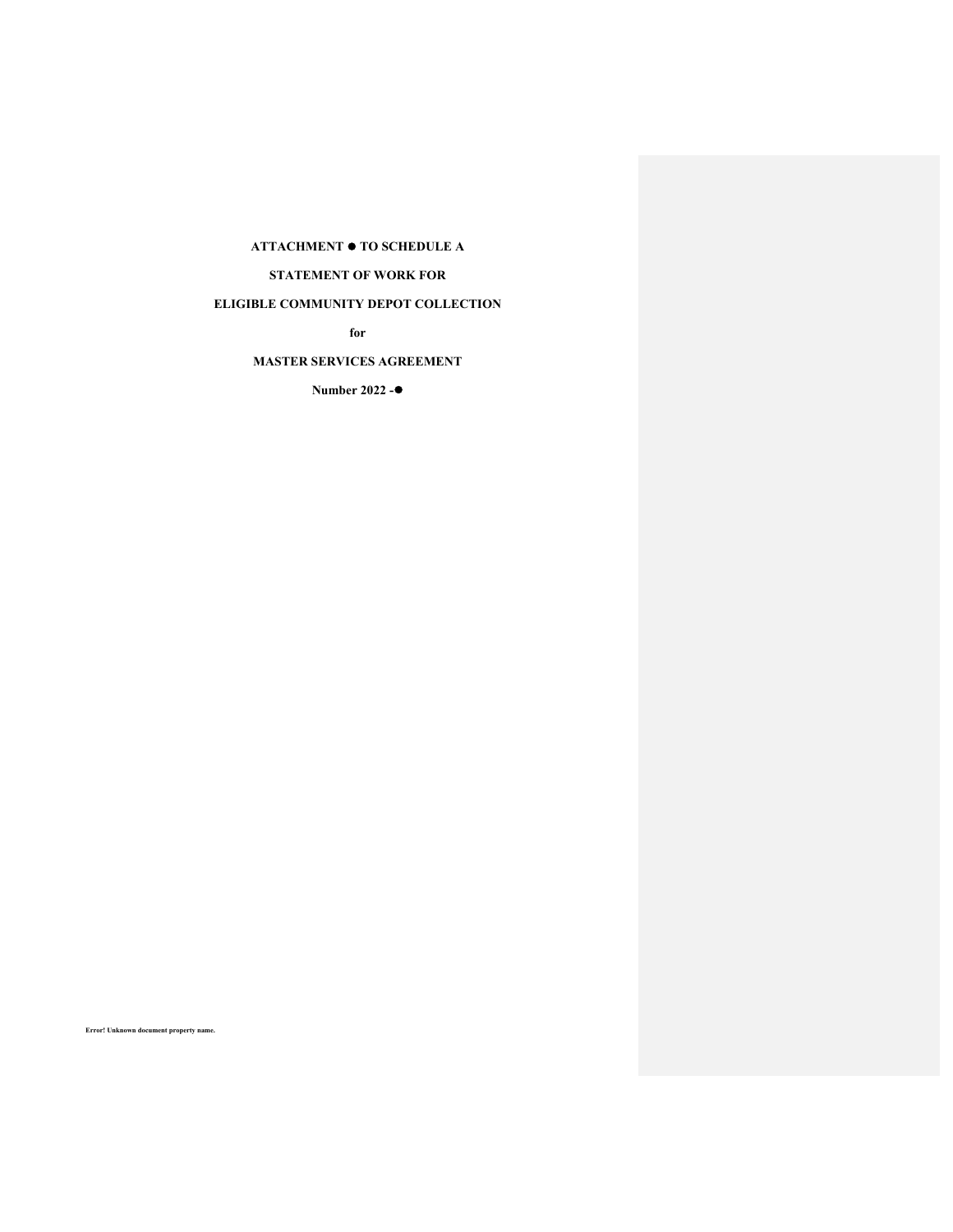**ATTACHMENT ● TO SCHEDULE A**

**STATEMENT OF WORK FOR**

**ELIGIBLE COMMUNITY DEPOT COLLECTION**

**for**

**MASTER SERVICES AGREEMENT**

**Number 2022 -●**

**Error! Unknown document property name.**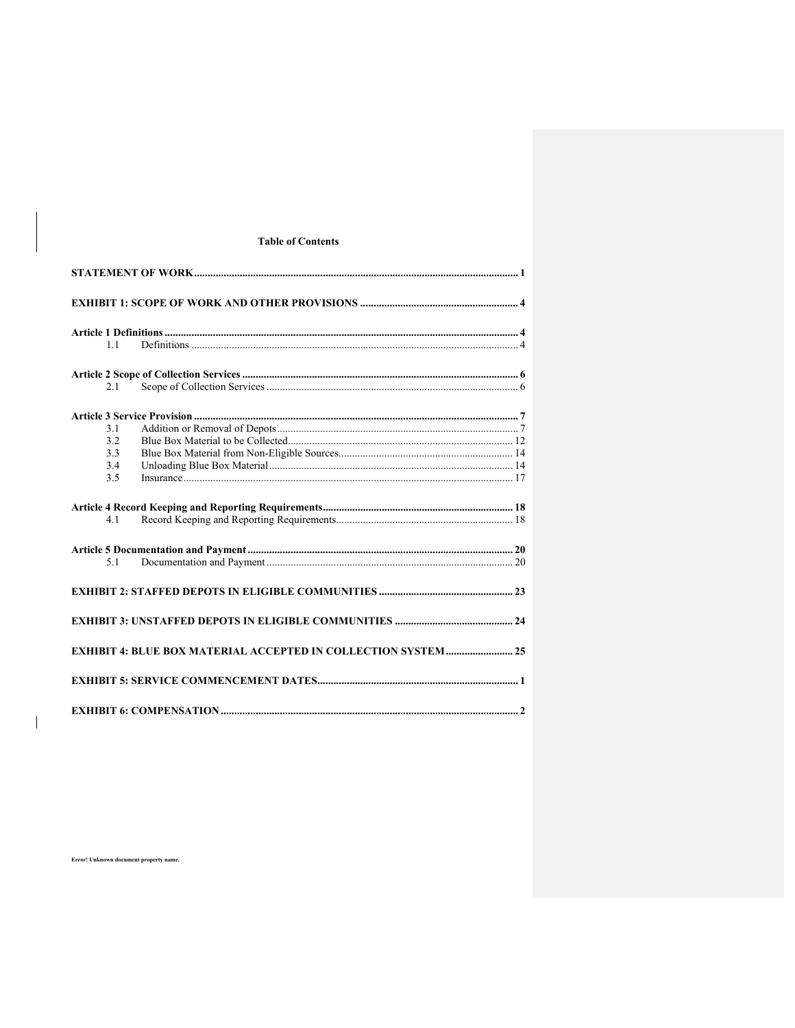**Table of Contents**

STATEMENT OF WORK ........ 1

EXHIBIT 1: SCOPE OF WORK AND OTHER PROVISIONS ........ 4

Article 1 Definitions ........ 4
- 1.1 Definitions ........ 4

Article 2 Scope of Collection Services ........ 6
- 2.1 Scope of Collection Services ........ 6

Article 3 Service Provision ........ 7
- 3.1 Addition or Removal of Depots ........ 7
- 3.2 Blue Box Material to be Collected ........ 12
- 3.3 Blue Box Material from Non-Eligible Sources ........ 14
- 3.4 Unloading Blue Box Material ........ 14
- 3.5 Insurance ........ 17

Article 4 Record Keeping and Reporting Requirements ........ 18
- 4.1 Record Keeping and Reporting Requirements ........ 18

Article 5 Documentation and Payment ........ 20
- 5.1 Documentation and Payment ........ 20

EXHIBIT 2: STAFFED DEPOTS IN ELIGIBLE COMMUNITIES ........ 23

EXHIBIT 3: UNSTAFFED DEPOTS IN ELIGIBLE COMMUNITIES ........ 24

EXHIBIT 4: BLUE BOX MATERIAL ACCEPTED IN COLLECTION SYSTEM ........ 25

EXHIBIT 5: SERVICE COMMENCEMENT DATES ........ 1

EXHIBIT 6: COMPENSATION ........ 2

Error! Unknown document property name.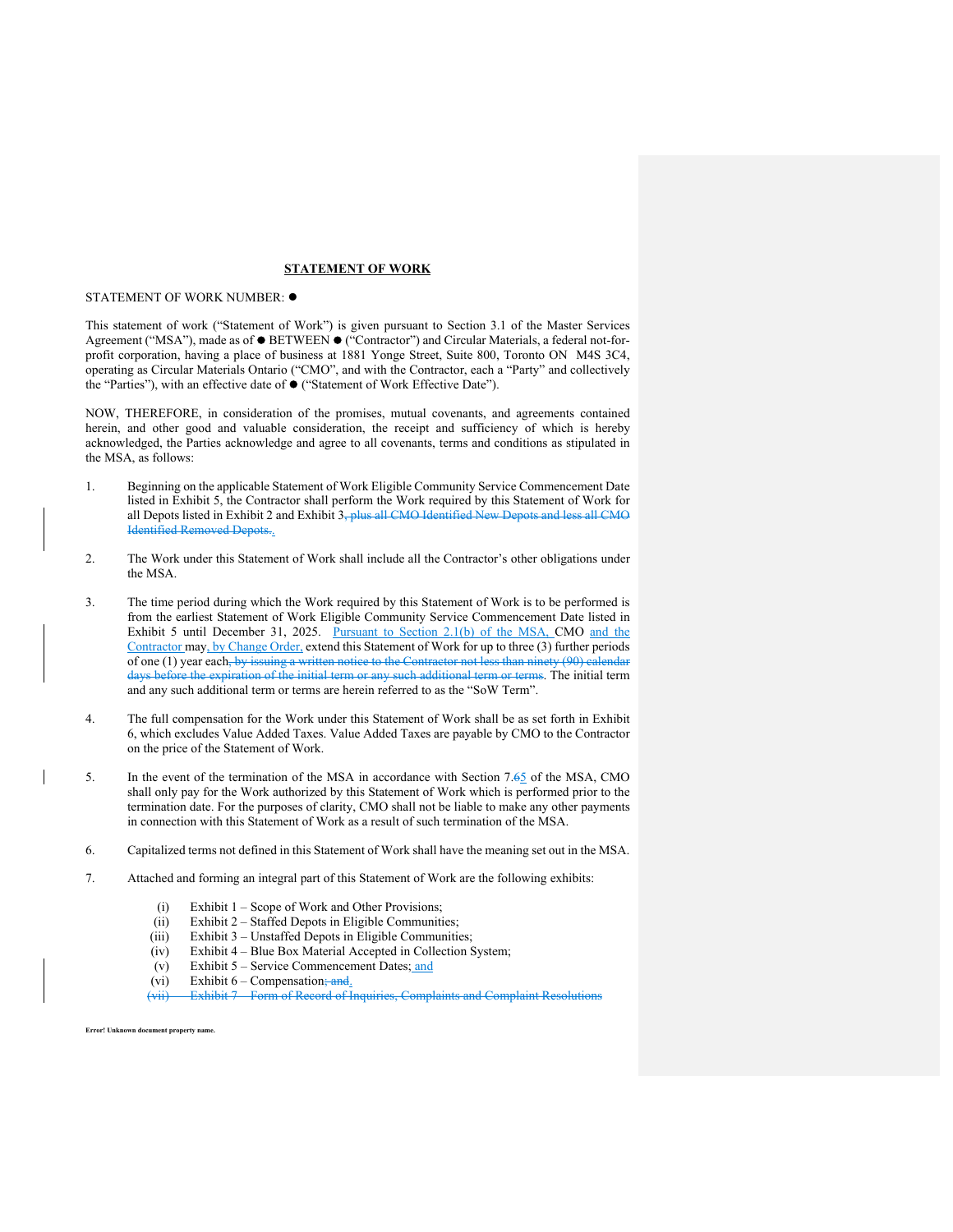**STATEMENT OF WORK**

STATEMENT OF WORK NUMBER: ●

This statement of work ("Statement of Work") is given pursuant to Section 3.1 of the Master Services Agreement ("MSA"), made as of ● BETWEEN ● ("Contractor") and Circular Materials, a federal not-for-profit corporation, having a place of business at 1881 Yonge Street, Suite 800, Toronto ON M4S 3C4, operating as Circular Materials Ontario ("CMO", and with the Contractor, each a "Party" and collectively the "Parties"), with an effective date of ● ("Statement of Work Effective Date").

NOW, THEREFORE, in consideration of the promises, mutual covenants, and agreements contained herein, and other good and valuable consideration, the receipt and sufficiency of which is hereby acknowledged, the Parties acknowledge and agree to all covenants, terms and conditions as stipulated in the MSA, as follows:

1. Beginning on the applicable Statement of Work Eligible Community Service Commencement Date listed in Exhibit 5, the Contractor shall perform the Work required by this Statement of Work for all Depots listed in Exhibit 2 and Exhibit 3~~, plus all CMO Identified New Depots and less all CMO Identified Removed Depots.~~.

2. The Work under this Statement of Work shall include all the Contractor's other obligations under the MSA.

3. The time period during which the Work required by this Statement of Work is to be performed is from the earliest Statement of Work Eligible Community Service Commencement Date listed in Exhibit 5 until December 31, 2025. Pursuant to Section 2.1(b) of the MSA, CMO and the Contractor may, by Change Order, extend this Statement of Work for up to three (3) further periods of one (1) year each~~, by issuing a written notice to the Contractor not less than ninety (90) calendar days before the expiration of the initial term or any such additional term or terms~~. The initial term and any such additional term or terms are herein referred to as the "SoW Term".

4. The full compensation for the Work under this Statement of Work shall be as set forth in Exhibit 6, which excludes Value Added Taxes. Value Added Taxes are payable by CMO to the Contractor on the price of the Statement of Work.

5. In the event of the termination of the MSA in accordance with Section 7.~~6~~5 of the MSA, CMO shall only pay for the Work authorized by this Statement of Work which is performed prior to the termination date. For the purposes of clarity, CMO shall not be liable to make any other payments in connection with this Statement of Work as a result of such termination of the MSA.

6. Capitalized terms not defined in this Statement of Work shall have the meaning set out in the MSA.

7. Attached and forming an integral part of this Statement of Work are the following exhibits:

   (i) Exhibit 1 – Scope of Work and Other Provisions;
   (ii) Exhibit 2 – Staffed Depots in Eligible Communities;
   (iii) Exhibit 3 – Unstaffed Depots in Eligible Communities;
   (iv) Exhibit 4 – Blue Box Material Accepted in Collection System;
   (v) Exhibit 5 – Service Commencement Dates; and
   (vi) Exhibit 6 – Compensation~~; and~~.
   ~~(vii) Exhibit 7 – Form of Record of Inquiries, Complaints and Complaint Resolutions~~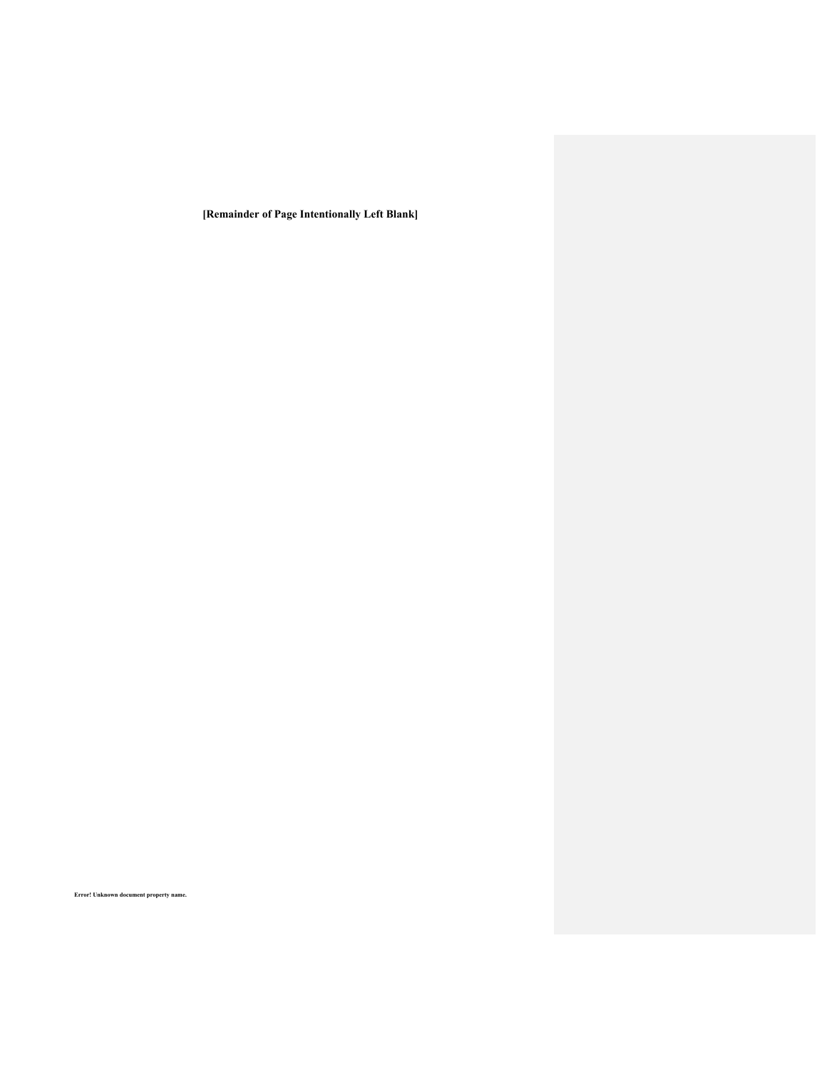**[Remainder of Page Intentionally Left Blank]**

**Error! Unknown document property name.**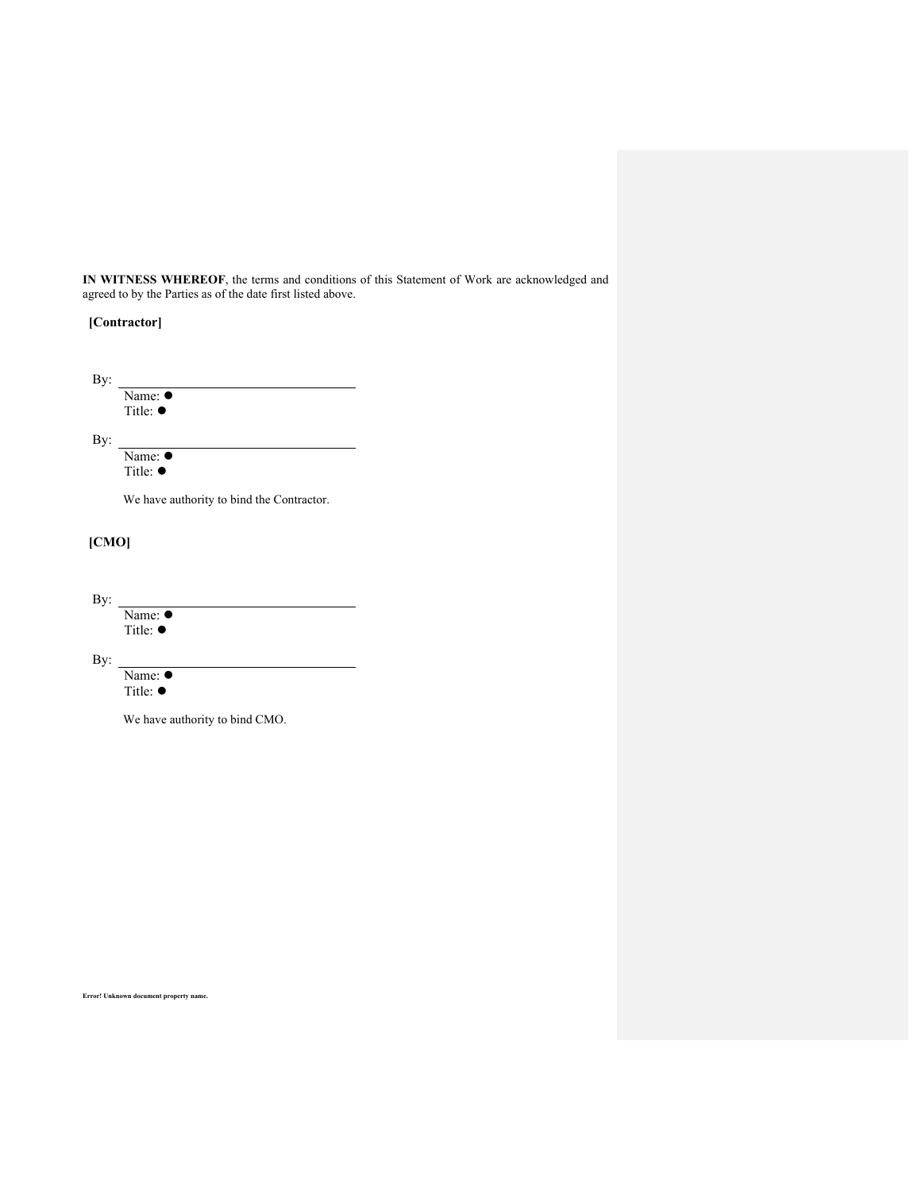**IN WITNESS WHEREOF**, the terms and conditions of this Statement of Work are acknowledged and agreed to by the Parties as of the date first listed above.

**[Contractor]**

By: ______________________________
Name: ●
Title: ●

By: ______________________________
Name: ●
Title: ●

We have authority to bind the Contractor.

**[CMO]**

By: ______________________________
Name: ●
Title: ●

By: ______________________________
Name: ●
Title: ●

We have authority to bind CMO.

**Error! Unknown document property name.**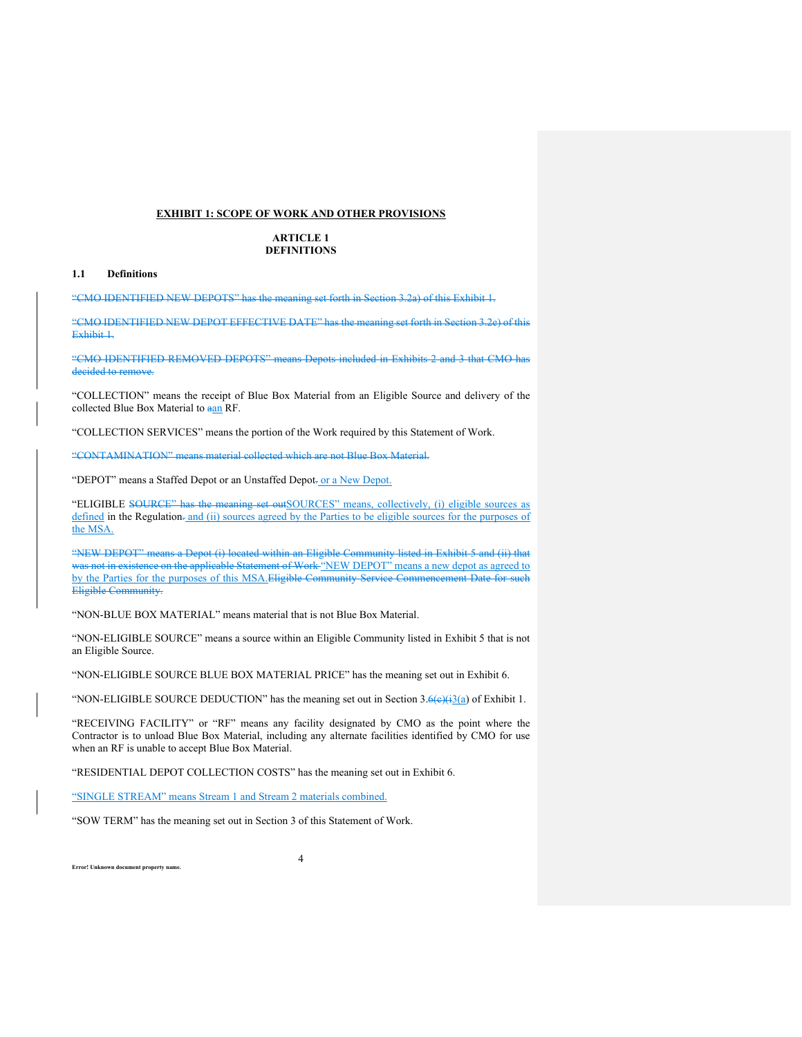**EXHIBIT 1: SCOPE OF WORK AND OTHER PROVISIONS**

**ARTICLE 1**
**DEFINITIONS**

**1.1 Definitions**

~~"CMO IDENTIFIED NEW DEPOTS" has the meaning set forth in Section 3.2a) of this Exhibit 1.~~

~~"CMO IDENTIFIED NEW DEPOT EFFECTIVE DATE" has the meaning set forth in Section 3.2e) of this Exhibit 1.~~

~~"CMO IDENTIFIED REMOVED DEPOTS" means Depots included in Exhibits 2 and 3 that CMO has decided to remove.~~

"COLLECTION" means the receipt of Blue Box Material from an Eligible Source and delivery of the collected Blue Box Material to ~~a~~an RF.

"COLLECTION SERVICES" means the portion of the Work required by this Statement of Work.

~~"CONTAMINATION" means material collected which are not Blue Box Material.~~

"DEPOT" means a Staffed Depot or an Unstaffed Depot~~.~~ or a New Depot.

"ELIGIBLE ~~SOURCE" has the meaning set out~~SOURCES" means, collectively, (i) eligible sources as defined in the Regulation~~.~~ and (ii) sources agreed by the Parties to be eligible sources for the purposes of the MSA.

~~"NEW DEPOT" means a Depot (i) located within an Eligible Community listed in Exhibit 5 and (ii) that was not in existence on the applicable Statement of Work~~ "NEW DEPOT" means a new depot as agreed to by the Parties for the purposes of this MSA.~~Eligible Community Service Commencement Date for such Eligible Community.~~

"NON-BLUE BOX MATERIAL" means material that is not Blue Box Material.

"NON-ELIGIBLE SOURCE" means a source within an Eligible Community listed in Exhibit 5 that is not an Eligible Source.

"NON-ELIGIBLE SOURCE BLUE BOX MATERIAL PRICE" has the meaning set out in Exhibit 6.

"NON-ELIGIBLE SOURCE DEDUCTION" has the meaning set out in Section 3.~~6(c)(i~~3(a) of Exhibit 1.

"RECEIVING FACILITY" or "RF" means any facility designated by CMO as the point where the Contractor is to unload Blue Box Material, including any alternate facilities identified by CMO for use when an RF is unable to accept Blue Box Material.

"RESIDENTIAL DEPOT COLLECTION COSTS" has the meaning set out in Exhibit 6.

"SINGLE STREAM" means Stream 1 and Stream 2 materials combined.

"SOW TERM" has the meaning set out in Section 3 of this Statement of Work.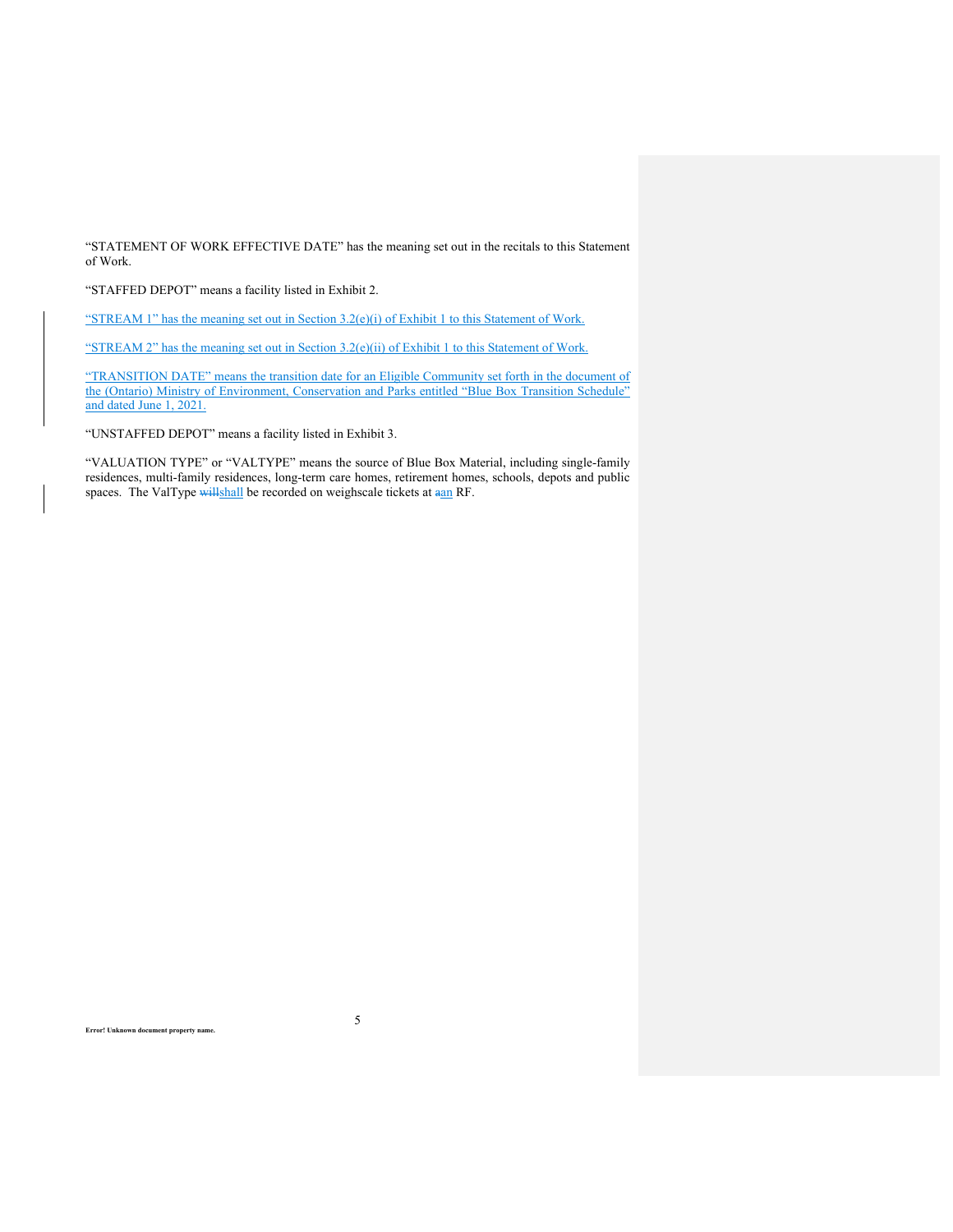"STATEMENT OF WORK EFFECTIVE DATE" has the meaning set out in the recitals to this Statement of Work.

"STAFFED DEPOT" means a facility listed in Exhibit 2.

"STREAM 1" has the meaning set out in Section 3.2(e)(i) of Exhibit 1 to this Statement of Work.

"STREAM 2" has the meaning set out in Section 3.2(e)(ii) of Exhibit 1 to this Statement of Work.

"TRANSITION DATE" means the transition date for an Eligible Community set forth in the document of the (Ontario) Ministry of Environment, Conservation and Parks entitled "Blue Box Transition Schedule" and dated June 1, 2021.

"UNSTAFFED DEPOT" means a facility listed in Exhibit 3.

"VALUATION TYPE" or "VALTYPE" means the source of Blue Box Material, including single-family residences, multi-family residences, long-term care homes, retirement homes, schools, depots and public spaces. The ValType ~~will~~shall be recorded on weighscale tickets at ~~a~~an RF.

Error! Unknown document property name.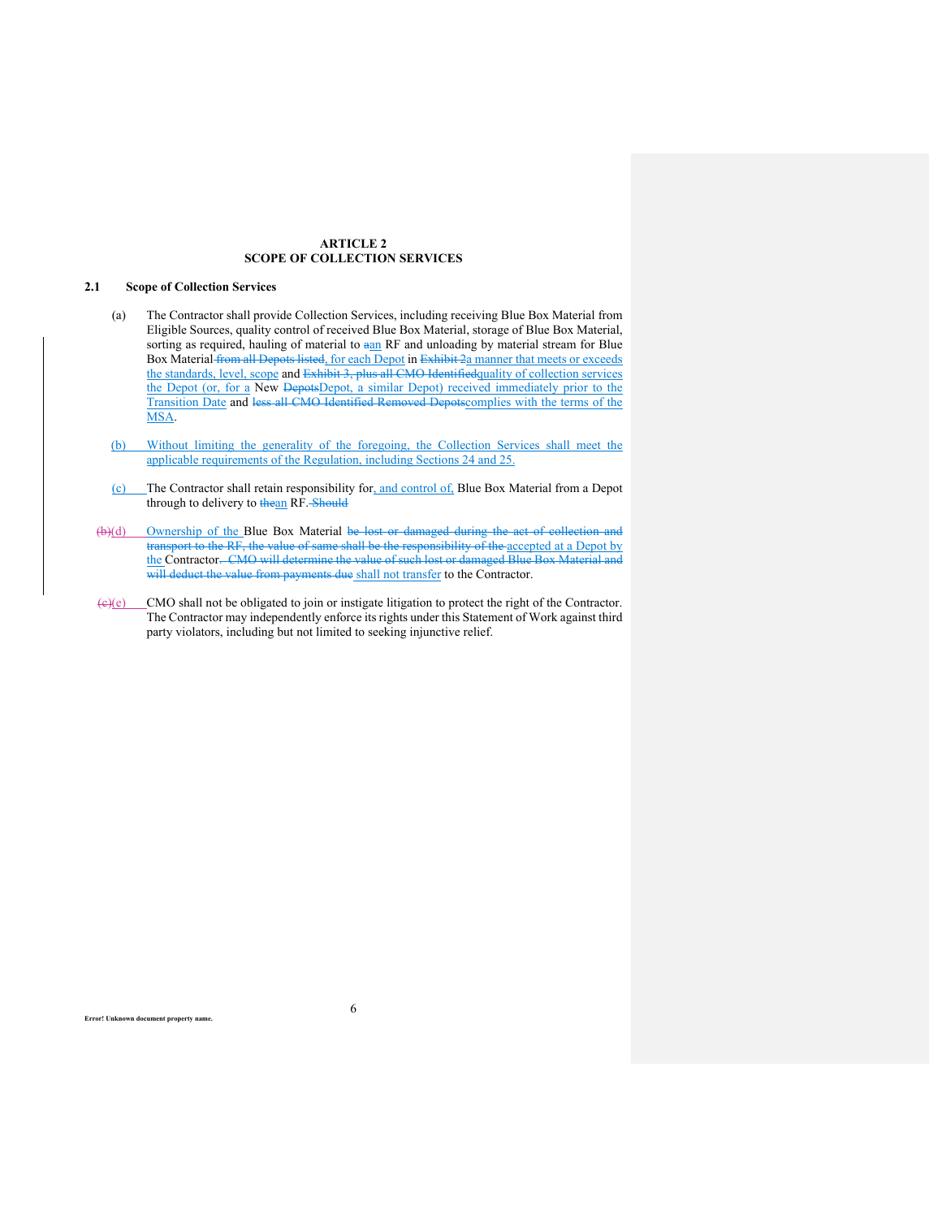# ARTICLE 2
# SCOPE OF COLLECTION SERVICES

## 2.1 Scope of Collection Services

(a) The Contractor shall provide Collection Services, including receiving Blue Box Material from Eligible Sources, quality control of received Blue Box Material, storage of Blue Box Material, sorting as required, hauling of material to ~~a~~an RF and unloading by material stream for Blue Box Material ~~from all Depots listed~~, for each Depot in ~~Exhibit 2~~a manner that meets or exceeds the standards, level, scope and ~~Exhibit 3, plus all CMO Identified~~quality of collection services the Depot (or, for a New ~~Depots~~Depot, a similar Depot) received immediately prior to the Transition Date and ~~less all CMO Identified Removed Depots~~complies with the terms of the MSA.

(b) Without limiting the generality of the foregoing, the Collection Services shall meet the applicable requirements of the Regulation, including Sections 24 and 25.

(c) The Contractor shall retain responsibility for, and control of, Blue Box Material from a Depot through to delivery to ~~the~~an RF. ~~Should~~

~~(b)~~(d) Ownership of the Blue Box Material ~~be lost or damaged during the act of collection and transport to the RF, the value of same shall be the responsibility of the~~ accepted at a Depot by the Contractor. ~~CMO will determine the value of such lost or damaged Blue Box Material and will deduct the value from payments due~~ shall not transfer to the Contractor.

~~(c)~~(e) CMO shall not be obligated to join or instigate litigation to protect the right of the Contractor. The Contractor may independently enforce its rights under this Statement of Work against third party violators, including but not limited to seeking injunctive relief.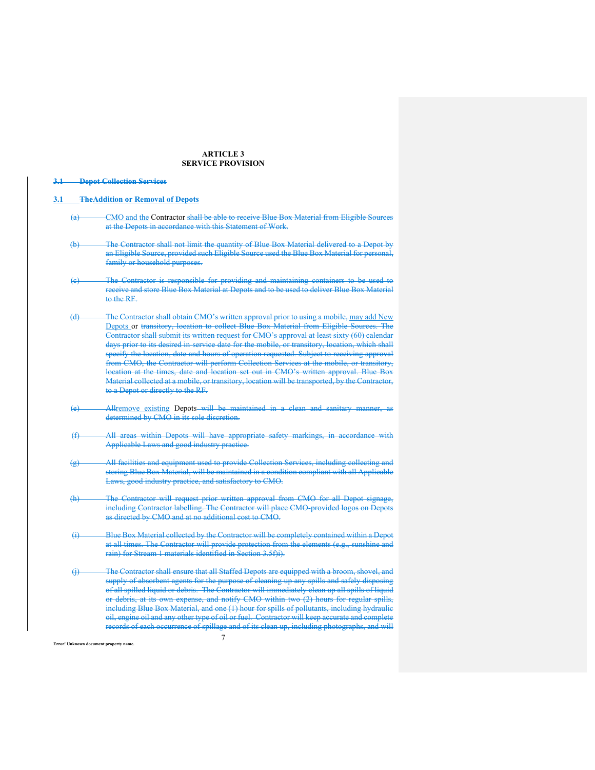**ARTICLE 3**
**SERVICE PROVISION**

~~**3.1 Depot Collection Services**~~

**3.1 ~~The~~Addition or Removal of Depots**

~~(a)~~ CMO and the Contractor ~~shall be able to receive Blue Box Material from Eligible Sources at the Depots in accordance with this Statement of Work.~~

~~(b) The Contractor shall not limit the quantity of Blue Box Material delivered to a Depot by an Eligible Source, provided such Eligible Source used the Blue Box Material for personal, family or household purposes.~~

~~(c) The Contractor is responsible for providing and maintaining containers to be used to receive and store Blue Box Material at Depots and to be used to deliver Blue Box Material to the RF.~~

~~(d) The Contractor shall obtain CMO's written approval prior to using a mobile,~~ may add New Depots or ~~transitory, location to collect Blue Box Material from Eligible Sources. The Contractor shall submit its written request for CMO's approval at least sixty (60) calendar days prior to its desired in-service date for the mobile, or transitory, location, which shall specify the location, date and hours of operation requested. Subject to receiving approval from CMO, the Contractor will perform Collection Services at the mobile, or transitory, location at the times, date and location set out in CMO's written approval. Blue Box Material collected at a mobile, or transitory, location will be transported, by the Contractor, to a Depot or directly to the RF.~~

~~(e) All~~remove existing Depots~~ will be maintained in a clean and sanitary manner, as determined by CMO in its sole discretion.~~

~~(f) All areas within Depots will have appropriate safety markings, in accordance with Applicable Laws and good industry practice.~~

~~(g) All facilities and equipment used to provide Collection Services, including collecting and storing Blue Box Material, will be maintained in a condition compliant with all Applicable Laws, good industry practice, and satisfactory to CMO.~~

~~(h) The Contractor will request prior written approval from CMO for all Depot signage, including Contractor labelling. The Contractor will place CMO-provided logos on Depots as directed by CMO and at no additional cost to CMO.~~

~~(i) Blue Box Material collected by the Contractor will be completely contained within a Depot at all times. The Contractor will provide protection from the elements (e.g., sunshine and rain) for Stream 1 materials identified in Section 3.5f)i).~~

~~(j) The Contractor shall ensure that all Staffed Depots are equipped with a broom, shovel, and supply of absorbent agents for the purpose of cleaning up any spills and safely disposing of all spilled liquid or debris. The Contractor will immediately clean up all spills of liquid or debris, at its own expense, and notify CMO within two (2) hours for regular spills, including Blue Box Material, and one (1) hour for spills of pollutants, including hydraulic oil, engine oil and any other type of oil or fuel. Contractor will keep accurate and complete records of each occurrence of spillage and of its clean up, including photographs, and will~~

**Error! Unknown document property name.**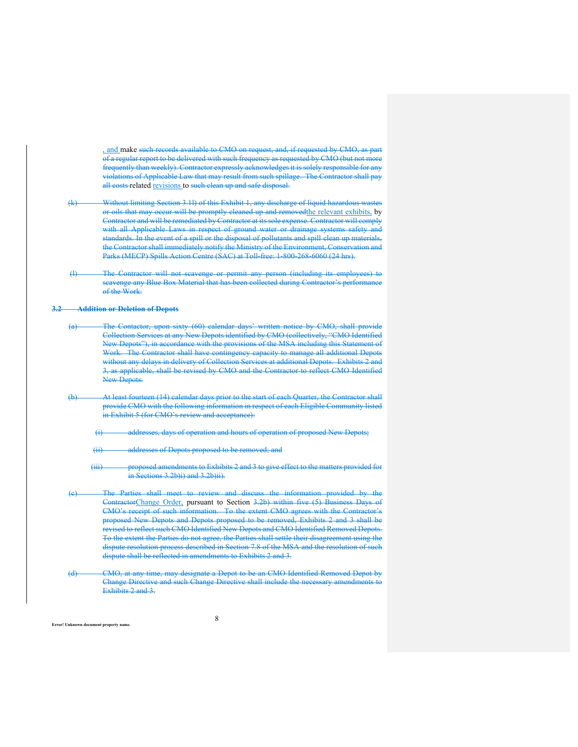~~, and~~ make ~~such records available to CMO on request, and, if requested by CMO, as part of a regular report to be delivered with such frequency as requested by CMO (but not more frequently than weekly). Contractor expressly acknowledges it is solely responsible for any violations of Applicable Law that may result from such spillage. The Contractor shall pay all costs~~ related revisions to ~~such clean up and safe disposal.~~

~~(k) Without limiting Section 3.1l) of this Exhibit 1, any discharge of liquid hazardous wastes or oils that may occur will be promptly cleaned up and removed~~the relevant exhibits, by ~~Contractor and will be remediated by Contractor at its sole expense. Contractor will comply with all Applicable Laws in respect of ground water or drainage systems safety and standards. In the event of a spill or the disposal of pollutants and spill clean up materials, the Contractor shall immediately notify the Ministry of the Environment, Conservation and Parks (MECP) Spills Action Centre (SAC) at Toll-free: 1-800-268-6060 (24 hrs).~~

~~(l) The Contractor will not scavenge or permit any person (including its employees) to scavenge any Blue Box Material that has been collected during Contractor's performance of the Work.~~

~~**3.2 Addition or Deletion of Depots**~~

~~(a) The Contactor, upon sixty (60) calendar days' written notice by CMO, shall provide Collection Services at any New Depots identified by CMO (collectively, "CMO Identified New Depots"), in accordance with the provisions of the MSA including this Statement of Work. The Contractor shall have contingency capacity to manage all additional Depots without any delays in delivery of Collection Services at additional Depots. Exhibits 2 and 3, as applicable, shall be revised by CMO and the Contractor to reflect CMO Identified New Depots.~~

~~(b) At least fourteen (14) calendar days prior to the start of each Quarter, the Contractor shall provide CMO with the following information in respect of each Eligible Community listed in Exhibit 5 (for CMO's review and acceptance):~~

~~(i) addresses, days of operation and hours of operation of proposed New Depots;~~

~~(ii) addresses of Depots proposed to be removed; and~~

~~(iii) proposed amendments to Exhibits 2 and 3 to give effect to the matters provided for in Sections 3.2b)i) and 3.2b)ii).~~

~~(c) The Parties shall meet to review and discuss the information provided by the Contractor~~Change Order, pursuant to Section ~~3.2b) within five (5) Business Days of CMO's receipt of such information. To the extent CMO agrees with the Contractor's proposed New Depots and Depots proposed to be removed, Exhibits 2 and 3 shall be revised to reflect such CMO Identified New Depots and CMO Identified Removed Depots. To the extent the Parties do not agree, the Parties shall settle their disagreement using the dispute resolution process described in Section 7.8 of the MSA and the resolution of such dispute shall be reflected in amendments to Exhibits 2 and 3.~~

~~(d) CMO, at any time, may designate a Depot to be an CMO Identified Removed Depot by Change Directive and such Change Directive shall include the necessary amendments to Exhibits 2 and 3.~~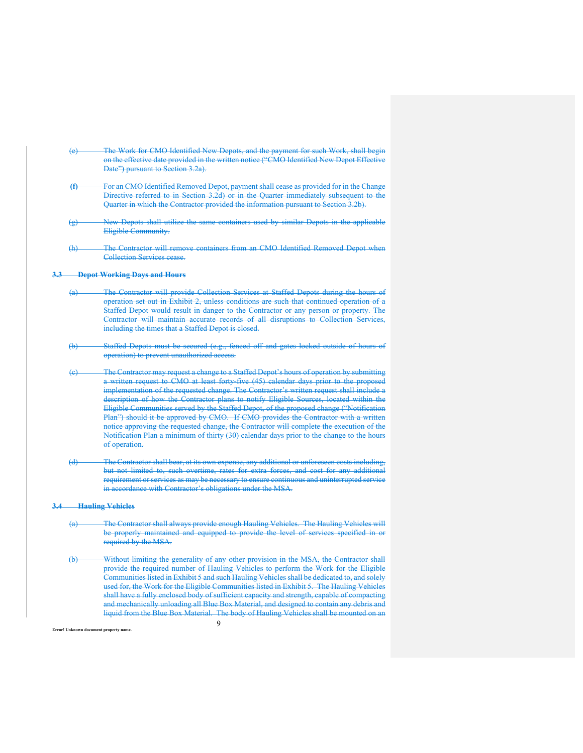(e) The Work for CMO Identified New Depots, and the payment for such Work, shall begin on the effective date provided in the written notice ("CMO Identified New Depot Effective Date") pursuant to Section 3.2a).

**(f)** For an CMO Identified Removed Depot, payment shall cease as provided for in the Change Directive referred to in Section 3.2d) or in the Quarter immediately subsequent to the Quarter in which the Contractor provided the information pursuant to Section 3.2b).

(g) New Depots shall utilize the same containers used by similar Depots in the applicable Eligible Community.

(h) The Contractor will remove containers from an CMO Identified Removed Depot when Collection Services cease.

### 3.3 Depot Working Days and Hours

(a) The Contractor will provide Collection Services at Staffed Depots during the hours of operation set out in Exhibit 2, unless conditions are such that continued operation of a Staffed Depot would result in danger to the Contractor or any person or property. The Contractor will maintain accurate records of all disruptions to Collection Services, including the times that a Staffed Depot is closed.

(b) Staffed Depots must be secured (e.g., fenced off and gates locked outside of hours of operation) to prevent unauthorized access.

(c) The Contractor may request a change to a Staffed Depot's hours of operation by submitting a written request to CMO at least forty-five (45) calendar days prior to the proposed implementation of the requested change. The Contractor's written request shall include a description of how the Contractor plans to notify Eligible Sources, located within the Eligible Communities served by the Staffed Depot, of the proposed change ("Notification Plan") should it be approved by CMO. If CMO provides the Contractor with a written notice approving the requested change, the Contractor will complete the execution of the Notification Plan a minimum of thirty (30) calendar days prior to the change to the hours of operation.

(d) The Contractor shall bear, at its own expense, any additional or unforeseen costs including, but not limited to, such overtime, rates for extra forces, and cost for any additional requirement or services as may be necessary to ensure continuous and uninterrupted service in accordance with Contractor's obligations under the MSA.

### 3.4 Hauling Vehicles

(a) The Contractor shall always provide enough Hauling Vehicles. The Hauling Vehicles will be properly maintained and equipped to provide the level of services specified in or required by the MSA.

(b) Without limiting the generality of any other provision in the MSA, the Contractor shall provide the required number of Hauling Vehicles to perform the Work for the Eligible Communities listed in Exhibit 5 and such Hauling Vehicles shall be dedicated to, and solely used for, the Work for the Eligible Communities listed in Exhibit 5. The Hauling Vehicles shall have a fully enclosed body of sufficient capacity and strength, capable of compacting and mechanically unloading all Blue Box Material, and designed to contain any debris and liquid from the Blue Box Material. The body of Hauling Vehicles shall be mounted on an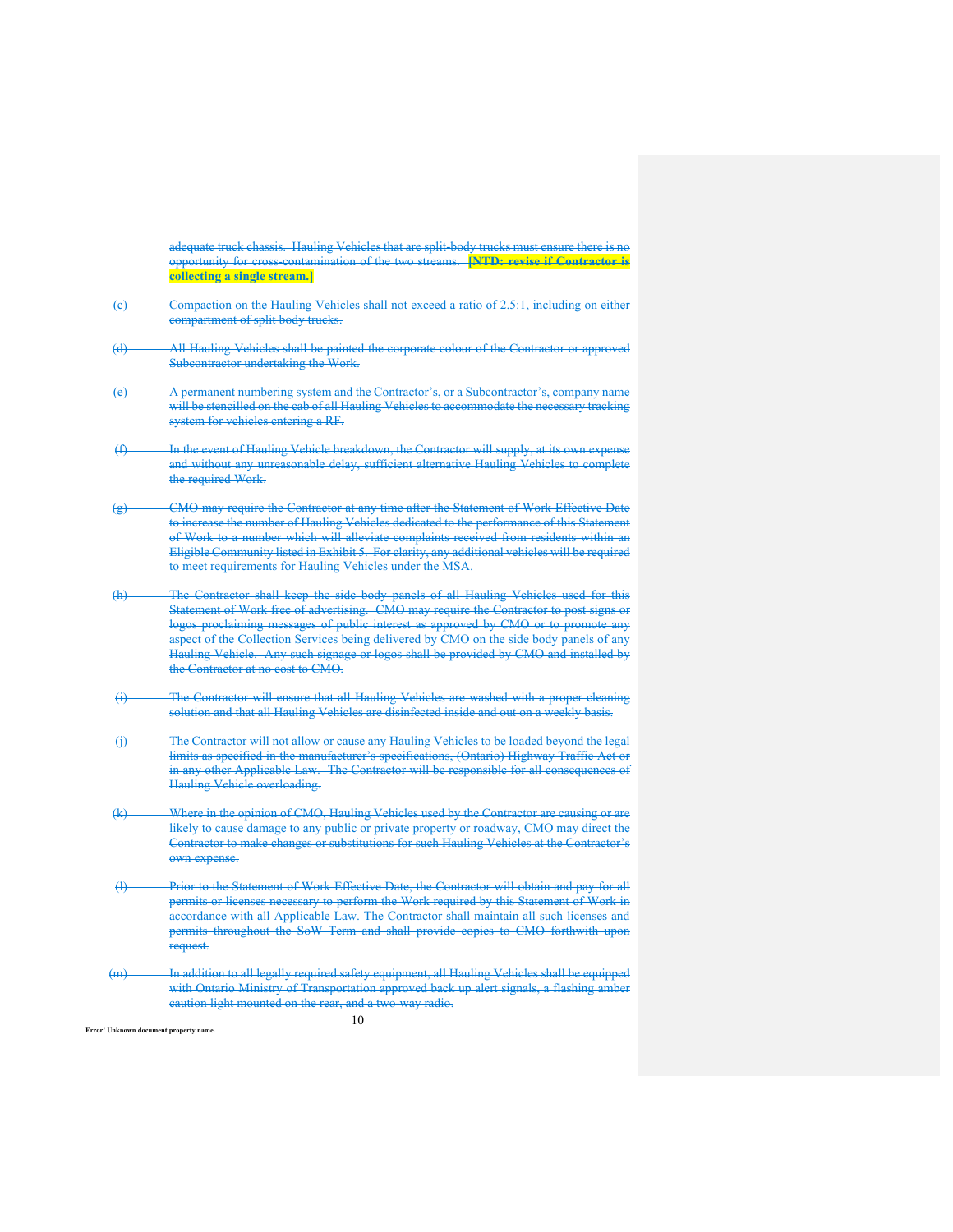adequate truck chassis. Hauling Vehicles that are split-body trucks must ensure there is no opportunity for cross-contamination of the two streams. **[NTD: revise if Contractor is collecting a single stream.]**

(c) Compaction on the Hauling Vehicles shall not exceed a ratio of 2.5:1, including on either compartment of split body trucks.

(d) All Hauling Vehicles shall be painted the corporate colour of the Contractor or approved Subcontractor undertaking the Work.

(e) A permanent numbering system and the Contractor's, or a Subcontractor's, company name will be stencilled on the cab of all Hauling Vehicles to accommodate the necessary tracking system for vehicles entering a RF.

(f) In the event of Hauling Vehicle breakdown, the Contractor will supply, at its own expense and without any unreasonable delay, sufficient alternative Hauling Vehicles to complete the required Work.

(g) CMO may require the Contractor at any time after the Statement of Work Effective Date to increase the number of Hauling Vehicles dedicated to the performance of this Statement of Work to a number which will alleviate complaints received from residents within an Eligible Community listed in Exhibit 5. For clarity, any additional vehicles will be required to meet requirements for Hauling Vehicles under the MSA.

(h) The Contractor shall keep the side body panels of all Hauling Vehicles used for this Statement of Work free of advertising. CMO may require the Contractor to post signs or logos proclaiming messages of public interest as approved by CMO or to promote any aspect of the Collection Services being delivered by CMO on the side body panels of any Hauling Vehicle. Any such signage or logos shall be provided by CMO and installed by the Contractor at no cost to CMO.

(i) The Contractor will ensure that all Hauling Vehicles are washed with a proper cleaning solution and that all Hauling Vehicles are disinfected inside and out on a weekly basis.

(j) The Contractor will not allow or cause any Hauling Vehicles to be loaded beyond the legal limits as specified in the manufacturer's specifications, (Ontario) Highway Traffic Act or in any other Applicable Law. The Contractor will be responsible for all consequences of Hauling Vehicle overloading.

(k) Where in the opinion of CMO, Hauling Vehicles used by the Contractor are causing or are likely to cause damage to any public or private property or roadway, CMO may direct the Contractor to make changes or substitutions for such Hauling Vehicles at the Contractor's own expense.

(l) Prior to the Statement of Work Effective Date, the Contractor will obtain and pay for all permits or licenses necessary to perform the Work required by this Statement of Work in accordance with all Applicable Law. The Contractor shall maintain all such licenses and permits throughout the SoW Term and shall provide copies to CMO forthwith upon request.

(m) In addition to all legally required safety equipment, all Hauling Vehicles shall be equipped with Ontario Ministry of Transportation approved back up alert signals, a flashing amber caution light mounted on the rear, and a two-way radio.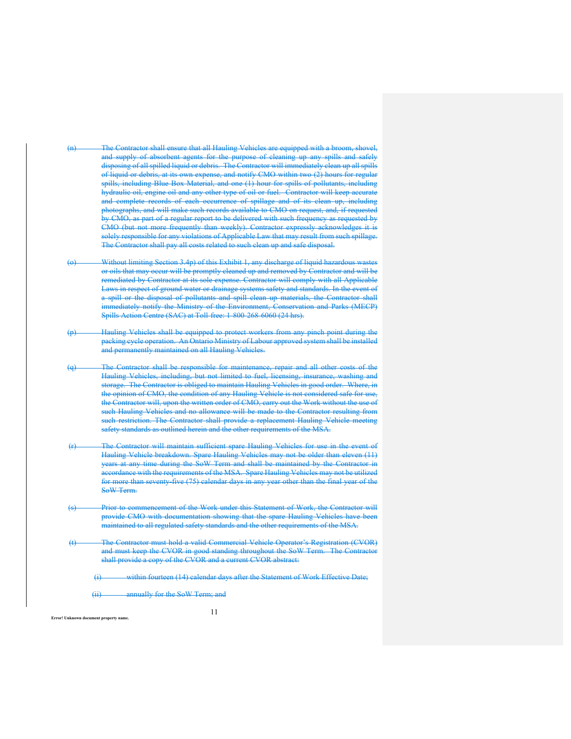~~(n) The Contractor shall ensure that all Hauling Vehicles are equipped with a broom, shovel, and supply of absorbent agents for the purpose of cleaning up any spills and safely disposing of all spilled liquid or debris. The Contractor will immediately clean up all spills of liquid or debris, at its own expense, and notify CMO within two (2) hours for regular spills, including Blue Box Material, and one (1) hour for spills of pollutants, including hydraulic oil, engine oil and any other type of oil or fuel. Contractor will keep accurate and complete records of each occurrence of spillage and of its clean up, including photographs, and will make such records available to CMO on request, and, if requested by CMO, as part of a regular report to be delivered with such frequency as requested by CMO (but not more frequently than weekly). Contractor expressly acknowledges it is solely responsible for any violations of Applicable Law that may result from such spillage. The Contractor shall pay all costs related to such clean up and safe disposal.~~

~~(o) Without limiting Section 3.4p) of this Exhibit 1, any discharge of liquid hazardous wastes or oils that may occur will be promptly cleaned up and removed by Contractor and will be remediated by Contractor at its sole expense. Contractor will comply with all Applicable Laws in respect of ground water or drainage systems safety and standards. In the event of a spill or the disposal of pollutants and spill clean up materials, the Contractor shall immediately notify the Ministry of the Environment, Conservation and Parks (MECP) Spills Action Centre (SAC) at Toll-free: 1-800-268-6060 (24 hrs).~~

~~(p) Hauling Vehicles shall be equipped to protect workers from any pinch point during the packing cycle operation. An Ontario Ministry of Labour approved system shall be installed and permanently maintained on all Hauling Vehicles.~~

~~(q) The Contractor shall be responsible for maintenance, repair and all other costs of the Hauling Vehicles, including, but not limited to fuel, licensing, insurance, washing and storage. The Contractor is obliged to maintain Hauling Vehicles in good order. Where, in the opinion of CMO, the condition of any Hauling Vehicle is not considered safe for use, the Contractor will, upon the written order of CMO, carry out the Work without the use of such Hauling Vehicles and no allowance will be made to the Contractor resulting from such restriction. The Contractor shall provide a replacement Hauling Vehicle meeting safety standards as outlined herein and the other requirements of the MSA.~~

~~(r) The Contractor will maintain sufficient spare Hauling Vehicles for use in the event of Hauling Vehicle breakdown. Spare Hauling Vehicles may not be older than eleven (11) years at any time during the SoW Term and shall be maintained by the Contractor in accordance with the requirements of the MSA. Spare Hauling Vehicles may not be utilized for more than seventy-five (75) calendar days in any year other than the final year of the SoW Term.~~

~~(s) Prior to commencement of the Work under this Statement of Work, the Contractor will provide CMO with documentation showing that the spare Hauling Vehicles have been maintained to all regulated safety standards and the other requirements of the MSA.~~

~~(t) The Contractor must hold a valid Commercial Vehicle Operator's Registration (CVOR) and must keep the CVOR in good standing throughout the SoW Term. The Contractor shall provide a copy of the CVOR and a current CVOR abstract:~~

~~(i) within fourteen (14) calendar days after the Statement of Work Effective Date;~~

~~(ii) annually for the SoW Term; and~~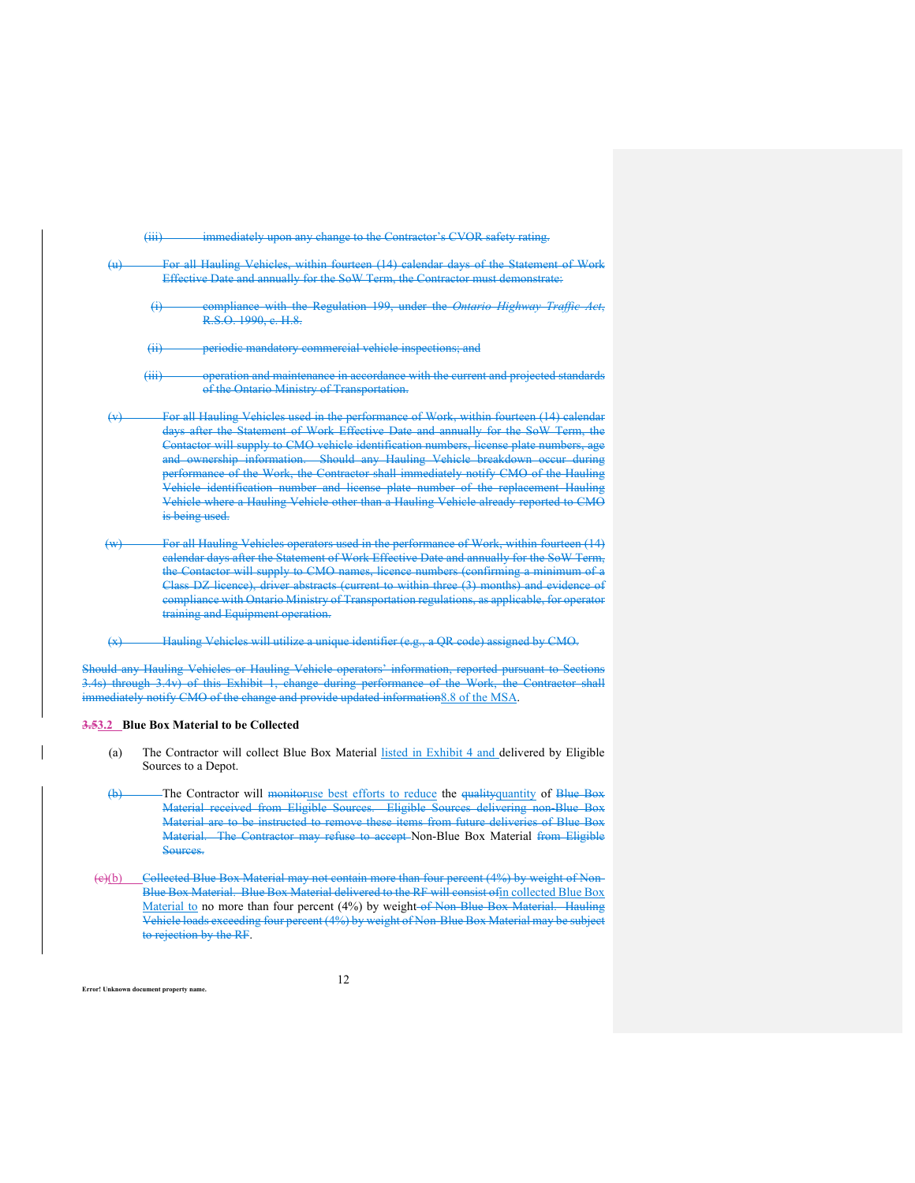~~(iii) immediately upon any change to the Contractor's CVOR safety rating.~~

~~(u) For all Hauling Vehicles, within fourteen (14) calendar days of the Statement of Work Effective Date and annually for the SoW Term, the Contractor must demonstrate:~~

~~(i) compliance with the Regulation 199, under the *Ontario Highway Traffic Act*, R.S.O. 1990, c. H.8.~~

~~(ii) periodic mandatory commercial vehicle inspections; and~~

~~(iii) operation and maintenance in accordance with the current and projected standards of the Ontario Ministry of Transportation.~~

~~(v) For all Hauling Vehicles used in the performance of Work, within fourteen (14) calendar days after the Statement of Work Effective Date and annually for the SoW Term, the Contactor will supply to CMO vehicle identification numbers, license plate numbers, age and ownership information. Should any Hauling Vehicle breakdown occur during performance of the Work, the Contractor shall immediately notify CMO of the Hauling Vehicle identification number and license plate number of the replacement Hauling Vehicle where a Hauling Vehicle other than a Hauling Vehicle already reported to CMO is being used.~~

~~(w) For all Hauling Vehicles operators used in the performance of Work, within fourteen (14) calendar days after the Statement of Work Effective Date and annually for the SoW Term, the Contactor will supply to CMO names, licence numbers (confirming a minimum of a Class DZ licence), driver abstracts (current to within three (3) months) and evidence of compliance with Ontario Ministry of Transportation regulations, as applicable, for operator training and Equipment operation.~~

~~(x) Hauling Vehicles will utilize a unique identifier (e.g., a QR code) assigned by CMO.~~

~~Should any Hauling Vehicles or Hauling Vehicle operators' information, reported pursuant to Sections 3.4s) through 3.4v) of this Exhibit 1, change during performance of the Work, the Contractor shall immediately notify CMO of the change and provide updated information~~8.8 of the MSA.

### ~~3.5~~3.2 Blue Box Material to be Collected

(a) The Contractor will collect Blue Box Material listed in Exhibit 4 and delivered by Eligible Sources to a Depot.

~~(b)~~ The Contractor will ~~monitor~~use best efforts to reduce the ~~quality~~quantity of ~~Blue Box Material received from Eligible Sources. Eligible Sources delivering non-Blue Box Material are to be instructed to remove these items from future deliveries of Blue Box Material. The Contractor may refuse to accept~~ Non-Blue Box Material ~~from Eligible Sources.~~

~~(c)~~(b) ~~Collected Blue Box Material may not contain more than four percent (4%) by weight of Non-Blue Box Material. Blue Box Material delivered to the RF will consist of~~in collected Blue Box Material to no more than four percent (4%) by weight ~~of Non-Blue Box Material. Hauling Vehicle loads exceeding four percent (4%) by weight of Non-Blue Box Material may be subject to rejection by the RF~~.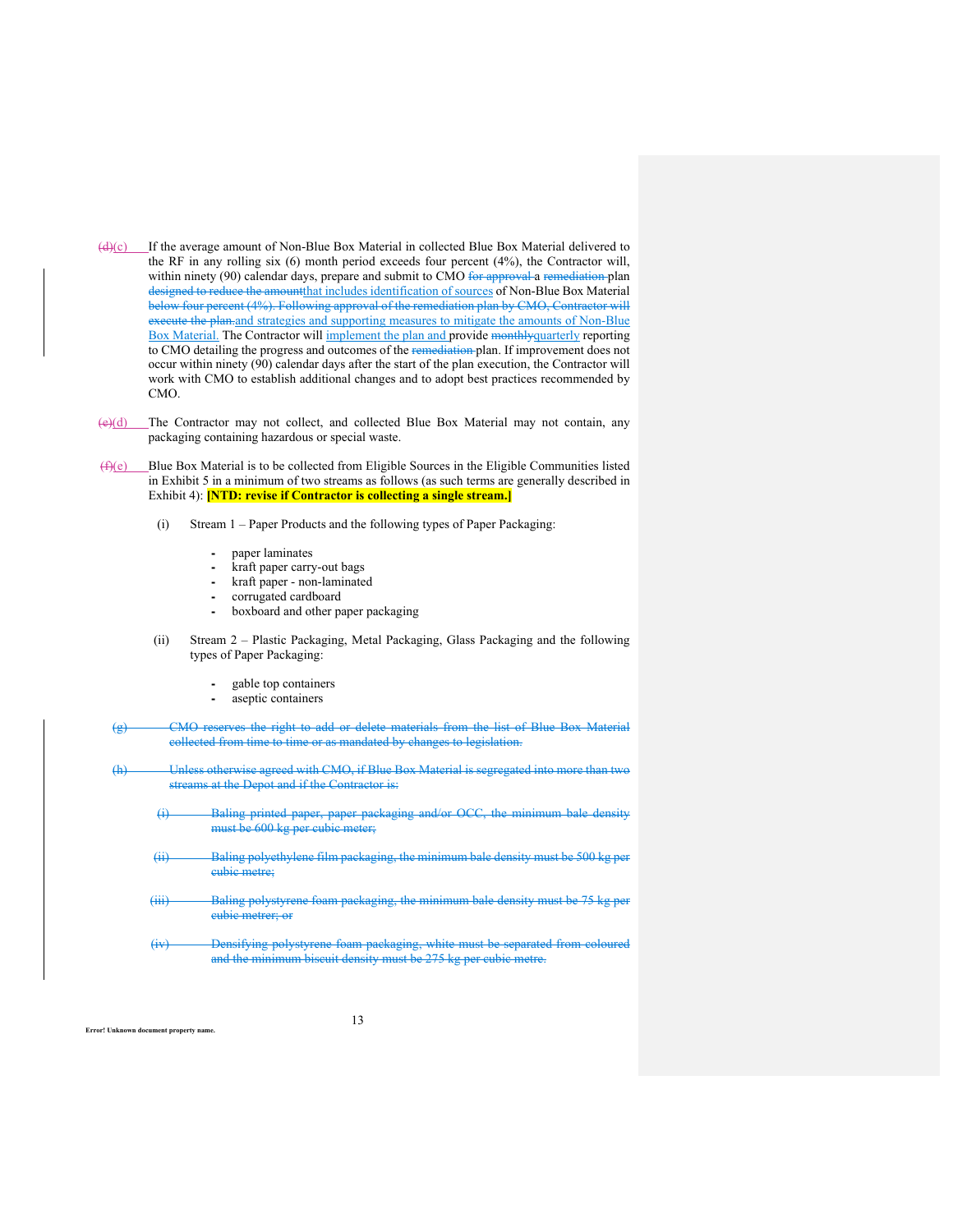~~(d)~~(c) If the average amount of Non-Blue Box Material in collected Blue Box Material delivered to the RF in any rolling six (6) month period exceeds four percent (4%), the Contractor will, within ninety (90) calendar days, prepare and submit to CMO ~~for approval~~ a ~~remediation~~ plan ~~designed to reduce the amount~~that includes identification of sources of Non-Blue Box Material ~~below four percent (4%). Following approval of the remediation plan by CMO, Contractor will execute the plan.~~and strategies and supporting measures to mitigate the amounts of Non-Blue Box Material. The Contractor will implement the plan and provide ~~monthly~~quarterly reporting to CMO detailing the progress and outcomes of the ~~remediation~~ plan. If improvement does not occur within ninety (90) calendar days after the start of the plan execution, the Contractor will work with CMO to establish additional changes and to adopt best practices recommended by CMO.

~~(e)~~(d) The Contractor may not collect, and collected Blue Box Material may not contain, any packaging containing hazardous or special waste.

~~(f)~~(e) Blue Box Material is to be collected from Eligible Sources in the Eligible Communities listed in Exhibit 5 in a minimum of two streams as follows (as such terms are generally described in Exhibit 4): **[NTD: revise if Contractor is collecting a single stream.]**

(i) Stream 1 – Paper Products and the following types of Paper Packaging:

- paper laminates
- kraft paper carry-out bags
- kraft paper - non-laminated
- corrugated cardboard
- boxboard and other paper packaging

(ii) Stream 2 – Plastic Packaging, Metal Packaging, Glass Packaging and the following types of Paper Packaging:

- gable top containers
- aseptic containers

~~(g) CMO reserves the right to add or delete materials from the list of Blue Box Material collected from time to time or as mandated by changes to legislation.~~

~~(h) Unless otherwise agreed with CMO, if Blue Box Material is segregated into more than two streams at the Depot and if the Contractor is:~~

~~(i) Baling printed paper, paper packaging and/or OCC, the minimum bale density must be 600 kg per cubic meter;~~

~~(ii) Baling polyethylene film packaging, the minimum bale density must be 500 kg per cubic metre;~~

~~(iii) Baling polystyrene foam packaging, the minimum bale density must be 75 kg per cubic metre; or~~

~~(iv) Densifying polystyrene foam packaging, white must be separated from coloured and the minimum biscuit density must be 275 kg per cubic metre.~~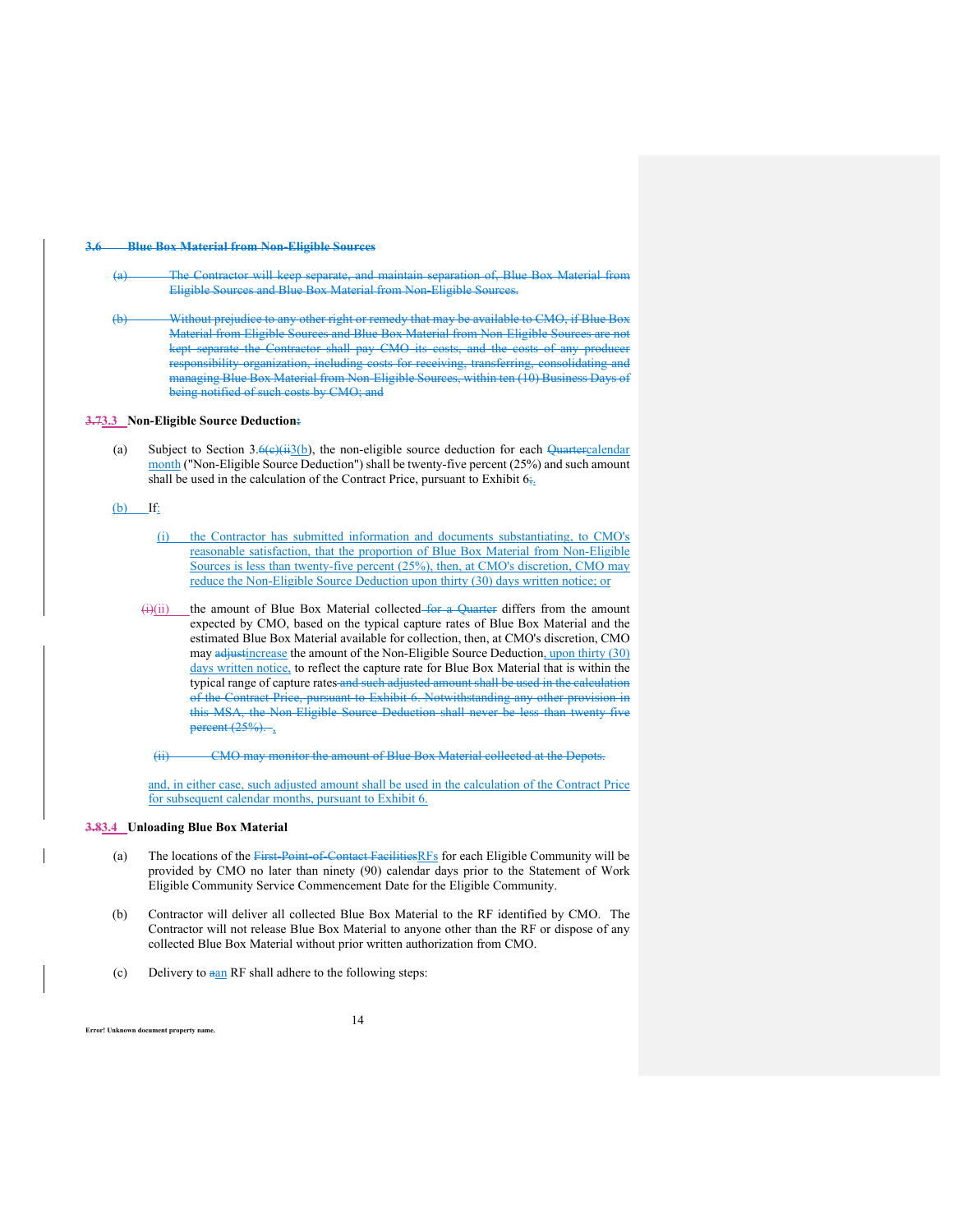**~~3.6 Blue Box Material from Non-Eligible Sources~~**

~~(a) The Contractor will keep separate, and maintain separation of, Blue Box Material from Eligible Sources and Blue Box Material from Non-Eligible Sources.~~

~~(b) Without prejudice to any other right or remedy that may be available to CMO, if Blue Box Material from Eligible Sources and Blue Box Material from Non-Eligible Sources are not kept separate the Contractor shall pay CMO its costs, and the costs of any producer responsibility organization, including costs for receiving, transferring, consolidating and managing Blue Box Material from Non-Eligible Sources, within ten (10) Business Days of being notified of such costs by CMO; and~~

**~~3.7~~3.3 Non-Eligible Source Deduction~~:~~**

(a) Subject to Section 3.~~6(c)(ii~~3(b), the non-eligible source deduction for each ~~Quarter~~calendar month ("Non-Eligible Source Deduction") shall be twenty-five percent (25%) and such amount shall be used in the calculation of the Contract Price, pursuant to Exhibit 6~~;~~.

(b) If:

(i) the Contractor has submitted information and documents substantiating, to CMO's reasonable satisfaction, that the proportion of Blue Box Material from Non-Eligible Sources is less than twenty-five percent (25%), then, at CMO's discretion, CMO may reduce the Non-Eligible Source Deduction upon thirty (30) days written notice; or

~~(i)~~(ii) the amount of Blue Box Material collected ~~for a Quarter~~ differs from the amount expected by CMO, based on the typical capture rates of Blue Box Material and the estimated Blue Box Material available for collection, then, at CMO's discretion, CMO may ~~adjust~~increase the amount of the Non-Eligible Source Deduction, upon thirty (30) days written notice, to reflect the capture rate for Blue Box Material that is within the typical range of capture rates ~~and such adjusted amount shall be used in the calculation of the Contract Price, pursuant to Exhibit 6. Notwithstanding any other provision in this MSA, the Non-Eligible Source Deduction shall never be less than twenty-five percent (25%).~~ ,

~~(ii) CMO may monitor the amount of Blue Box Material collected at the Depots.~~

and, in either case, such adjusted amount shall be used in the calculation of the Contract Price for subsequent calendar months, pursuant to Exhibit 6.

**~~3.8~~3.4 Unloading Blue Box Material**

(a) The locations of the ~~First-Point-of-Contact Facilities~~RFs for each Eligible Community will be provided by CMO no later than ninety (90) calendar days prior to the Statement of Work Eligible Community Service Commencement Date for the Eligible Community.

(b) Contractor will deliver all collected Blue Box Material to the RF identified by CMO. The Contractor will not release Blue Box Material to anyone other than the RF or dispose of any collected Blue Box Material without prior written authorization from CMO.

(c) Delivery to ~~a~~an RF shall adhere to the following steps: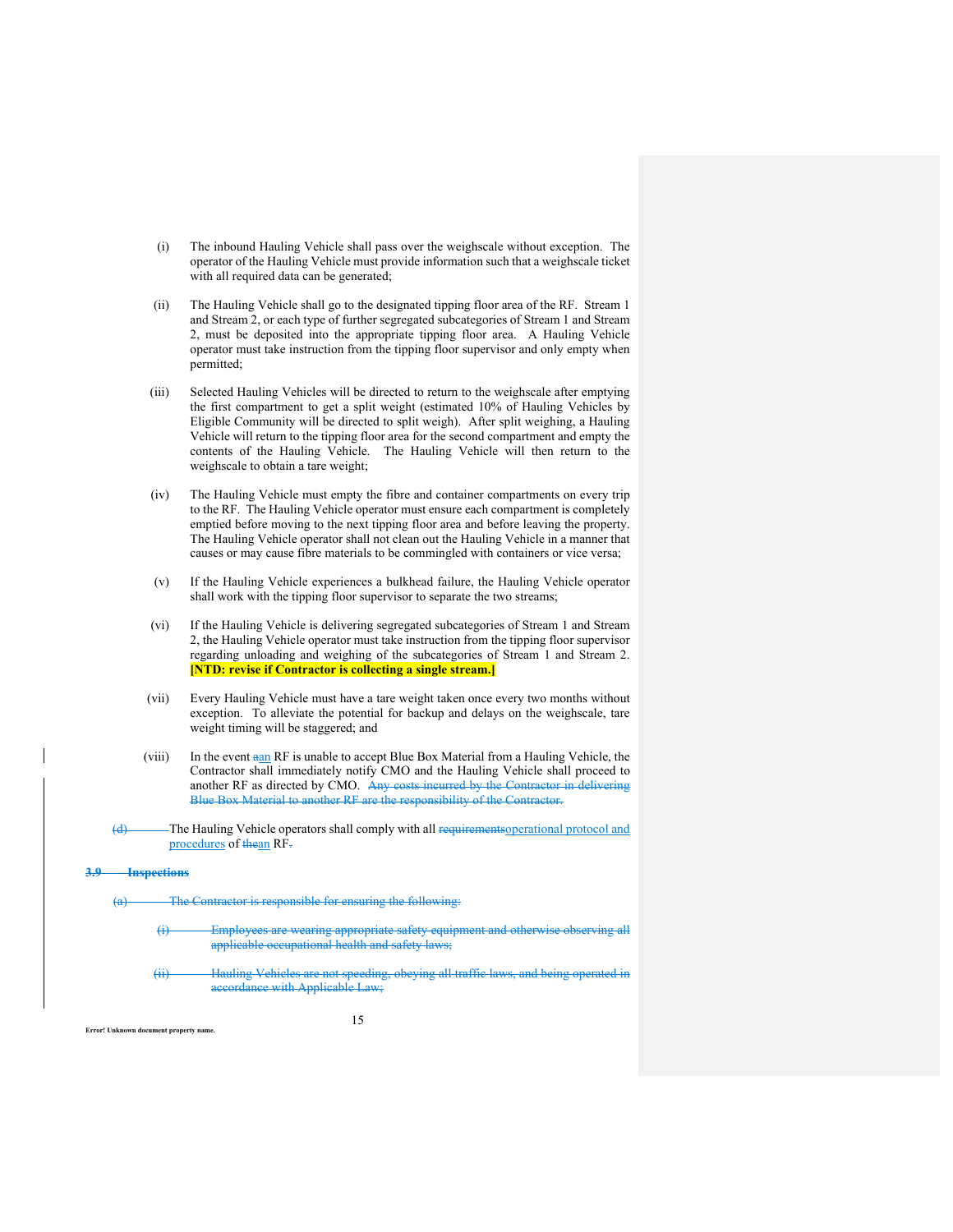(i) The inbound Hauling Vehicle shall pass over the weighscale without exception. The operator of the Hauling Vehicle must provide information such that a weighscale ticket with all required data can be generated;

(ii) The Hauling Vehicle shall go to the designated tipping floor area of the RF. Stream 1 and Stream 2, or each type of further segregated subcategories of Stream 1 and Stream 2, must be deposited into the appropriate tipping floor area. A Hauling Vehicle operator must take instruction from the tipping floor supervisor and only empty when permitted;

(iii) Selected Hauling Vehicles will be directed to return to the weighscale after emptying the first compartment to get a split weight (estimated 10% of Hauling Vehicles by Eligible Community will be directed to split weigh). After split weighing, a Hauling Vehicle will return to the tipping floor area for the second compartment and empty the contents of the Hauling Vehicle. The Hauling Vehicle will then return to the weighscale to obtain a tare weight;

(iv) The Hauling Vehicle must empty the fibre and container compartments on every trip to the RF. The Hauling Vehicle operator must ensure each compartment is completely emptied before moving to the next tipping floor area and before leaving the property. The Hauling Vehicle operator shall not clean out the Hauling Vehicle in a manner that causes or may cause fibre materials to be commingled with containers or vice versa;

(v) If the Hauling Vehicle experiences a bulkhead failure, the Hauling Vehicle operator shall work with the tipping floor supervisor to separate the two streams;

(vi) If the Hauling Vehicle is delivering segregated subcategories of Stream 1 and Stream 2, the Hauling Vehicle operator must take instruction from the tipping floor supervisor regarding unloading and weighing of the subcategories of Stream 1 and Stream 2. **[NTD: revise if Contractor is collecting a single stream.]**

(vii) Every Hauling Vehicle must have a tare weight taken once every two months without exception. To alleviate the potential for backup and delays on the weighscale, tare weight timing will be staggered; and

(viii) In the event ~~a~~an RF is unable to accept Blue Box Material from a Hauling Vehicle, the Contractor shall immediately notify CMO and the Hauling Vehicle shall proceed to another RF as directed by CMO. ~~Any costs incurred by the Contractor in delivering Blue Box Material to another RF are the responsibility of the Contractor.~~

~~(d)~~ The Hauling Vehicle operators shall comply with all ~~requirements~~operational protocol and procedures of ~~the~~an RF~~.~~

~~**3.9 Inspections**~~

~~(a) The Contractor is responsible for ensuring the following:~~

~~(i) Employees are wearing appropriate safety equipment and otherwise observing all applicable occupational health and safety laws;~~

~~(ii) Hauling Vehicles are not speeding, obeying all traffic laws, and being operated in accordance with Applicable Law;~~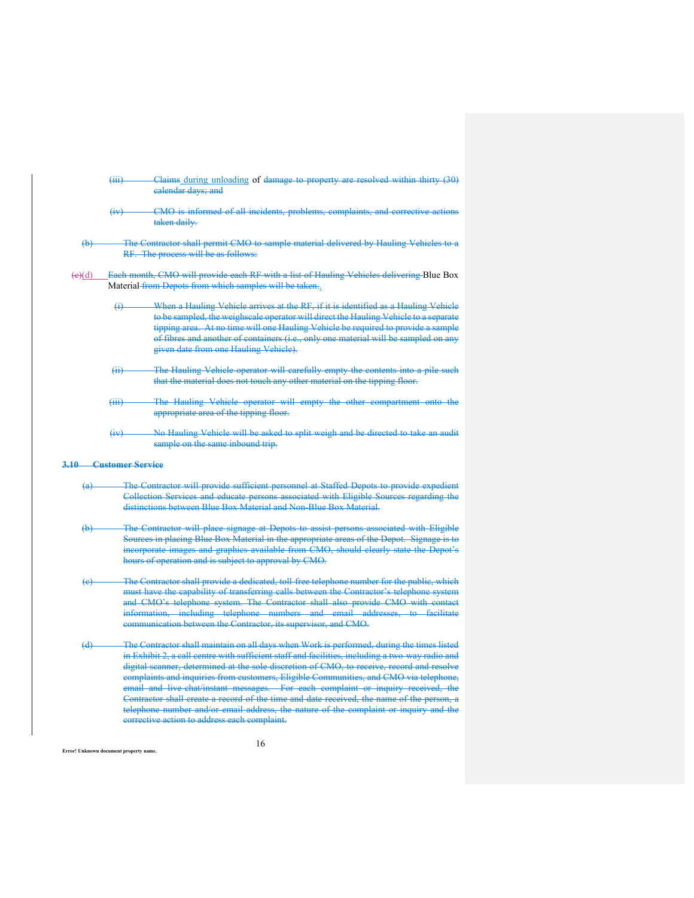(iii) Claims during unloading of damage to property are resolved within thirty (30) calendar days; and

(iv) CMO is informed of all incidents, problems, complaints, and corrective actions taken daily.

(b) The Contractor shall permit CMO to sample material delivered by Hauling Vehicles to a RF. The process will be as follows:

(c)(d) Each month, CMO will provide each RF with a list of Hauling Vehicles delivering Blue Box Material from Depots from which samples will be taken..

(i) When a Hauling Vehicle arrives at the RF, if it is identified as a Hauling Vehicle to be sampled, the weighscale operator will direct the Hauling Vehicle to a separate tipping area. At no time will one Hauling Vehicle be required to provide a sample of fibres and another of containers (i.e., only one material will be sampled on any given date from one Hauling Vehicle).

(ii) The Hauling Vehicle operator will carefully empty the contents into a pile such that the material does not touch any other material on the tipping floor.

(iii) The Hauling Vehicle operator will empty the other compartment onto the appropriate area of the tipping floor.

(iv) No Hauling Vehicle will be asked to split weigh and be directed to take an audit sample on the same inbound trip.

### 3.10 Customer Service

(a) The Contractor will provide sufficient personnel at Staffed Depots to provide expedient Collection Services and educate persons associated with Eligible Sources regarding the distinctions between Blue Box Material and Non-Blue Box Material.

(b) The Contractor will place signage at Depots to assist persons associated with Eligible Sources in placing Blue Box Material in the appropriate areas of the Depot. Signage is to incorporate images and graphics available from CMO, should clearly state the Depot's hours of operation and is subject to approval by CMO.

(c) The Contractor shall provide a dedicated, toll-free telephone number for the public, which must have the capability of transferring calls between the Contractor's telephone system and CMO's telephone system. The Contractor shall also provide CMO with contact information, including telephone numbers and email addresses, to facilitate communication between the Contractor, its supervisor, and CMO.

(d) The Contractor shall maintain on all days when Work is performed, during the times listed in Exhibit 2, a call centre with sufficient staff and facilities, including a two-way radio and digital scanner, determined at the sole discretion of CMO, to receive, record and resolve complaints and inquiries from customers, Eligible Communities, and CMO via telephone, email and live chat/instant messages. For each complaint or inquiry received, the Contractor shall create a record of the time and date received, the name of the person, a telephone number and/or email address, the nature of the complaint or inquiry and the corrective action to address each complaint.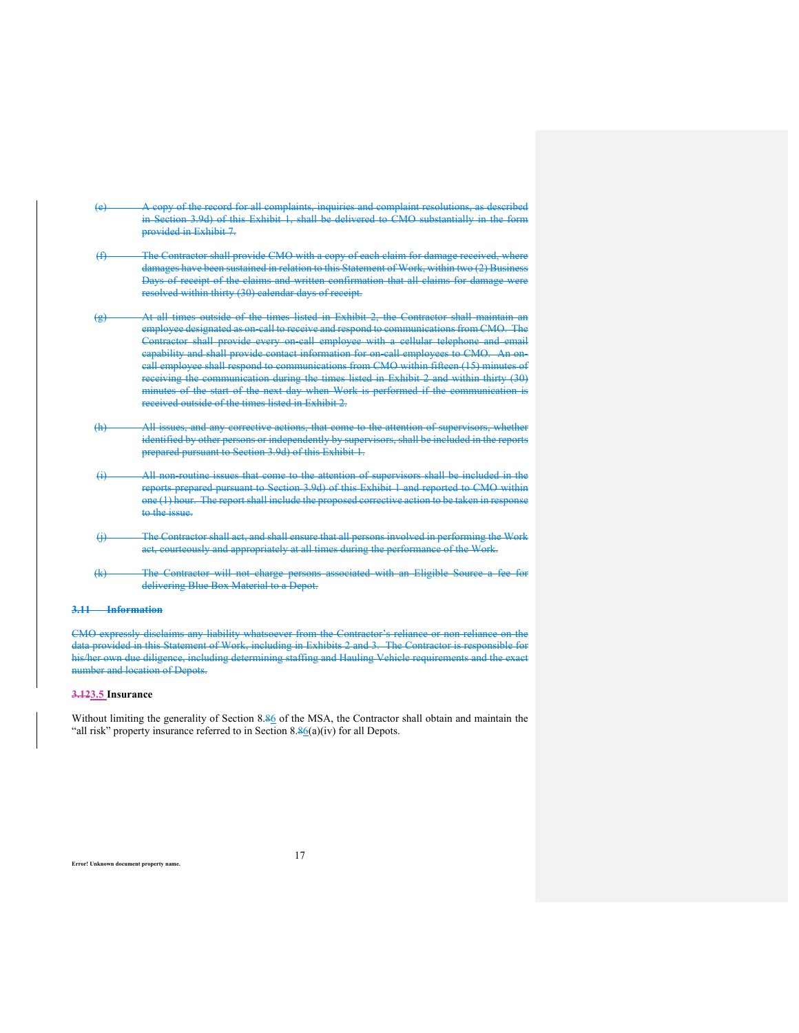(e) ~~A copy of the record for all complaints, inquiries and complaint resolutions, as described in Section 3.9d) of this Exhibit 1, shall be delivered to CMO substantially in the form provided in Exhibit 7.~~

(f) ~~The Contractor shall provide CMO with a copy of each claim for damage received, where damages have been sustained in relation to this Statement of Work, within two (2) Business Days of receipt of the claims and written confirmation that all claims for damage were resolved within thirty (30) calendar days of receipt.~~

(g) ~~At all times outside of the times listed in Exhibit 2, the Contractor shall maintain an employee designated as on-call to receive and respond to communications from CMO. The Contractor shall provide every on-call employee with a cellular telephone and email capability and shall provide contact information for on-call employees to CMO. An on-call employee shall respond to communications from CMO within fifteen (15) minutes of receiving the communication during the times listed in Exhibit 2 and within thirty (30) minutes of the start of the next day when Work is performed if the communication is received outside of the times listed in Exhibit 2.~~

(h) ~~All issues, and any corrective actions, that come to the attention of supervisors, whether identified by other persons or independently by supervisors, shall be included in the reports prepared pursuant to Section 3.9d) of this Exhibit 1.~~

(i) ~~All non-routine issues that come to the attention of supervisors shall be included in the reports prepared pursuant to Section 3.9d) of this Exhibit 1 and reported to CMO within one (1) hour. The report shall include the proposed corrective action to be taken in response to the issue.~~

(j) ~~The Contractor shall act, and shall ensure that all persons involved in performing the Work act, courteously and appropriately at all times during the performance of the Work.~~

(k) ~~The Contractor will not charge persons associated with an Eligible Source a fee for delivering Blue Box Material to a Depot.~~

**~~3.11 Information~~**

~~CMO expressly disclaims any liability whatsoever from the Contractor's reliance or non-reliance on the data provided in this Statement of Work, including in Exhibits 2 and 3. The Contractor is responsible for his/her own due diligence, including determining staffing and Hauling Vehicle requirements and the exact number and location of Depots.~~

**~~3.12~~3.5 Insurance**

Without limiting the generality of Section 8.~~8~~6 of the MSA, the Contractor shall obtain and maintain the "all risk" property insurance referred to in Section 8.~~8~~6(a)(iv) for all Depots.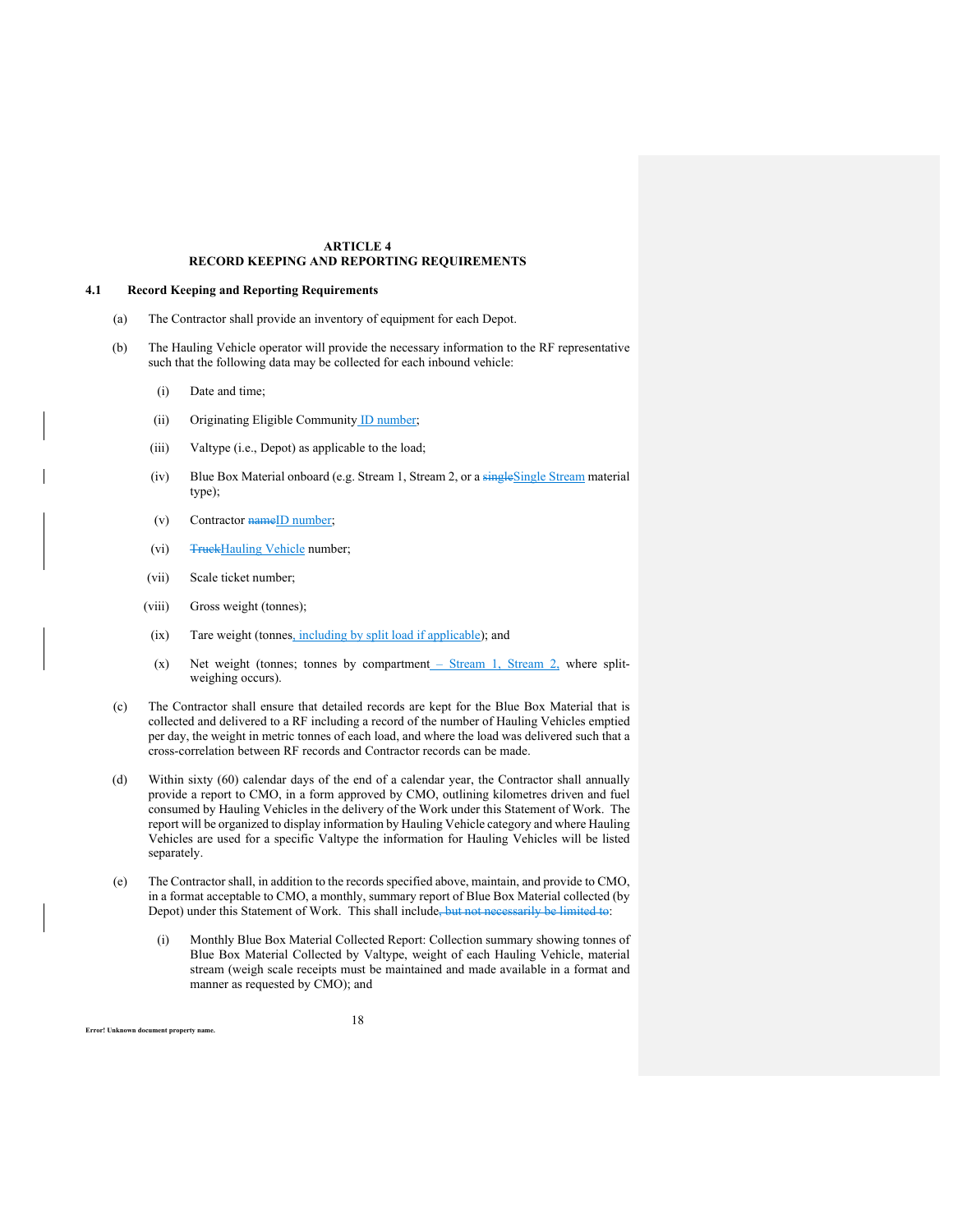# ARTICLE 4
# RECORD KEEPING AND REPORTING REQUIREMENTS

## 4.1 Record Keeping and Reporting Requirements

(a) The Contractor shall provide an inventory of equipment for each Depot.

(b) The Hauling Vehicle operator will provide the necessary information to the RF representative such that the following data may be collected for each inbound vehicle:

(i) Date and time;

(ii) Originating Eligible Community ID number;

(iii) Valtype (i.e., Depot) as applicable to the load;

(iv) Blue Box Material onboard (e.g. Stream 1, Stream 2, or a ~~single~~Single Stream material type);

(v) Contractor ~~name~~ID number;

(vi) ~~Truck~~Hauling Vehicle number;

(vii) Scale ticket number;

(viii) Gross weight (tonnes);

(ix) Tare weight (tonnes, including by split load if applicable); and

(x) Net weight (tonnes; tonnes by compartment – Stream 1, Stream 2, where split-weighing occurs).

(c) The Contractor shall ensure that detailed records are kept for the Blue Box Material that is collected and delivered to a RF including a record of the number of Hauling Vehicles emptied per day, the weight in metric tonnes of each load, and where the load was delivered such that a cross-correlation between RF records and Contractor records can be made.

(d) Within sixty (60) calendar days of the end of a calendar year, the Contractor shall annually provide a report to CMO, in a form approved by CMO, outlining kilometres driven and fuel consumed by Hauling Vehicles in the delivery of the Work under this Statement of Work. The report will be organized to display information by Hauling Vehicle category and where Hauling Vehicles are used for a specific Valtype the information for Hauling Vehicles will be listed separately.

(e) The Contractor shall, in addition to the records specified above, maintain, and provide to CMO, in a format acceptable to CMO, a monthly, summary report of Blue Box Material collected (by Depot) under this Statement of Work. This shall include~~, but not necessarily be limited to~~:

(i) Monthly Blue Box Material Collected Report: Collection summary showing tonnes of Blue Box Material Collected by Valtype, weight of each Hauling Vehicle, material stream (weigh scale receipts must be maintained and made available in a format and manner as requested by CMO); and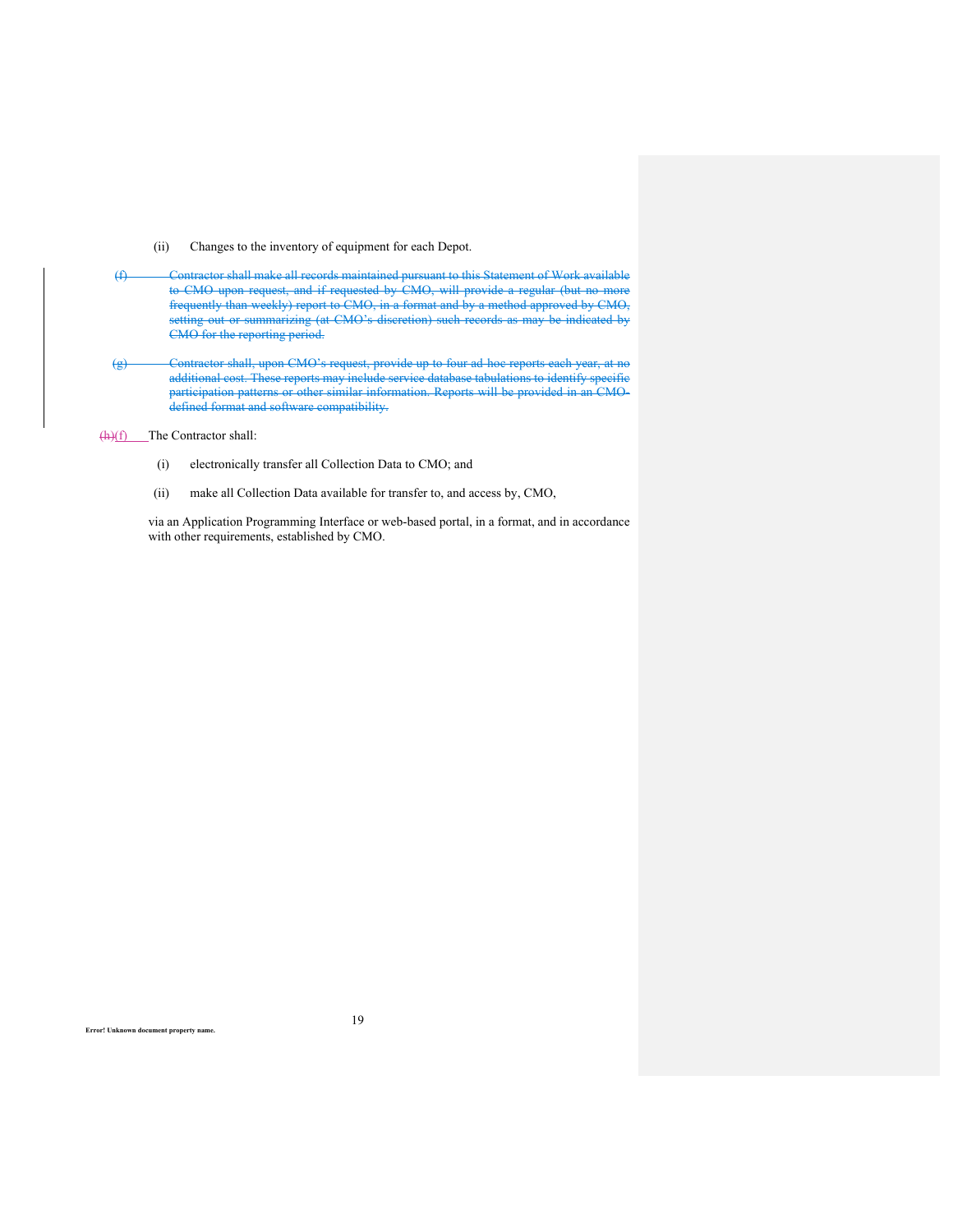(ii) Changes to the inventory of equipment for each Depot.

~~(f) Contractor shall make all records maintained pursuant to this Statement of Work available to CMO upon request, and if requested by CMO, will provide a regular (but no more frequently than weekly) report to CMO, in a format and by a method approved by CMO, setting out or summarizing (at CMO's discretion) such records as may be indicated by CMO for the reporting period.~~

~~(g) Contractor shall, upon CMO's request, provide up to four ad-hoc reports each year, at no additional cost. These reports may include service database tabulations to identify specific participation patterns or other similar information. Reports will be provided in an CMO-defined format and software compatibility.~~

~~(h)~~(f) The Contractor shall:

(i) electronically transfer all Collection Data to CMO; and

(ii) make all Collection Data available for transfer to, and access by, CMO,

via an Application Programming Interface or web-based portal, in a format, and in accordance with other requirements, established by CMO.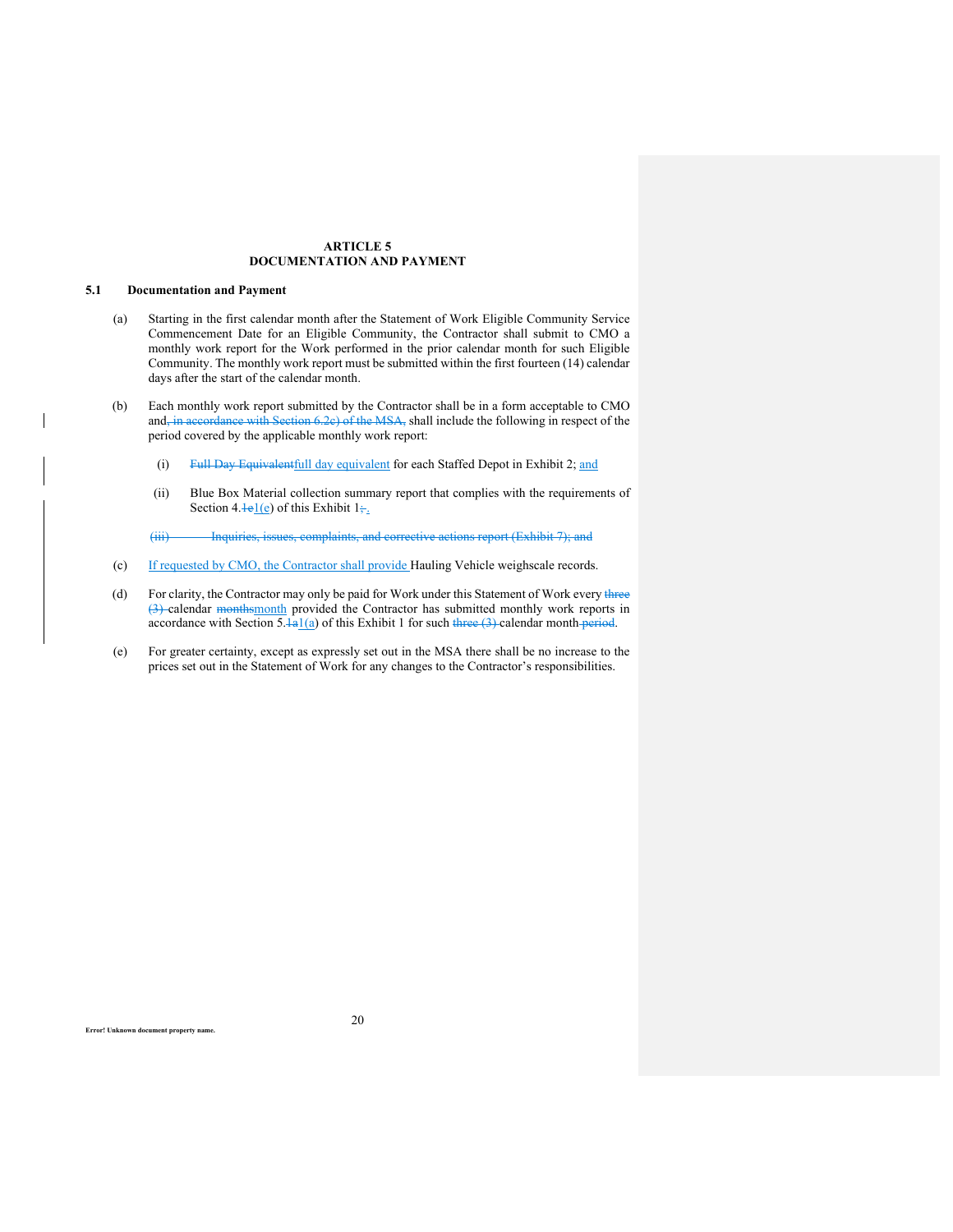## ARTICLE 5
## DOCUMENTATION AND PAYMENT

### 5.1 Documentation and Payment

(a) Starting in the first calendar month after the Statement of Work Eligible Community Service Commencement Date for an Eligible Community, the Contractor shall submit to CMO a monthly work report for the Work performed in the prior calendar month for such Eligible Community. The monthly work report must be submitted within the first fourteen (14) calendar days after the start of the calendar month.

(b) Each monthly work report submitted by the Contractor shall be in a form acceptable to CMO and~~, in accordance with Section 6.2c) of the MSA,~~ shall include the following in respect of the period covered by the applicable monthly work report:

(i) ~~Full Day Equivalent~~full day equivalent for each Staffed Depot in Exhibit 2; and

(ii) Blue Box Material collection summary report that complies with the requirements of Section 4.~~1e~~1(e) of this Exhibit 1~~;~~.

~~(iii) Inquiries, issues, complaints, and corrective actions report (Exhibit 7); and~~

(c) If requested by CMO, the Contractor shall provide Hauling Vehicle weighscale records.

(d) For clarity, the Contractor may only be paid for Work under this Statement of Work every ~~three (3)~~ calendar ~~months~~month provided the Contractor has submitted monthly work reports in accordance with Section 5.~~1a~~1(a) of this Exhibit 1 for such ~~three (3)~~ calendar month~~ period~~.

(e) For greater certainty, except as expressly set out in the MSA there shall be no increase to the prices set out in the Statement of Work for any changes to the Contractor's responsibilities.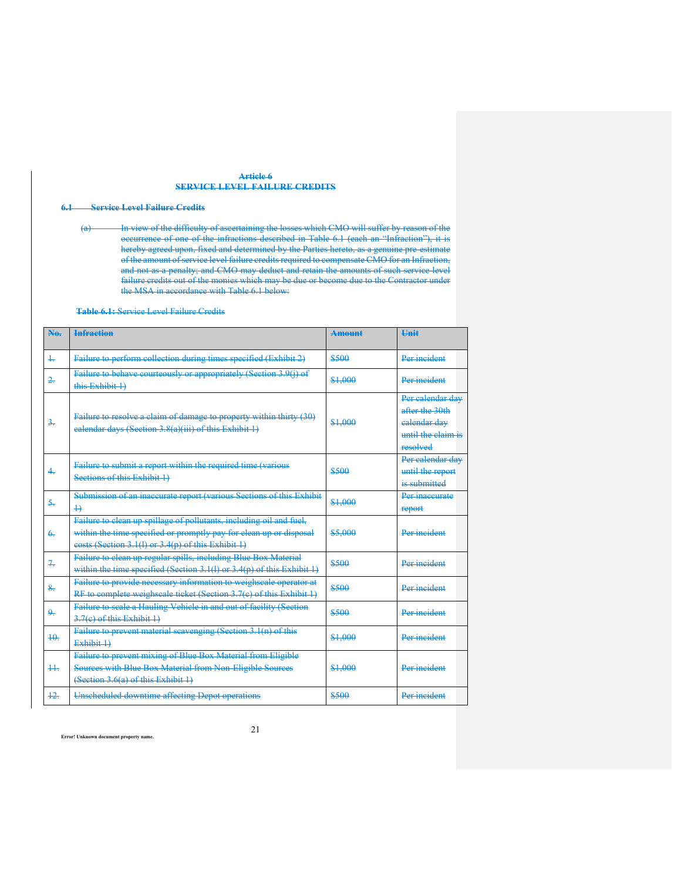# Article 6
# SERVICE LEVEL FAILURE CREDITS

## 6.1 Service Level Failure Credits

(a) In view of the difficulty of ascertaining the losses which CMO will suffer by reason of the occurrence of one of the infractions described in Table 6.1 (each an "Infraction"), it is hereby agreed upon, fixed and determined by the Parties hereto, as a genuine pre-estimate of the amount of service level failure credits required to compensate CMO for an Infraction, and not as a penalty; and CMO may deduct and retain the amounts of such service level failure credits out of the monies which may be due or become due to the Contractor under the MSA in accordance with Table 6.1 below:

**Table 6.1:** Service Level Failure Credits

| No. | Infraction | Amount | Unit |
|---|---|---|---|
| 1. | Failure to perform collection during times specified (Exhibit 2) | $500 | Per incident |
| 2. | Failure to behave courteously or appropriately (Section 3.9(j) of this Exhibit 1) | $1,000 | Per incident |
| 3. | Failure to resolve a claim of damage to property within thirty (30) calendar days (Section 3.8(a)(iii) of this Exhibit 1) | $1,000 | Per calendar day after the 30th calendar day until the claim is resolved |
| 4. | Failure to submit a report within the required time (various Sections of this Exhibit 1) | $500 | Per calendar day until the report is submitted |
| 5. | Submission of an inaccurate report (various Sections of this Exhibit 1) | $1,000 | Per inaccurate report |
| 6. | Failure to clean up spillage of pollutants, including oil and fuel, within the time specified or promptly pay for clean up or disposal costs (Section 3.1(l) or 3.4(p) of this Exhibit 1) | $5,000 | Per incident |
| 7. | Failure to clean up regular spills, including Blue Box Material within the time specified (Section 3.1(l) or 3.4(p) of this Exhibit 1) | $500 | Per incident |
| 8. | Failure to provide necessary information to weighscale operator at RF to complete weighscale ticket (Section 3.7(c) of this Exhibit 1) | $500 | Per incident |
| 9. | Failure to scale a Hauling Vehicle in and out of facility (Section 3.7(c) of this Exhibit 1) | $500 | Per incident |
| 10. | Failure to prevent material scavenging (Section 3.1(n) of this Exhibit 1) | $1,000 | Per incident |
| 11. | Failure to prevent mixing of Blue Box Material from Eligible Sources with Blue Box Material from Non-Eligible Sources (Section 3.6(a) of this Exhibit 1) | $1,000 | Per incident |
| 12. | Unscheduled downtime affecting Depot operations | $500 | Per incident |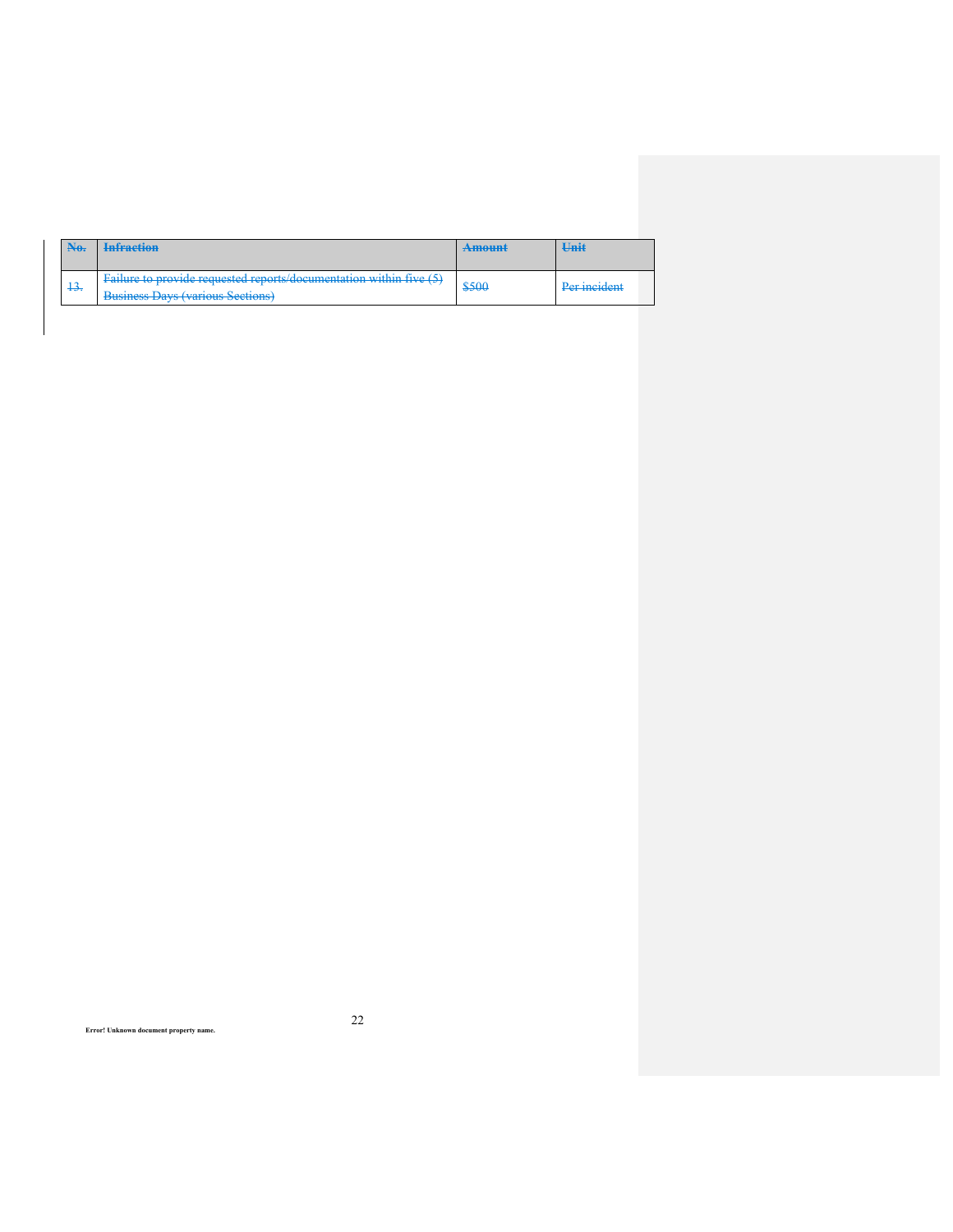| ~~No.~~ | ~~Infraction~~ | ~~Amount~~ | ~~Unit~~ |
|---|---|---|---|
| ~~13.~~ | ~~Failure to provide requested reports/documentation within five (5) Business Days (various Sections)~~ | ~~$500~~ | ~~Per incident~~ |

Error! Unknown document property name.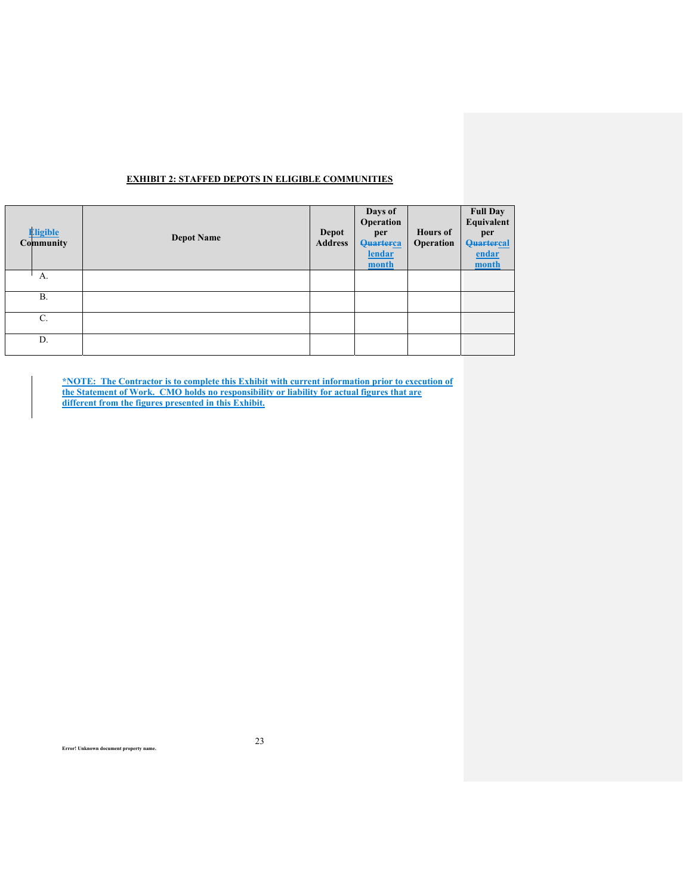**EXHIBIT 2: STAFFED DEPOTS IN ELIGIBLE COMMUNITIES**

| Eligible Community | Depot Name | Depot Address | Days of Operation per ~~Quarter~~calendar month | Hours of Operation | Full Day Equivalent per ~~Quarter~~calendar month |
|---|---|---|---|---|---|
| A. | | | | | |
| B. | | | | | |
| C. | | | | | |
| D. | | | | | |

**\*NOTE: The Contractor is to complete this Exhibit with current information prior to execution of the Statement of Work. CMO holds no responsibility or liability for actual figures that are different from the figures presented in this Exhibit.**

**Error! Unknown document property name.**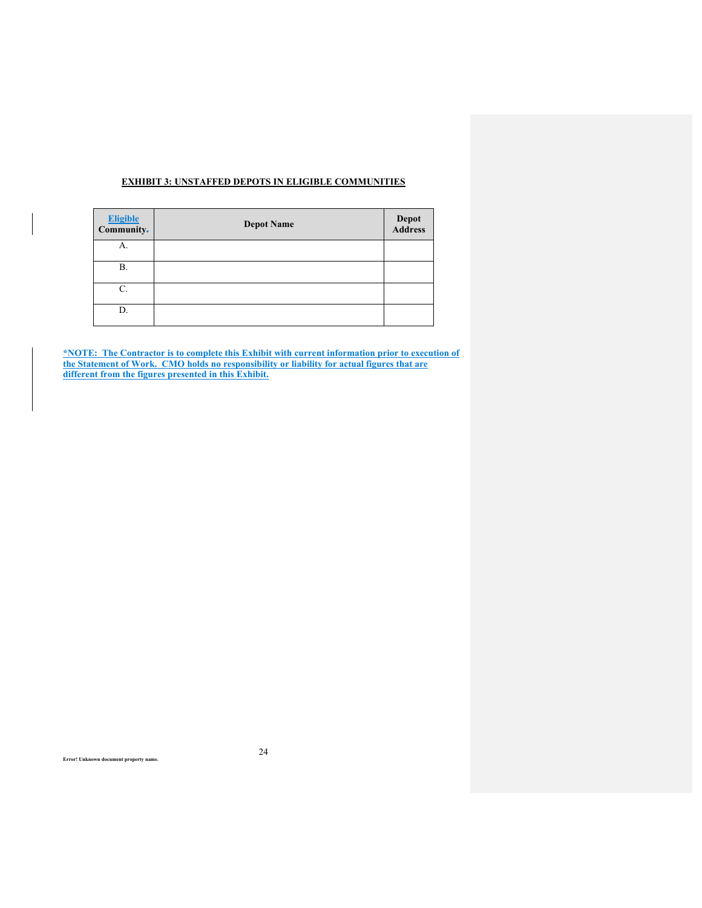## EXHIBIT 3: UNSTAFFED DEPOTS IN ELIGIBLE COMMUNITIES

| Eligible Community | Depot Name | Depot Address |
|---|---|---|
| A. | | |
| B. | | |
| C. | | |
| D. | | |

**\*NOTE: The Contractor is to complete this Exhibit with current information prior to execution of the Statement of Work. CMO holds no responsibility or liability for actual figures that are different from the figures presented in this Exhibit.**

Error! Unknown document property name.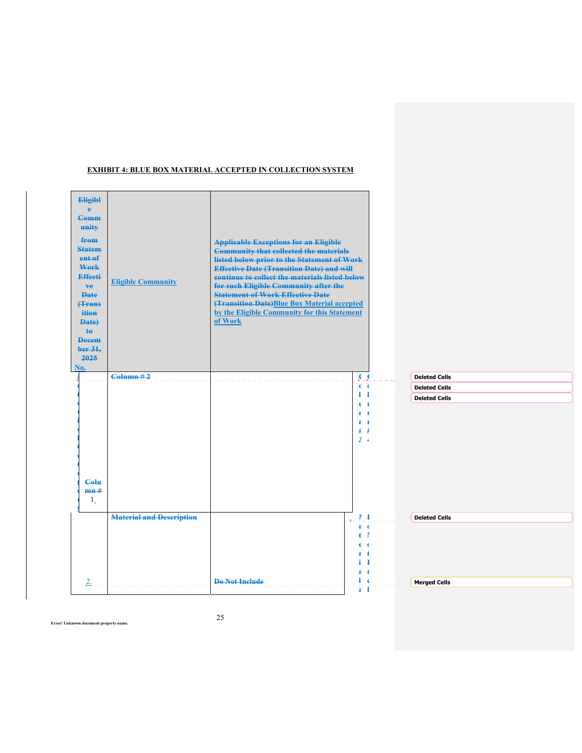**EXHIBIT 4: BLUE BOX MATERIAL ACCEPTED IN COLLECTION SYSTEM**

| Eligible Community from Statement of Work Effective Date (Transition Date) to December 31, 2025 No. | Eligible Community | Applicable Exceptions for an Eligible Community that collected the materials listed below prior to the Statement of Work Effective Date (Transition Date) and will continue to collect the materials listed below for such Eligible Community after the Statement of Work Effective Date (Transition Date) Blue Box Material accepted by the Eligible Community for this Statement of Work |
|---|---|---|
| Column # 1. | Column # 2 | |
| 2. | Material and Description | Do Not Include |

Deleted Cells

Deleted Cells

Deleted Cells

Deleted Cells

Merged Cells

Error! Unknown document property name.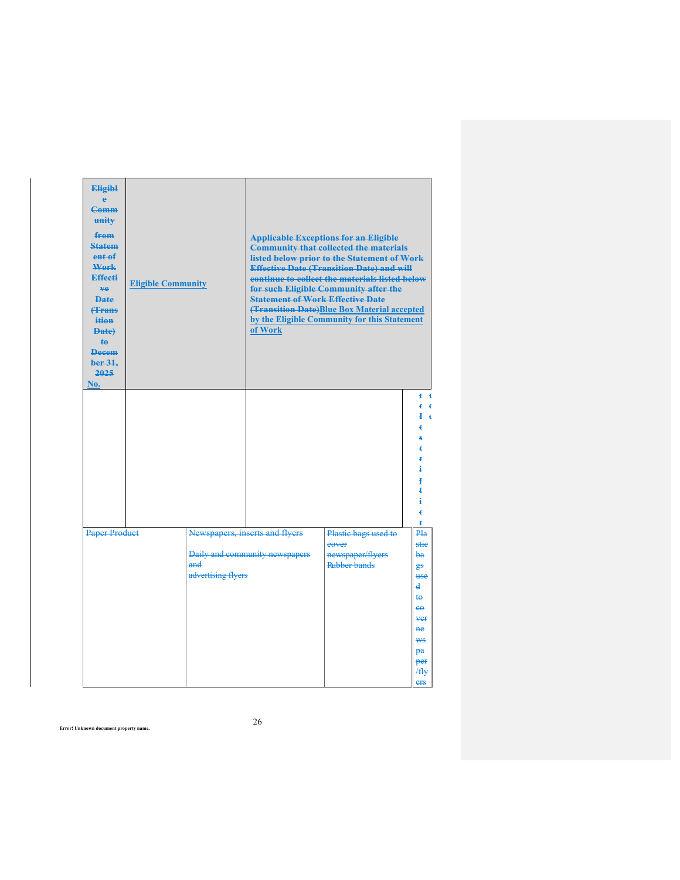| Eligible Community from Statement of Work Effective Date (Transition Date) to December 31, 2025 No. | Eligible Community | Applicable Exceptions for an Eligible Community that collected the materials listed below prior to the Statement of Work Effective Date (Transition Date) and will continue to collect the materials listed below for such Eligible Community after the Statement of Work Effective Date (Transition Date)Blue Box Material accepted by the Eligible Community for this Statement of Work | |
|---|---|---|---|
| | | | r e l e s c r i p t i o r t e e |
| Paper Product | Newspapers, inserts and flyers<br><br>Daily and community newspapers and advertising flyers | Plastic bags used to cover newspaper/flyers<br>Rubber bands | Plastic bags used to cover newspaper/flyers |

Error! Unknown document property name.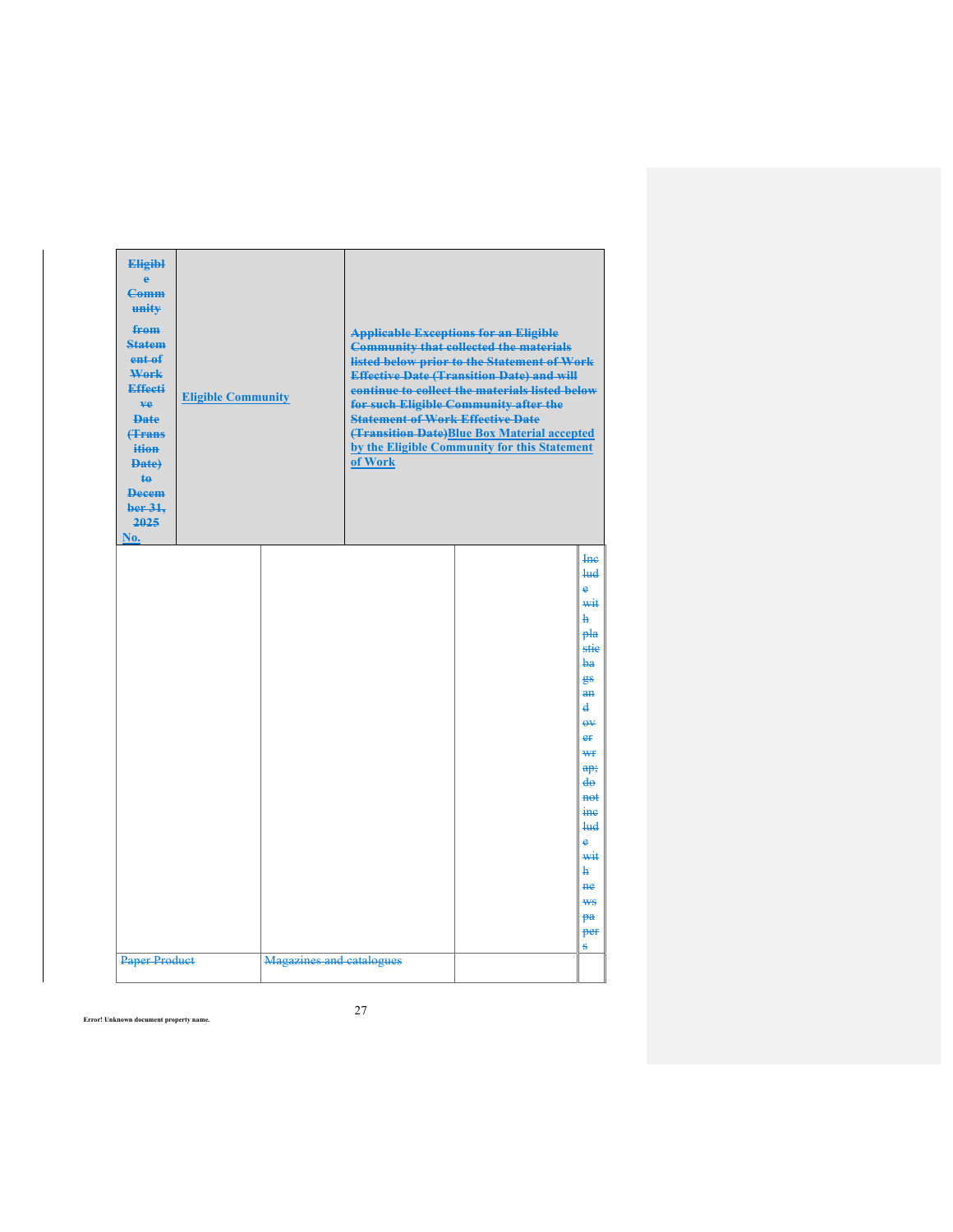| ~~Eligible Community from Statement of Work Effective Date (Transition Date) to December 31, 2025~~ No. | Eligible Community | ~~Applicable Exceptions for an Eligible Community that collected the materials listed below prior to the Statement of Work Effective Date (Transition Date) and will continue to collect the materials listed below for such Eligible Community after the Statement of Work Effective Date (Transition Date)~~ Blue Box Material accepted by the Eligible Community for this Statement of Work |
|---|---|---|

| | | | |
|---|---|---|---|
| | | | ~~Include with plastic bags and over wrap; do not include with newspapers~~ |
| ~~Paper Product~~ | ~~Magazines and catalogues~~ | | |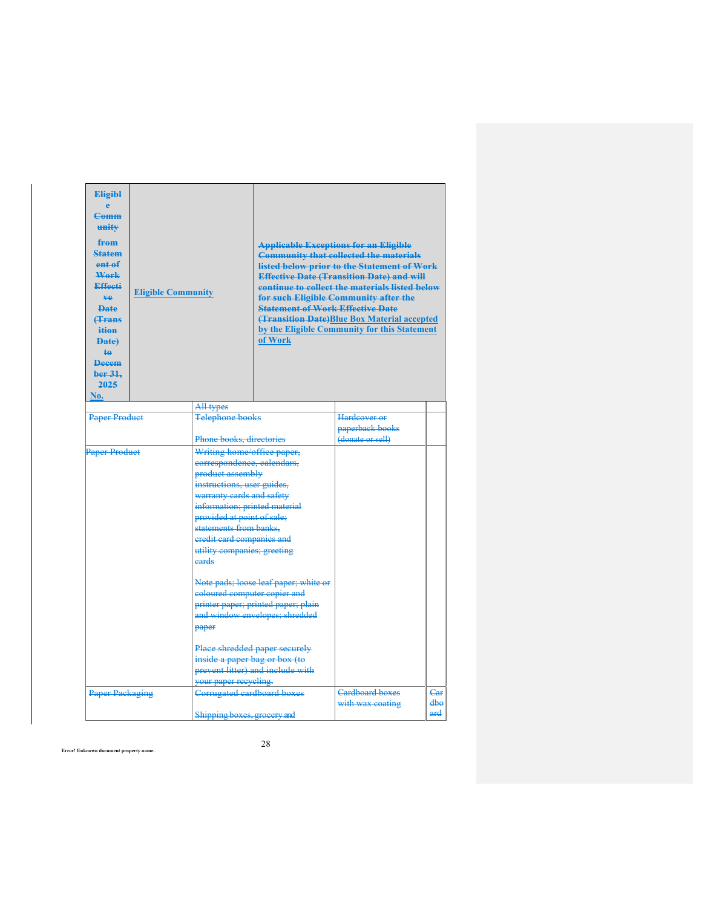| Eligible Community from Statement of Work Effective Date (Transition Date) to December 31, 2025 No. | Eligible Community | Applicable Exceptions for an Eligible Community that collected the materials listed below prior to the Statement of Work Effective Date (Transition Date) and will continue to collect the materials listed below for such Eligible Community after the Statement of Work Effective Date (Transition Date)Blue Box Material accepted by the Eligible Community for this Statement of Work | | |
|---|---|---|---|---|
| | All types | | | |
| Paper Product | Telephone books<br><br>Phone books, directories | | Hardcover or paperback books (donate or sell) | |
| Paper Product | Writing home/office paper, correspondence, calendars, product assembly instructions, user guides, warranty cards and safety information; printed material provided at point of sale; statements from banks, credit card companies and utility companies; greeting cards<br><br>Note pads; loose leaf paper; white or coloured computer copier and printer paper; printed paper; plain and window envelopes; shredded paper<br><br>Place shredded paper securely inside a paper bag or box (to prevent litter) and include with your paper recycling. | | | |
| Paper Packaging | Corrugated cardboard boxes<br><br>Shipping boxes, grocery and | | Cardboard boxes with wax coating | Cardboard |

Error! Unknown document property name.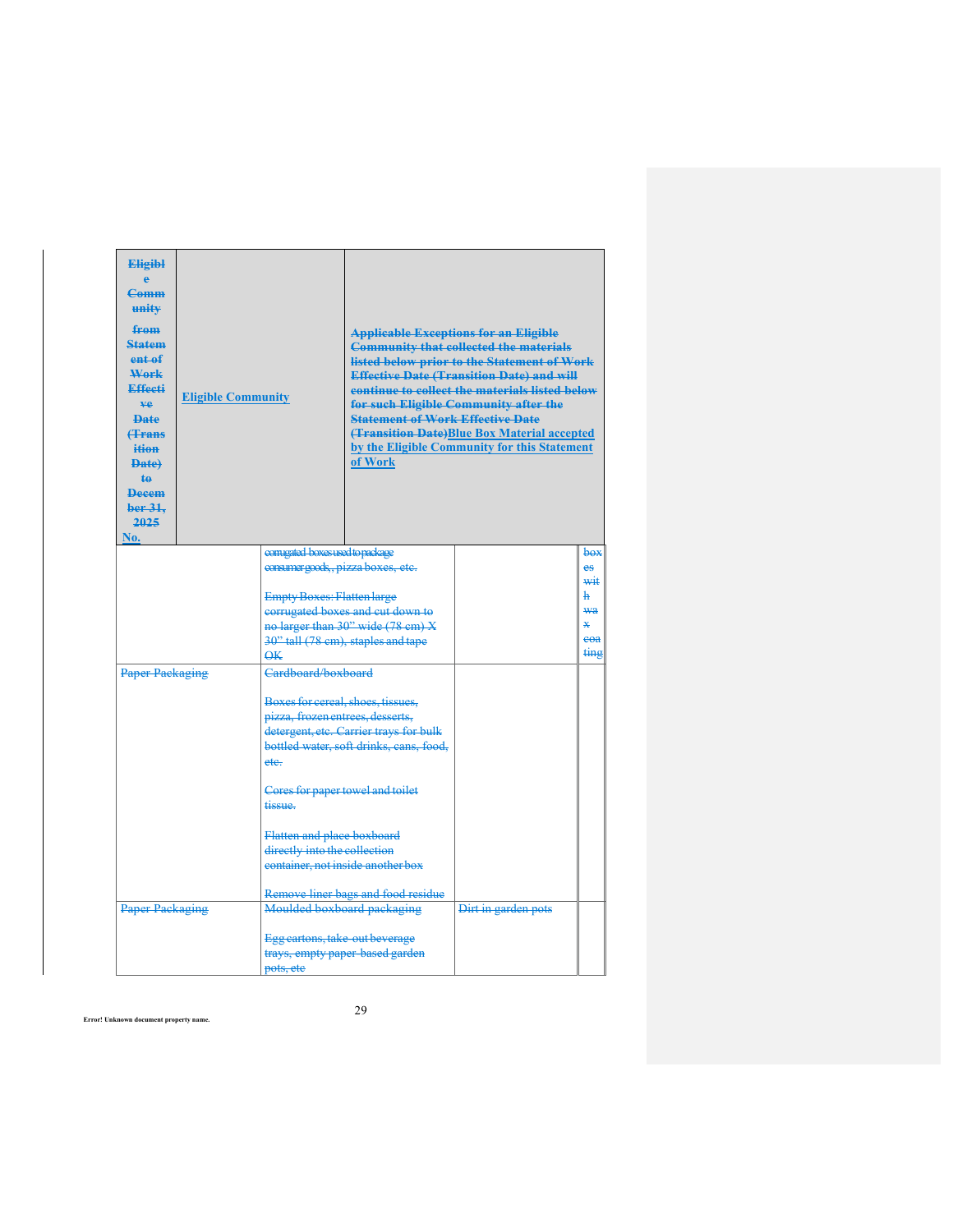| Eligible Community from Statement of Work Effective Date (Transition Date) to December 31, 2025 No. | Eligible Community | Applicable Exceptions for an Eligible Community that collected the materials listed below prior to the Statement of Work Effective Date (Transition Date) and will continue to collect the materials listed below for such Eligible Community after the Statement of Work Effective Date (Transition Date)Blue Box Material accepted by the Eligible Community for this Statement of Work | | |
|---|---|---|---|---|
| | | corrugated boxes used to package consumer goods, pizza boxes, etc.<br><br>Empty Boxes: Flatten large corrugated boxes and cut down to no larger than 30" wide (78 cm) X 30" tall (78 cm), staples and tape OK | | boxes with wax coating |
| Paper Packaging | | Cardboard/boxboard<br><br>Boxes for cereal, shoes, tissues, pizza, frozen entrees, desserts, detergent, etc. Carrier trays for bulk bottled water, soft drinks, cans, food, etc.<br><br>Cores for paper towel and toilet tissue.<br><br>Flatten and place boxboard directly into the collection container, not inside another box<br><br>Remove liner bags and food residue | | |
| Paper Packaging | | Moulded boxboard packaging<br><br>Egg cartons, take-out beverage trays, empty paper-based garden pots, etc | Dirt in garden pots | |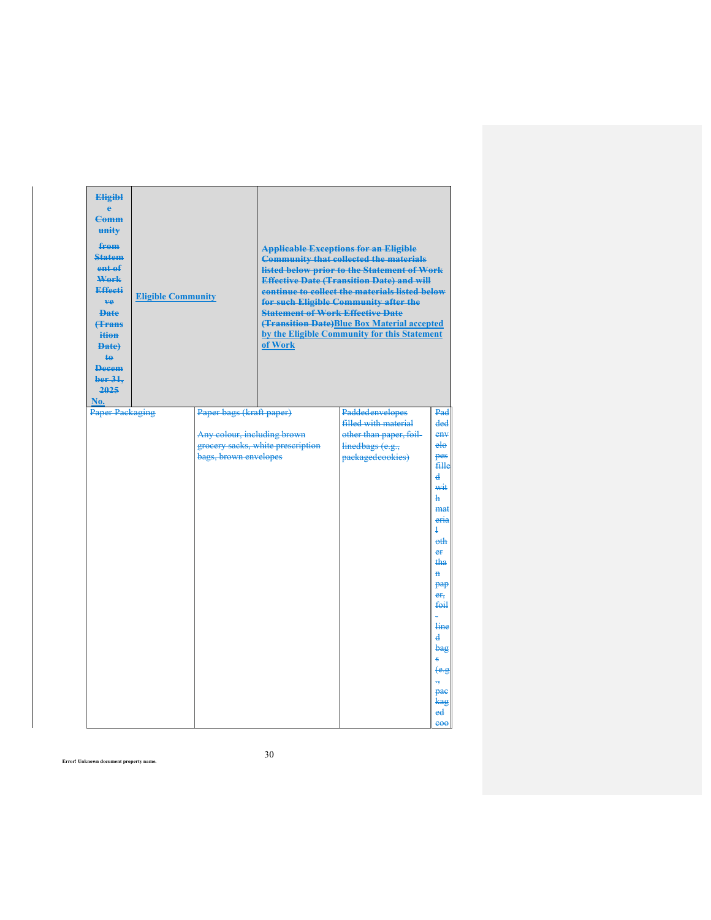| ~~Eligible Community from Statement of Work Effective Date (Transition Date) to December 31, 2025~~ No. | Eligible Community | ~~Applicable Exceptions for an Eligible Community that collected the materials listed below prior to the Statement of Work Effective Date (Transition Date) and will continue to collect the materials listed below for such Eligible Community after the Statement of Work Effective Date (Transition Date)~~ Blue Box Material accepted by the Eligible Community for this Statement of Work | | |
|---|---|---|---|---|
| ~~Paper Packaging~~ | | ~~Paper bags (kraft paper)~~<br><br>~~Any colour, including brown grocery sacks, white prescription bags, brown envelopes~~ | ~~Paddedenvelopes filled with material other than paper, foil-linedbags (e.g., packagedcookies)~~ | ~~Padded envelopes filled with material other than paper, foil-lined bags (e.g., packaged coo~~ |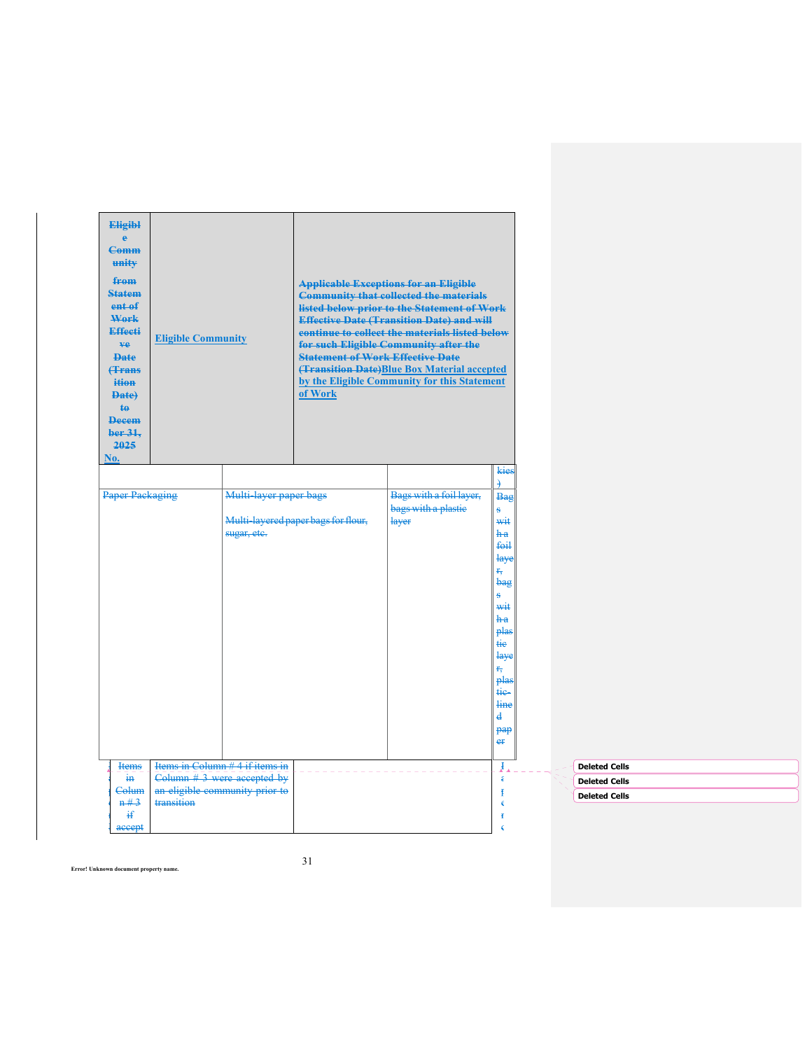| ~~Eligible Community from Statement of Work Effective Date (Transition Date) to December 31, 2025~~ No. | Eligible Community | ~~Applicable Exceptions for an Eligible Community that collected the materials listed below prior to the Statement of Work Effective Date (Transition Date) and will continue to collect the materials listed below for such Eligible Community after the Statement of Work Effective Date (Transition Date)~~ Blue Box Material accepted by the Eligible Community for this Statement of Work |
|---|---|---|

| | | | |
|---|---|---|---|
| | | | ~~kies)~~ |
| ~~Paper Packaging~~ | ~~Multi-layer paper bags~~<br><br>~~Multi-layered paper bags for flour, sugar, etc.~~ | ~~Bags with a foil layer, bags with a plastic layer~~ | ~~Bags with a foil layer, bags with a plastic layer, plastic-lined paper~~ |

| | | | |
|---|---|---|---|
| ~~Items in Column # 3 if accept~~ | ~~Items in Column # 4 if items in Column # 3 were accepted by an eligible community prior to transition~~ | | |

Deleted Cells

Deleted Cells

Deleted Cells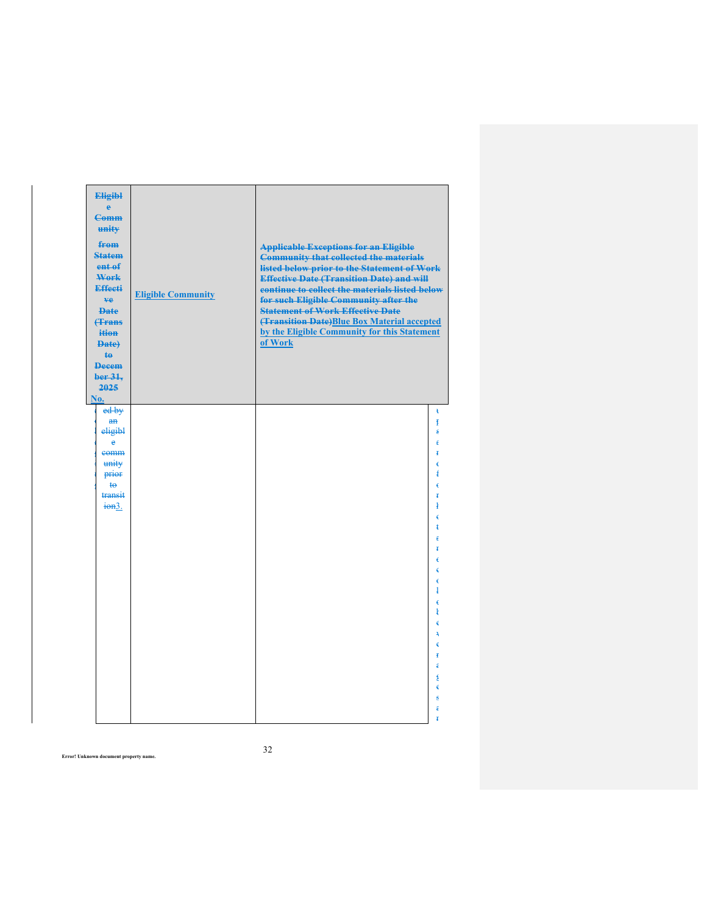| ~~Eligible Community from Statement of Work Effective Date (Transition Date) to December 31, 2025~~ No. | Eligible Community | ~~Applicable Exceptions for an Eligible Community that collected the materials listed below prior to the Statement of Work Effective Date (Transition Date) and will continue to collect the materials listed below for such Eligible Community after the Statement of Work Effective Date (Transition Date)~~Blue Box Material accepted by the Eligible Community for this Statement of Work |
|---|---|---|
| ~~ed by an eligible community prior to transition~~3. | | |

Error! Unknown document property name.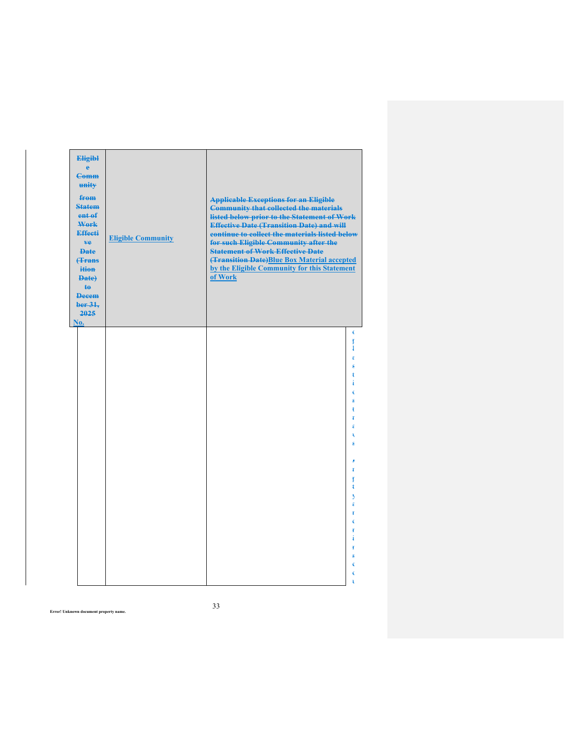| ~~Eligible Community from Statement of Work Effective Date (Transition Date) to December 31, 2025~~ No. | Eligible Community | ~~Applicable Exceptions for an Eligible Community that collected the materials listed below prior to the Statement of Work Effective Date (Transition Date) and will continue to collect the materials listed below for such Eligible Community after the Statement of Work Effective Date (Transition Date)~~ Blue Box Material accepted by the Eligible Community for this Statement of Work |
|---|---|---|
| | | |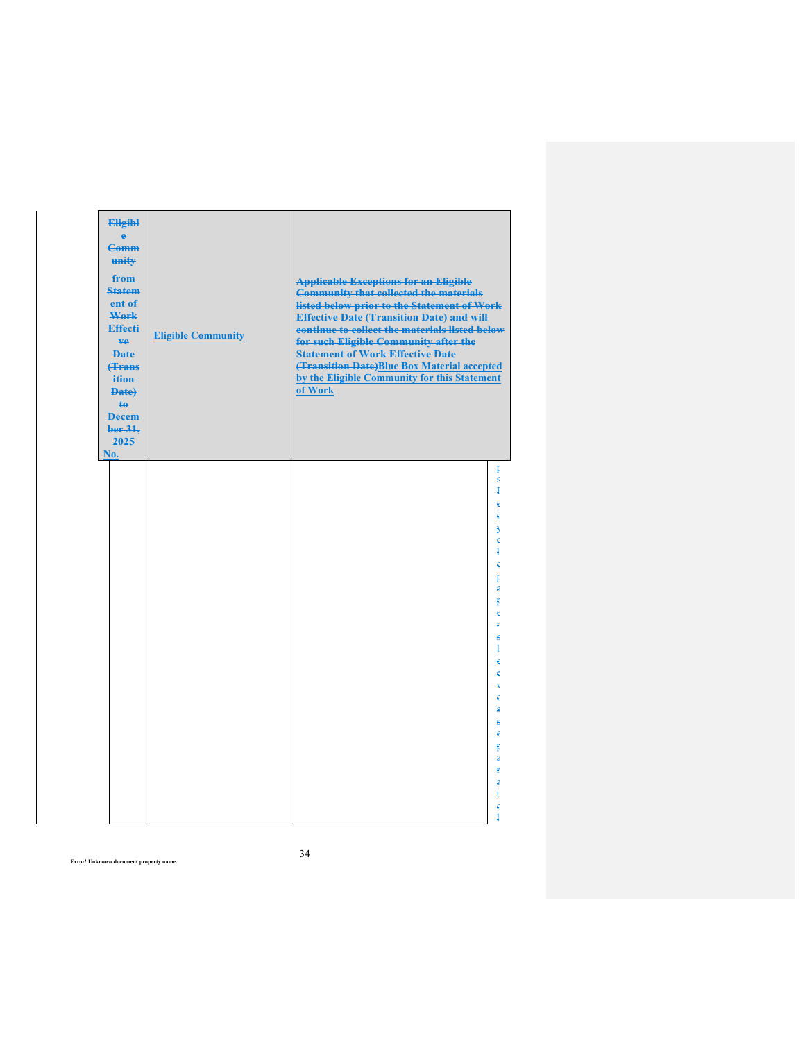| ~~Eligible Community from Statement of Work Effective Date (Transition Date) to December 31, 2025~~ No. | Eligible Community | ~~Applicable Exceptions for an Eligible Community that collected the materials listed below prior to the Statement of Work Effective Date (Transition Date) and will continue to collect the materials listed below for such Eligible Community after the Statement of Work Effective Date (Transition Date)~~ Blue Box Material accepted by the Eligible Community for this Statement of Work |
|---|---|---|
| | | |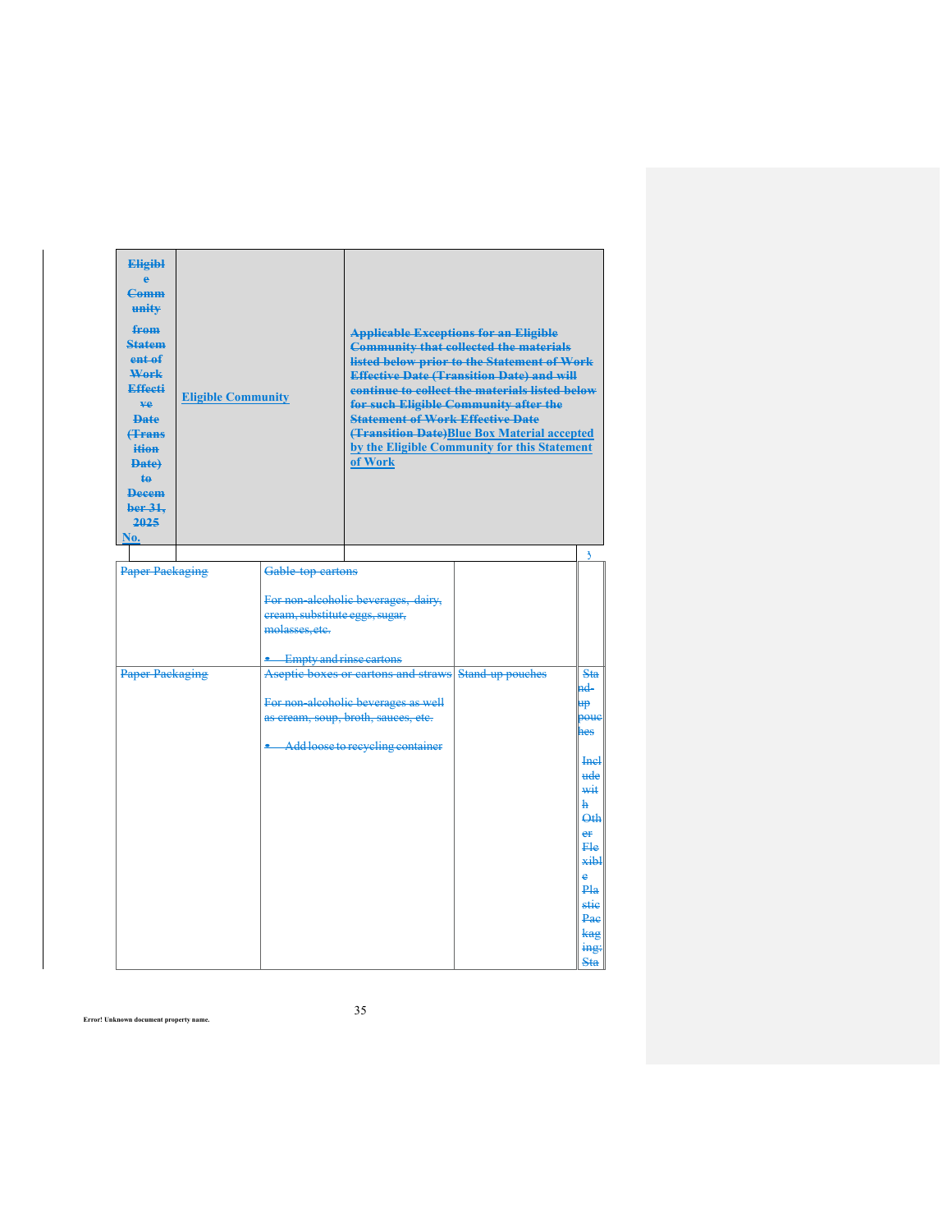| Eligible Community from Statement of Work Effective Date (Transition Date) to December 31, 2025 No. | Eligible Community | Applicable Exceptions for an Eligible Community that collected the materials listed below prior to the Statement of Work Effective Date (Transition Date) and will continue to collect the materials listed below for such Eligible Community after the Statement of Work Effective Date (Transition Date)Blue Box Material accepted by the Eligible Community for this Statement of Work |
|---|---|---|

| | | | |
|---|---|---|---|
| Paper Packaging | Gable-top cartons<br><br>For non-alcoholic beverages, dairy, cream, substitute eggs, sugar, molasses, etc.<br><br>• Empty and rinse cartons | | |
| Paper Packaging | Aseptic boxes or cartons and straws<br><br>For non-alcoholic beverages as well as cream, soup, broth, sauces, etc.<br><br>• Add loose to recycling container | Stand-up pouches | Stand-up pouches<br><br>Include with Other Flexible Plastic Packaging; Sta |

Error! Unknown document property name.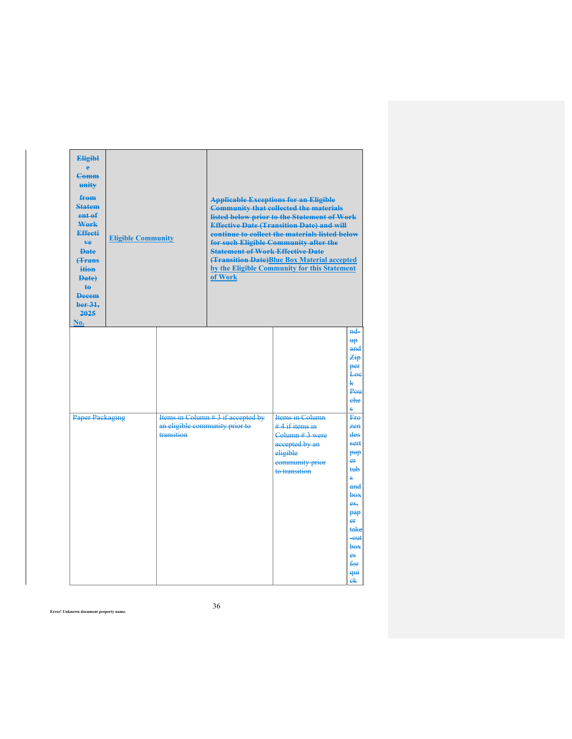| Eligible Community from Statement of Work Effective Date (Transition Date) to December 31, 2025 No. | Eligible Community | Applicable Exceptions for an Eligible Community that collected the materials listed below prior to the Statement of Work Effective Date (Transition Date) and will continue to collect the materials listed below for such Eligible Community after the Statement of Work Effective Date (Transition Date)Blue Box Material accepted by the Eligible Community for this Statement of Work |
|---|---|---|

| | | | |
|---|---|---|---|
| | | | nd-up and Zipper Lock Pouches |
| Paper Packaging | Items in Column # 3 if accepted by an eligible community prior to transition | Items in Column # 4 if items in Column # 3 were accepted by an eligible community prior to transition | Frozen dessert paper tubs and boxes, paper take-out boxes for quick |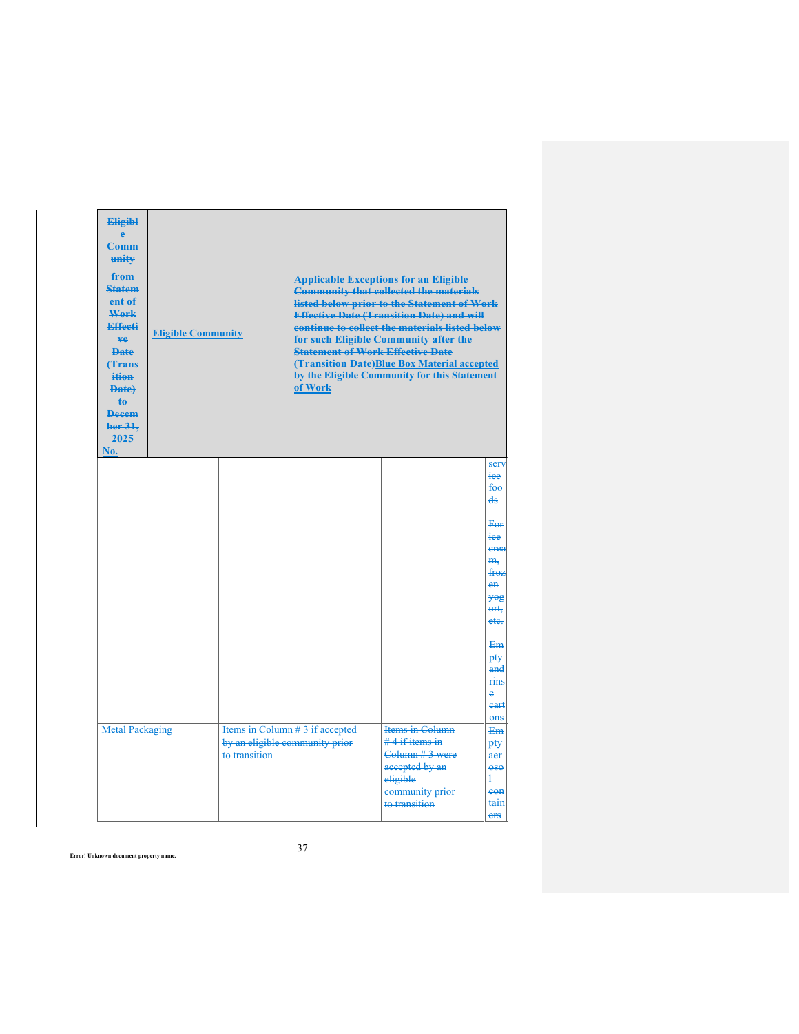| Eligible Community from Statement of Work Effective Date (Transition Date) to December 31, 2025 No. | Eligible Community | | Applicable Exceptions for an Eligible Community that collected the materials listed below prior to the Statement of Work Effective Date (Transition Date) and will continue to collect the materials listed below for such Eligible Community after the Statement of Work Effective Date (Transition Date)Blue Box Material accepted by the Eligible Community for this Statement of Work |
|---|---|---|---|
| | | | service foods<br><br>For ice cream, frozen yogurt, etc.<br><br>Empty and rinse cartons |
| Metal Packaging | Items in Column # 3 if accepted by an eligible community prior to transition | Items in Column # 4 if items in Column # 3 were accepted by an eligible community prior to transition | Empty aerosol containers |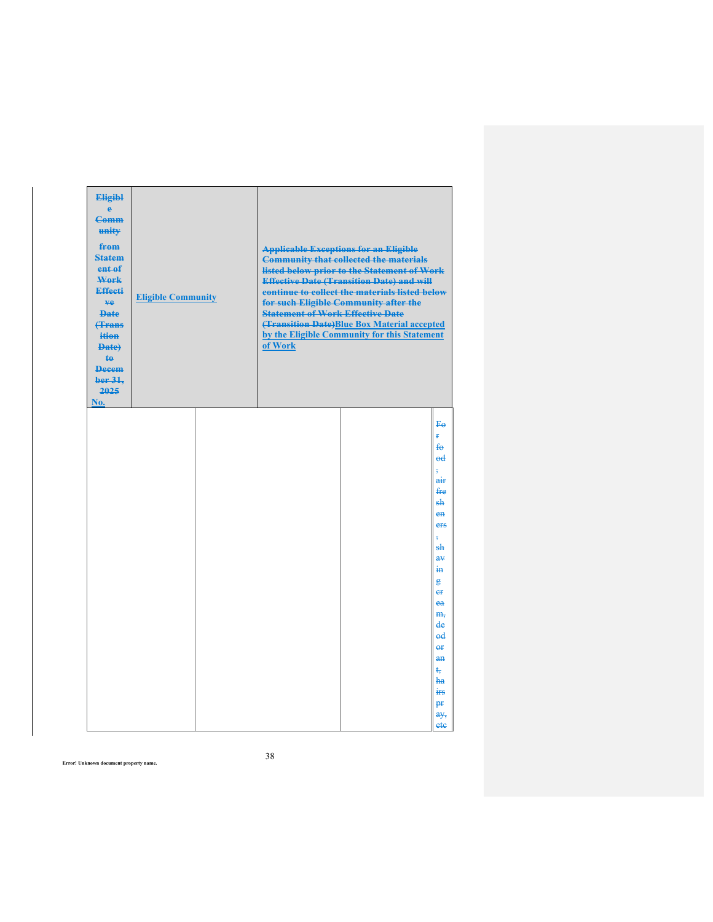| ~~Eligible Community from Statement of Work Effective Date (Transition Date) to December 31, 2025~~ No. | Eligible Community | ~~Applicable Exceptions for an Eligible Community that collected the materials listed below prior to the Statement of Work Effective Date (Transition Date) and will continue to collect the materials listed below for such Eligible Community after the Statement of Work Effective Date (Transition Date)~~ Blue Box Material accepted by the Eligible Community for this Statement of Work | |
|---|---|---|---|
| | | | ~~For food, air fresheners, shaving cream, deodorant, hairspray, etc~~ |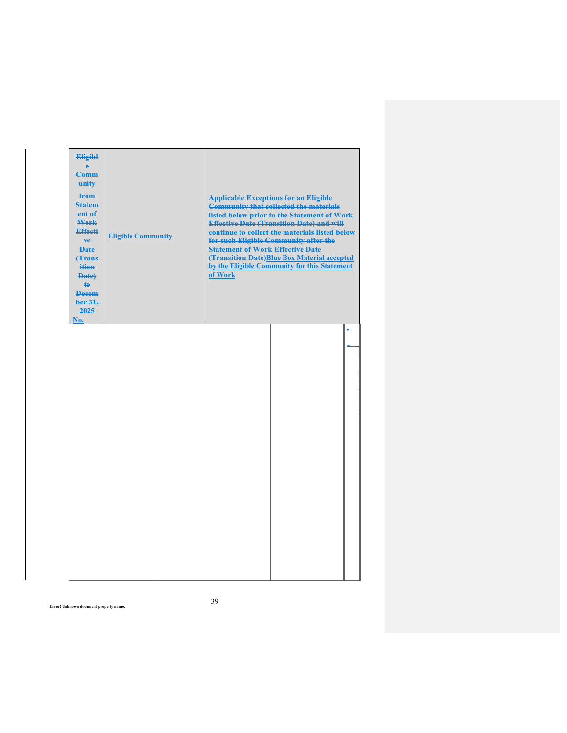| ~~Eligible Community from Statement of Work Effective Date (Transition Date) to December 31, 2025~~ No. | Eligible Community | ~~Applicable Exceptions for an Eligible Community that collected the materials listed below prior to the Statement of Work Effective Date (Transition Date) and will continue to collect the materials listed below for such Eligible Community after the Statement of Work Effective Date (Transition Date)~~Blue Box Material accepted by the Eligible Community for this Statement of Work |
|---|---|---|
| | | |

Error! Unknown document property name.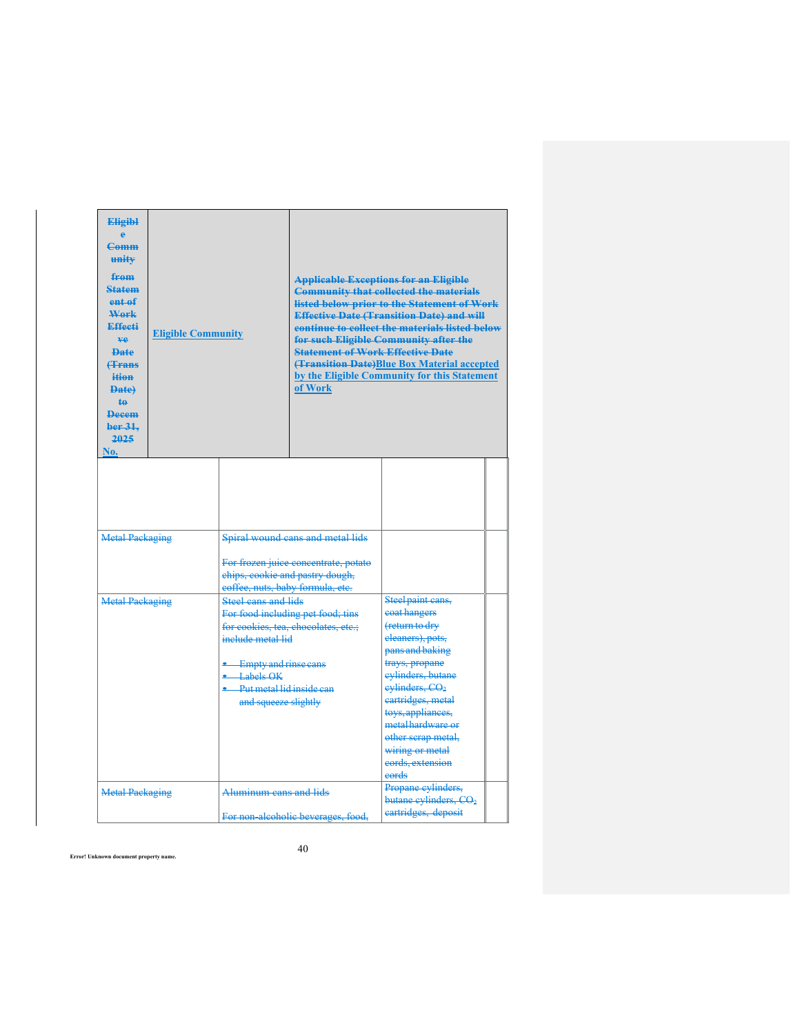| ~~Eligible Community from Statement of Work Effective Date (Transition Date) to December 31, 2025~~ No. | Eligible Community | ~~Applicable Exceptions for an Eligible Community that collected the materials listed below prior to the Statement of Work Effective Date (Transition Date) and will continue to collect the materials listed below for such Eligible Community after the Statement of Work Effective Date (Transition Date)~~ Blue Box Material accepted by the Eligible Community for this Statement of Work |
|---|---|---|

| | | | |
|---|---|---|---|
| | | | |
| ~~Metal Packaging~~ | ~~Spiral wound cans and metal lids~~<br><br>~~For frozen juice concentrate, potato chips, cookie and pastry dough, coffee, nuts, baby formula, etc.~~ | | |
| ~~Metal Packaging~~ | ~~Steel cans and lids~~<br>~~For food including pet food; tins for cookies, tea, chocolates, etc.; include metal lid~~<br><br>• ~~Empty and rinse cans~~<br>• ~~Labels OK~~<br>• ~~Put metal lid inside can and squeeze slightly~~ | ~~Steel paint cans, coat hangers (return to dry cleaners), pots, pans and baking trays, propane cylinders, butane cylinders,~~ ~~$CO_2$~~ ~~cartridges, metal toys, appliances, metal hardware or other scrap metal, wiring or metal cords, extension cords~~ | |
| ~~Metal Packaging~~ | ~~Aluminum cans and lids~~<br><br>~~For non-alcoholic beverages, food,~~ | ~~Propane cylinders, butane cylinders,~~ ~~$CO_2$~~ ~~cartridges, deposit~~ | |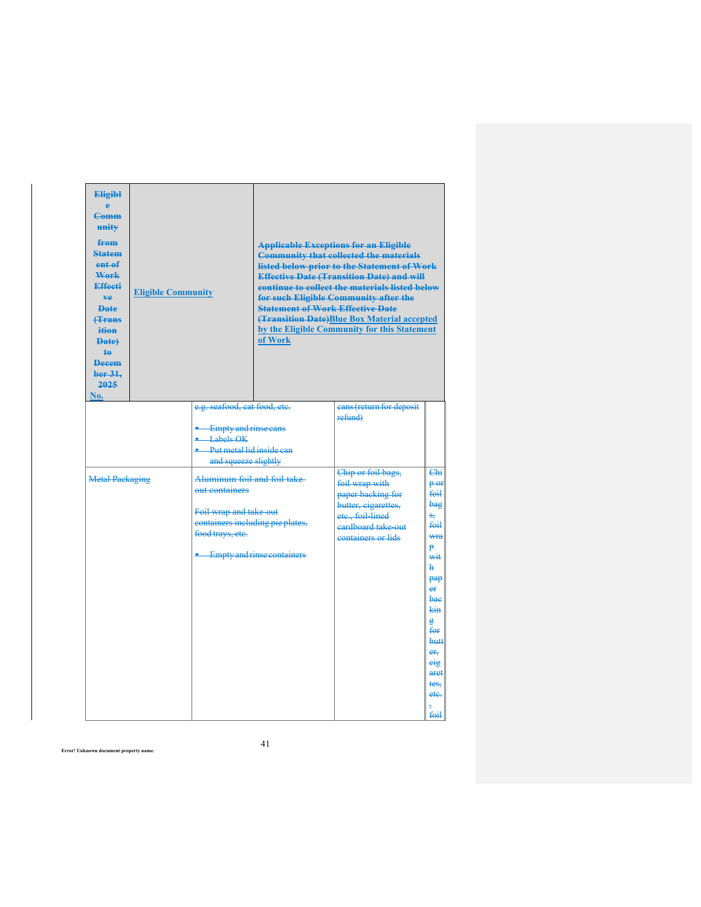| Eligible Community from Statement of Work Effective Date (Transition Date) to December 31, 2025 No. | Eligible Community | Applicable Exceptions for an Eligible Community that collected the materials listed below prior to the Statement of Work Effective Date (Transition Date) and will continue to collect the materials listed below for such Eligible Community after the Statement of Work Effective Date (Transition Date)Blue Box Material accepted by the Eligible Community for this Statement of Work | | |
|---|---|---|---|---|
| | e.g. seafood, cat food, etc.<br><br>• Empty and rinse cans<br>• Labels OK<br>• Put metal lid inside can and squeeze slightly | | cans (return for deposit refund) | |
| Metal Packaging | Aluminum foil and foil take-out containers<br><br>Foil wrap and take-out containers including pie plates, food trays, etc.<br><br>• Empty and rinse containers | | Chip or foil bags, foil wrap with paper backing for butter, cigarettes, etc., foil-lined cardboard take-out containers or lids | Chip or foil bags, foil wrap with paper backing for butter, cigarettes, etc., foil |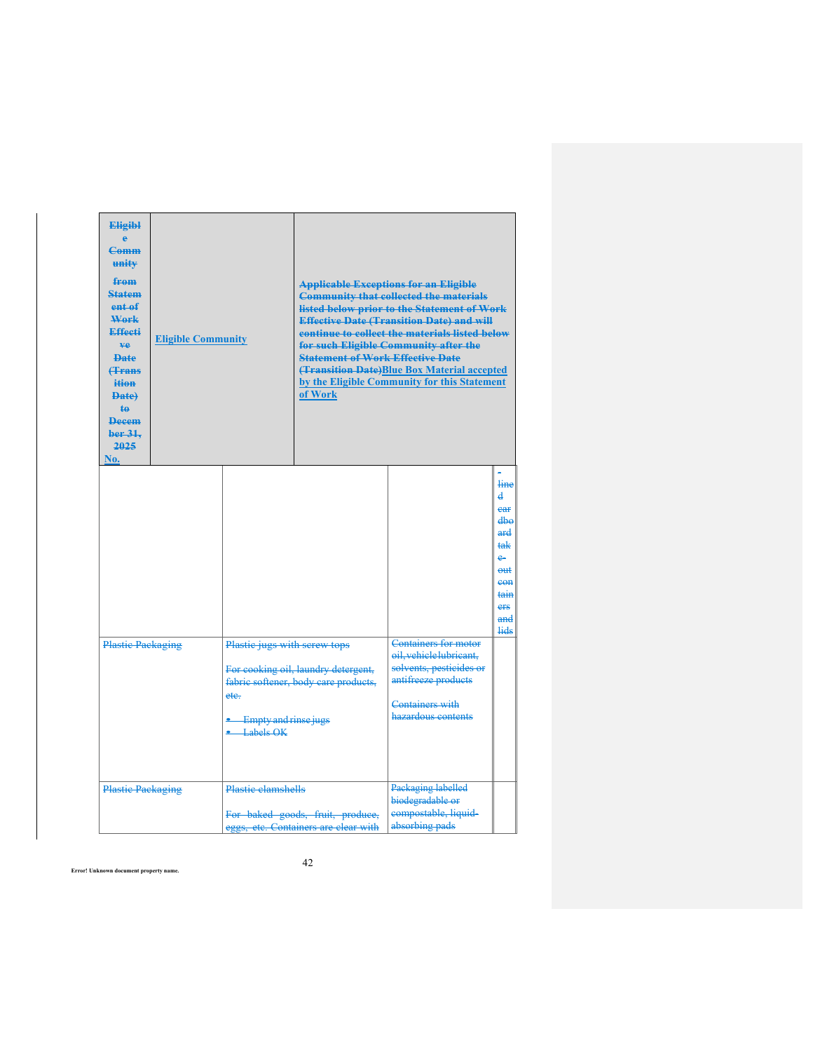| ~~Eligible Community from Statement of Work Effective Date (Transition Date) to December 31, 2025~~ No. | Eligible Community | ~~Applicable Exceptions for an Eligible Community that collected the materials listed below prior to the Statement of Work Effective Date (Transition Date) and will continue to collect the materials listed below for such Eligible Community after the Statement of Work Effective Date (Transition Date)~~Blue Box Material accepted by the Eligible Community for this Statement of Work | |
|---|---|---|---|
| | | | ~~-lined cardboard take-out containers and lids~~ |
| ~~Plastic Packaging~~ | ~~Plastic jugs with screw tops~~<br><br>~~For cooking oil, laundry detergent, fabric softener, body care products, etc.~~<br><br>~~• Empty and rinse jugs~~<br>~~• Labels OK~~ | ~~Containers for motor oil, vehicle lubricant, solvents, pesticides or antifreeze products~~<br><br>~~Containers with hazardous contents~~ | |
| ~~Plastic Packaging~~ | ~~Plastic clamshells~~<br><br>~~For baked goods, fruit, produce, eggs, etc. Containers are clear with~~ | ~~Packaging labelled biodegradable or compostable, liquid-absorbing pads~~ | |

Error! Unknown document property name.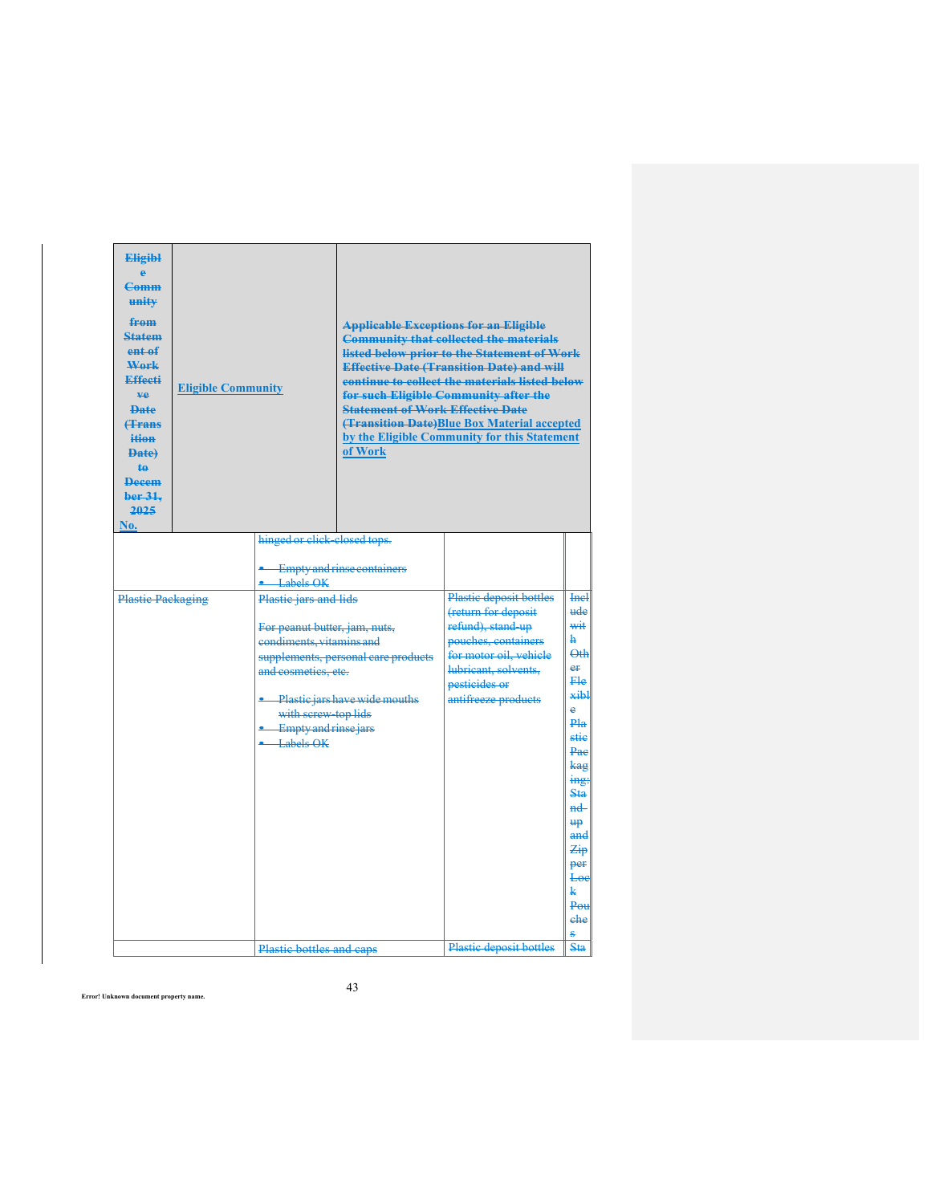| Eligible Community from Statement of Work Effective Date (Transition Date) to December 31, 2025 No. | Eligible Community | Applicable Exceptions for an Eligible Community that collected the materials listed below prior to the Statement of Work Effective Date (Transition Date) and will continue to collect the materials listed below for such Eligible Community after the Statement of Work Effective Date (Transition Date)Blue Box Material accepted by the Eligible Community for this Statement of Work | | |
|---|---|---|---|---|
| | | hinged or click-closed tops.<br><br>• Empty and rinse containers<br>• Labels OK | | |
| Plastic Packaging | | Plastic jars and lids<br><br>For peanut butter, jam, nuts, condiments, vitamins and supplements, personal care products and cosmetics, etc.<br><br>• Plastic jars have wide mouths with screw-top lids<br>• Empty and rinse jars<br>• Labels OK | Plastic deposit bottles (return for deposit refund), stand-up pouches, containers for motor oil, vehicle lubricant, solvents, pesticides or antifreeze products | Include with Other Flexible Plastic Packaging: Stand-up and Zipper Lock Pouches |
| | | Plastic bottles and caps | Plastic deposit bottles | Sta |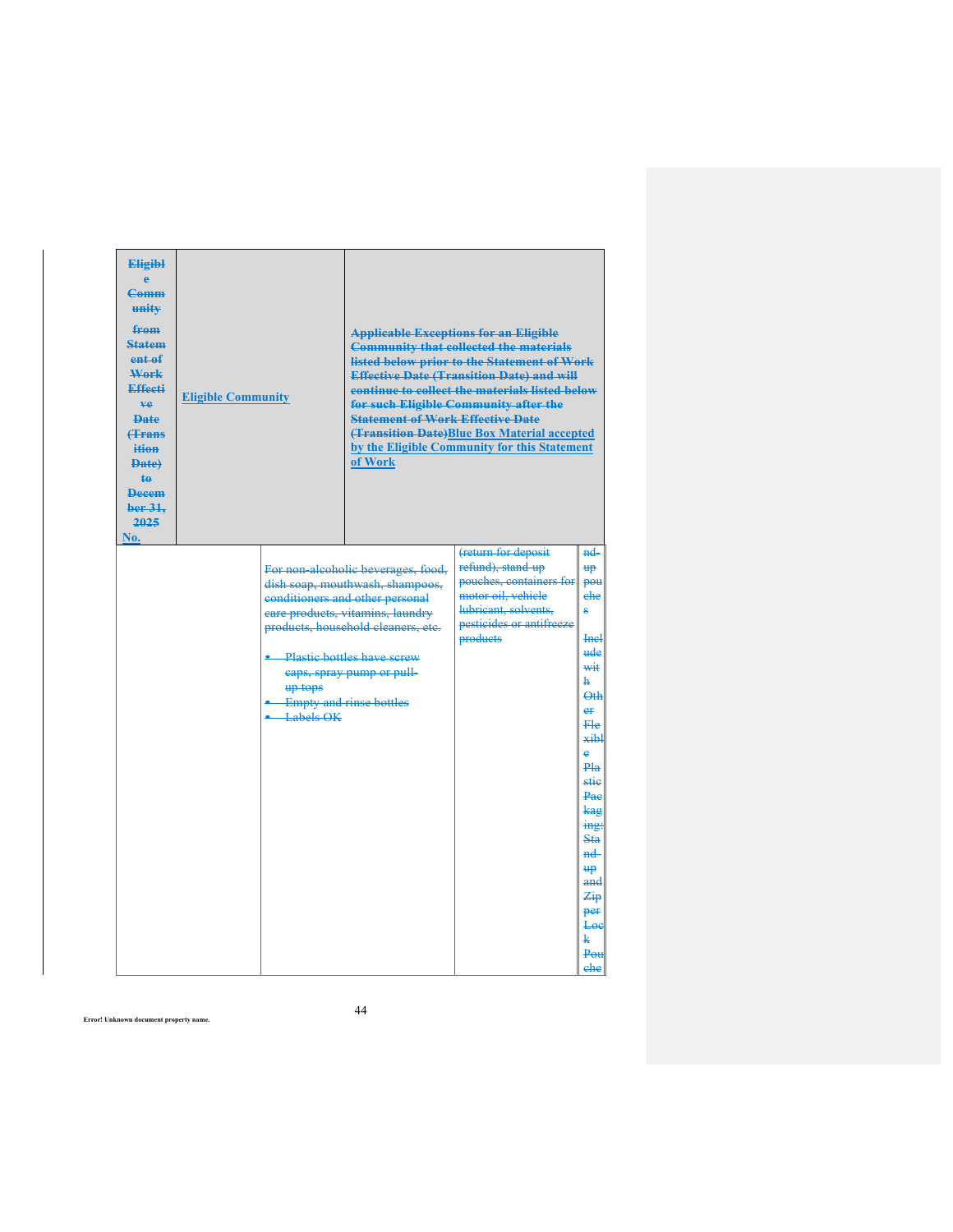| Eligible Community from Statement of Work Effective Date (Transition Date) to December 31, 2025 No. | Eligible Community | | Applicable Exceptions for an Eligible Community that collected the materials listed below prior to the Statement of Work Effective Date (Transition Date) and will continue to collect the materials listed below for such Eligible Community after the Statement of Work Effective Date (Transition Date)Blue Box Material accepted by the Eligible Community for this Statement of Work | |
|---|---|---|---|---|
| | | For non-alcoholic beverages, food, dish soap, mouthwash, shampoos, conditioners and other personal care products, vitamins, laundry products, household cleaners, etc.<br><br>• Plastic bottles have screw caps, spray pump or pull-up tops<br>• Empty and rinse bottles<br>• Labels OK | (return for deposit refund), stand-up pouches, containers for motor oil, vehicle lubricant, solvents, pesticides or antifreeze products | nd-up pouches<br><br>Include with Other Flexible Plastic Packaging: Stand-up and Zipper Lock Pouche |

Error! Unknown document property name.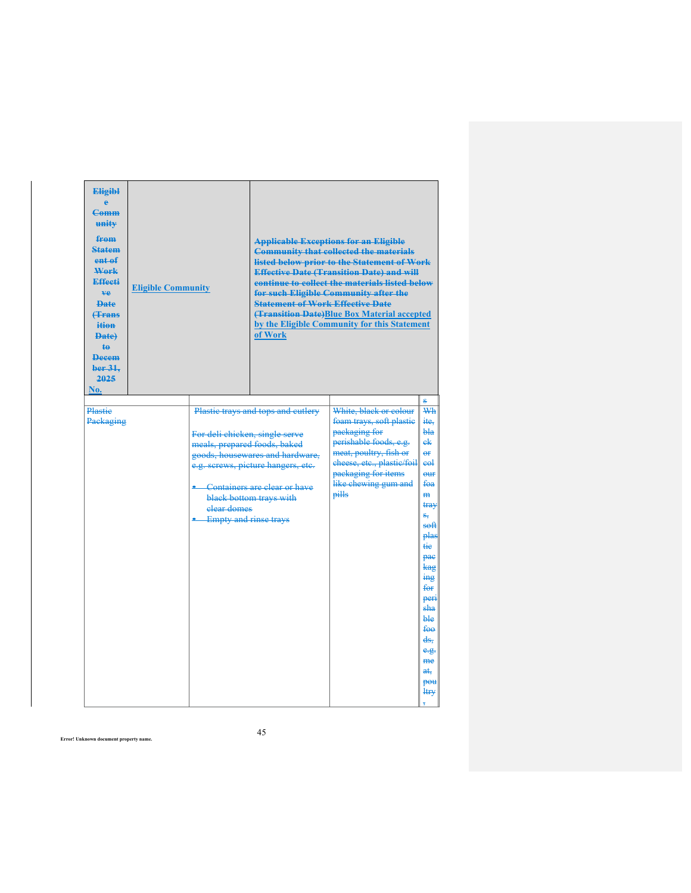| Eligible Community from Statement of Work Effective Date (Transition Date) to December 31, 2025 No. | Eligible Community | Applicable Exceptions for an Eligible Community that collected the materials listed below prior to the Statement of Work Effective Date (Transition Date) and will continue to collect the materials listed below for such Eligible Community after the Statement of Work Effective Date (Transition Date)Blue Box Material accepted by the Eligible Community for this Statement of Work | | |
|---|---|---|---|---|
| Plastic Packaging | | Plastic trays and tops and cutlery<br><br>For deli chicken, single serve meals, prepared foods, baked goods, housewares and hardware, e.g. screws, picture hangers, etc.<br><br>• Containers are clear or have black bottom trays with clear domes<br>• Empty and rinse trays | White, black or colour foam trays, soft plastic packaging for perishable foods, e.g. meat, poultry, fish or cheese, etc., plastic/foil packaging for items like chewing gum and pills | s White, black or colour foam trays, soft plastic packaging for perishable foods, e.g. meat, poultry, |

Error! Unknown document property name.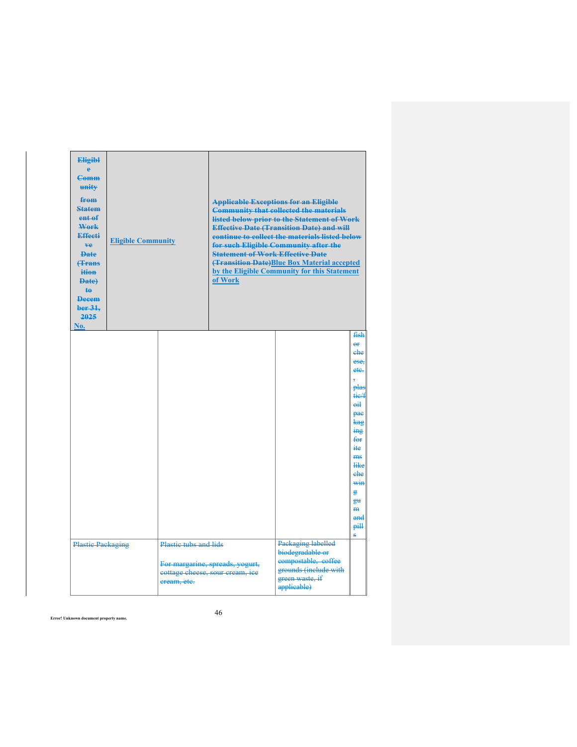| Eligible Community from Statement of Work Effective Date (Transition Date) to December 31, 2025 No. | Eligible Community | Applicable Exceptions for an Eligible Community that collected the materials listed below prior to the Statement of Work Effective Date (Transition Date) and will continue to collect the materials listed below for such Eligible Community after the Statement of Work Effective Date (Transition Date)Blue Box Material accepted by the Eligible Community for this Statement of Work | | |
|---|---|---|---|---|
| | | | | fish or cheese, etc.; plastic/foil packaging for items like chewing gum and pills |
| Plastic Packaging | Plastic tubs and lids<br><br>For margarine, spreads, yogurt, cottage cheese, sour cream, ice cream, etc. | | Packaging labelled biodegradable or compostable, coffee grounds (include with green waste, if applicable) | |

Error! Unknown document property name.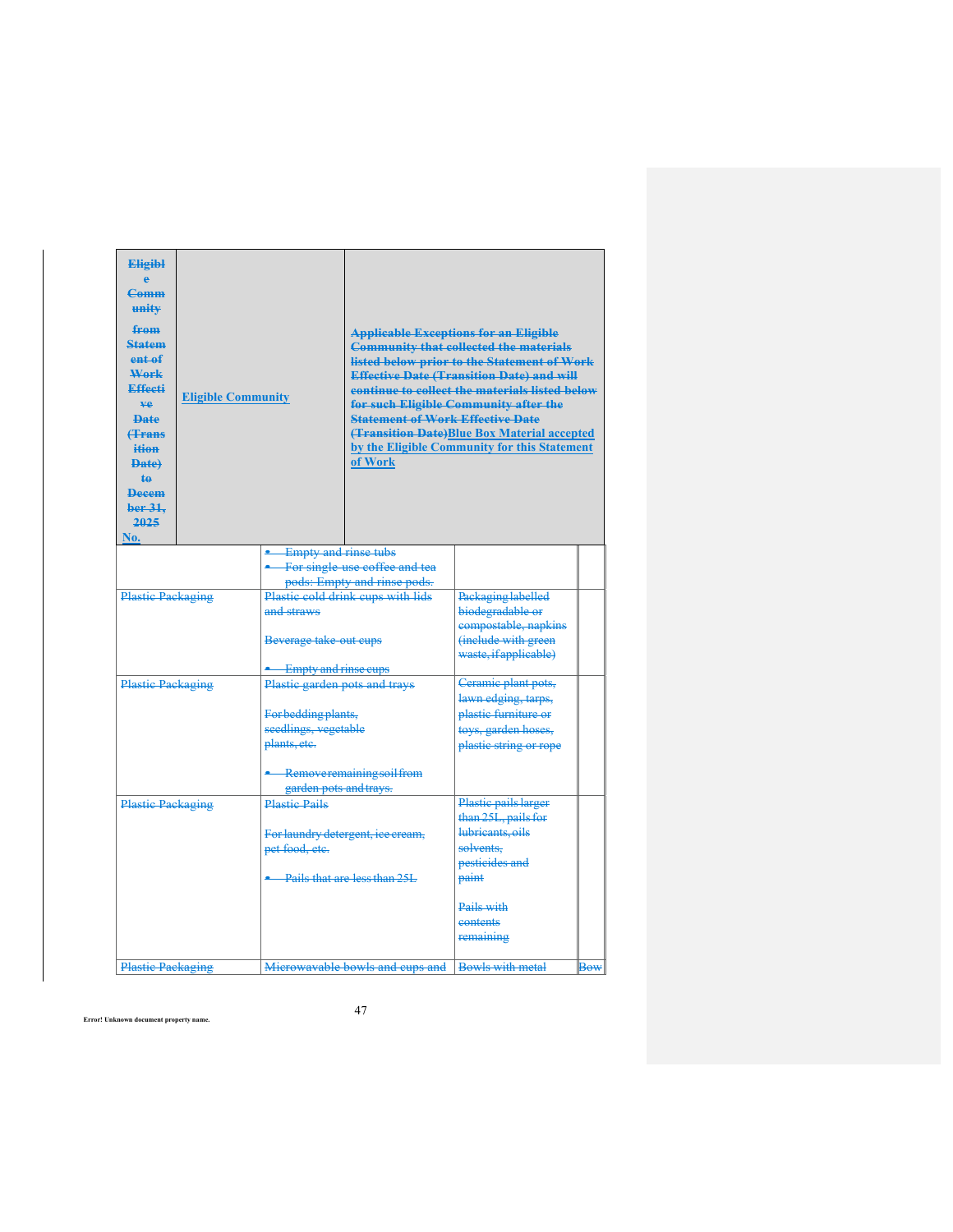| Eligible Community from Statement of Work Effective Date (Transition Date) to December 31, 2025 No. | Eligible Community | Applicable Exceptions for an Eligible Community that collected the materials listed below prior to the Statement of Work Effective Date (Transition Date) and will continue to collect the materials listed below for such Eligible Community after the Statement of Work Effective Date (Transition Date)Blue Box Material accepted by the Eligible Community for this Statement of Work | | |
|---|---|---|---|---|
| | | • Empty and rinse tubs<br>• For single-use coffee and tea pods: Empty and rinse pods. | | |
| Plastic Packaging | | Plastic cold drink cups with lids and straws<br><br>Beverage take-out cups<br><br>• Empty and rinse cups | Packaging labelled biodegradable or compostable, napkins (include with green waste, if applicable) | |
| Plastic Packaging | | Plastic garden pots and trays<br><br>For bedding plants, seedlings, vegetable plants, etc.<br><br>• Remove remaining soil from garden pots and trays. | Ceramic plant pots, lawn edging, tarps, plastic furniture or toys, garden hoses, plastic string or rope | |
| Plastic Packaging | | Plastic Pails<br><br>For laundry detergent, ice cream, pet food, etc.<br><br>• Pails that are less than 25L | Plastic pails larger than 25L, pails for lubricants, oils solvents, pesticides and paint<br><br>Pails with contents remaining | |
| Plastic Packaging | | Microwavable bowls and cups and | Bowls with metal | Bow |

Error! Unknown document property name.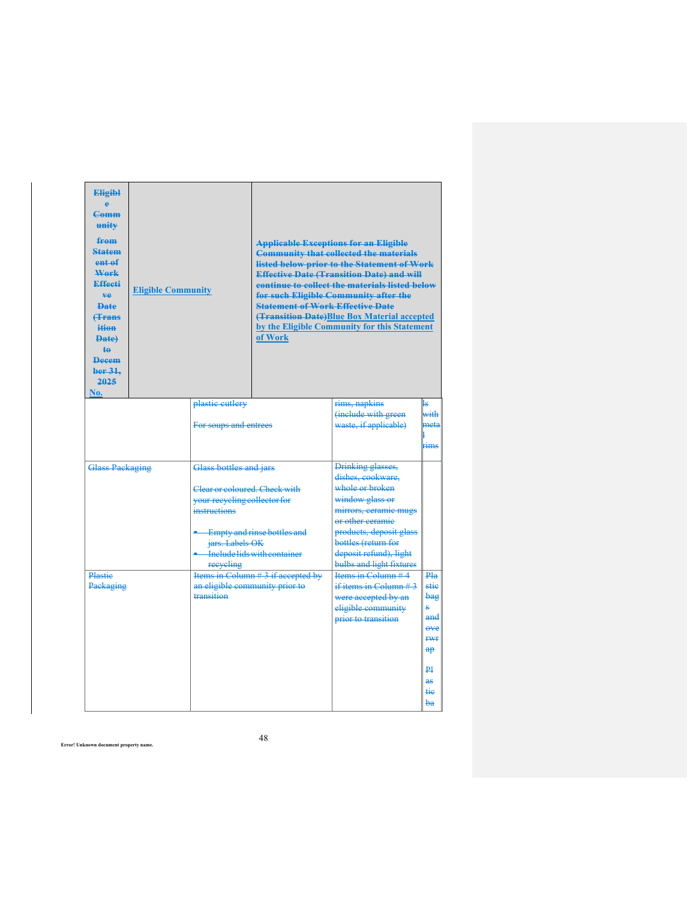| ~~Eligible Community from Statement of Work Effective Date (Transition Date) to December 31, 2025~~ No. | Eligible Community | ~~Applicable Exceptions for an Eligible Community that collected the materials listed below prior to the Statement of Work Effective Date (Transition Date) and will continue to collect the materials listed below for such Eligible Community after the Statement of Work Effective Date (Transition Date)~~ Blue Box Material accepted by the Eligible Community for this Statement of Work | |
|---|---|---|---|
| | ~~plastic cutlery~~<br><br>~~For soups and entrees~~ | ~~rims, napkins (include with green waste, if applicable)~~ | ~~ls with metal rims~~ |
| ~~Glass Packaging~~ | ~~Glass bottles and jars~~<br><br>~~Clear or coloured. Check with your recycling collector for instructions~~<br><br>• ~~Empty and rinse bottles and jars. Labels OK~~<br>• ~~Include lids with container recycling~~ | ~~Drinking glasses, dishes, cookware, whole or broken window glass or mirrors, ceramic mugs or other ceramic products, deposit glass bottles (return for deposit refund), light bulbs and light fixtures~~ | |
| ~~Plastic Packaging~~ | ~~Items in Column # 3 if accepted by an eligible community prior to transition~~ | ~~Items in Column # 4 if items in Column # 3 were accepted by an eligible community prior to transition~~ | ~~Plastic bags and overwrap~~<br><br>~~Plastic ba~~ |

Error! Unknown document property name.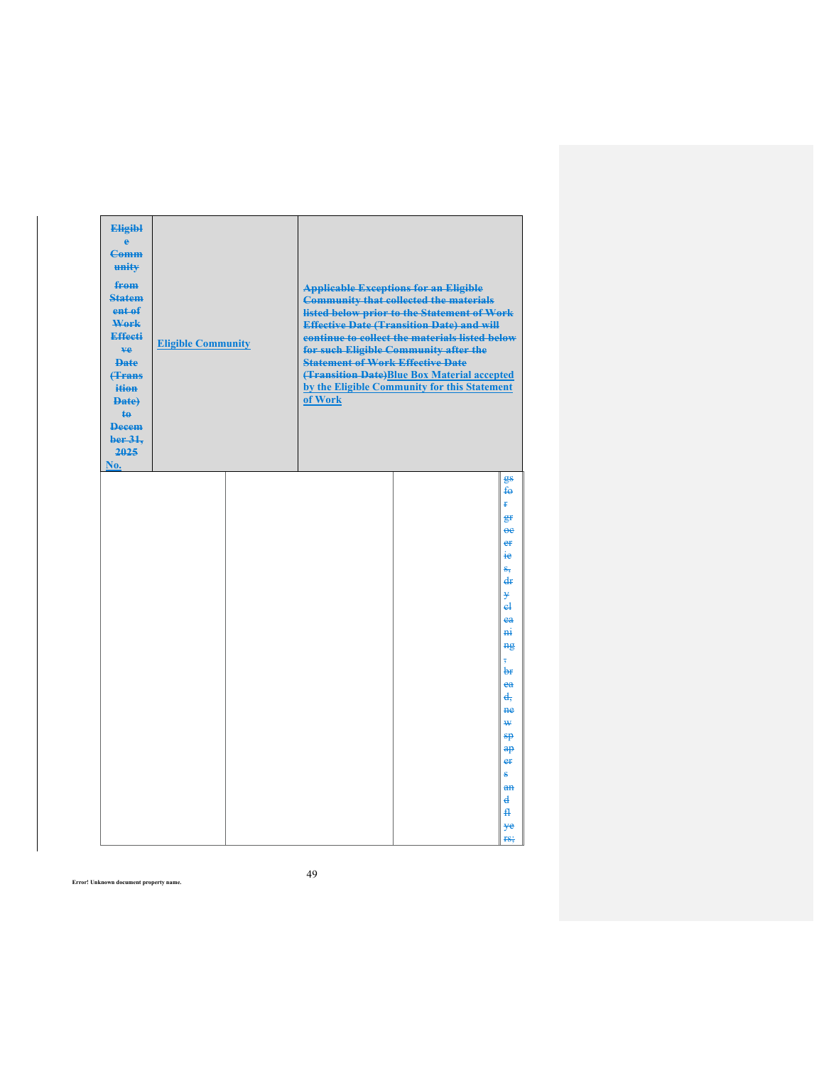| ~~Eligible Community from Statement of Work Effective Date (Transition Date) to December 31, 2025~~ No. | Eligible Community | ~~Applicable Exceptions for an Eligible Community that collected the materials listed below prior to the Statement of Work Effective Date (Transition Date) and will continue to collect the materials listed below for such Eligible Community after the Statement of Work Effective Date (Transition Date)~~ Blue Box Material accepted by the Eligible Community for this Statement of Work |
|---|---|---|

| | | | |
|---|---|---|---|
| | | | ~~gs for groceries, dry cleaning, bread, newspapers and flyers;~~ |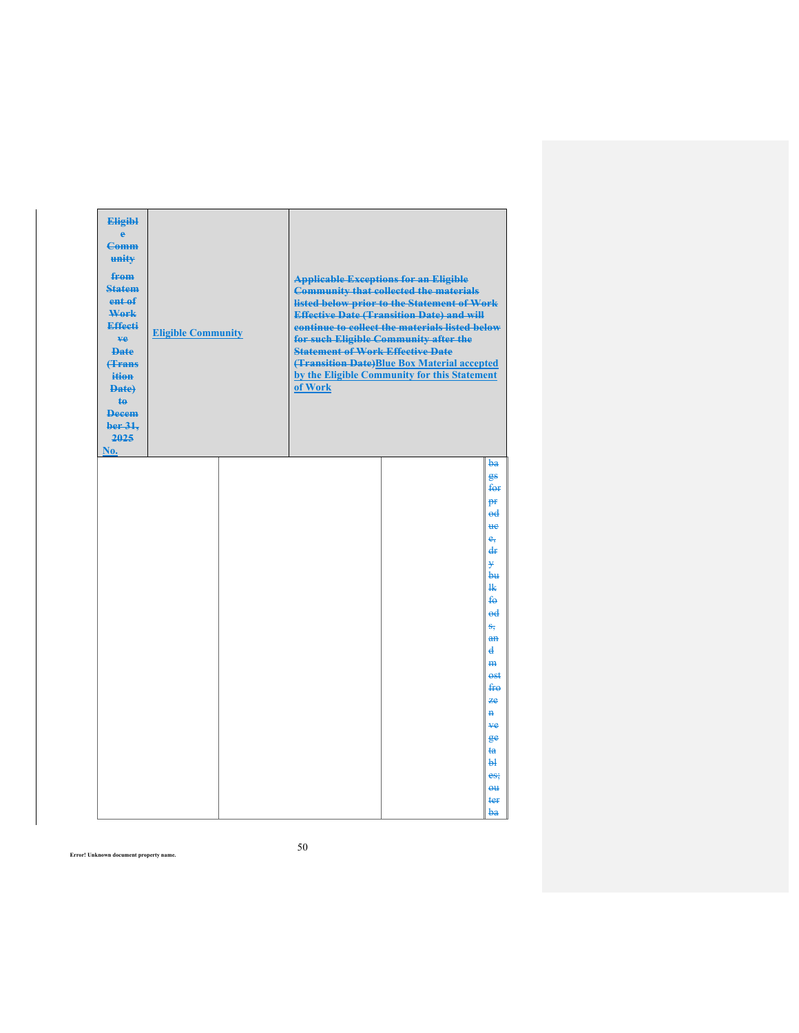| Eligible Community from Statement of Work Effective Date (Transition Date) to December 31, 2025 No. | Eligible Community | Applicable Exceptions for an Eligible Community that collected the materials listed below prior to the Statement of Work Effective Date (Transition Date) and will continue to collect the materials listed below for such Eligible Community after the Statement of Work Effective Date (Transition Date)Blue Box Material accepted by the Eligible Community for this Statement of Work | | |
|---|---|---|---|---|
| | | | | bags for produce, dry bulk foods, and most frozen vegetables; outer ba |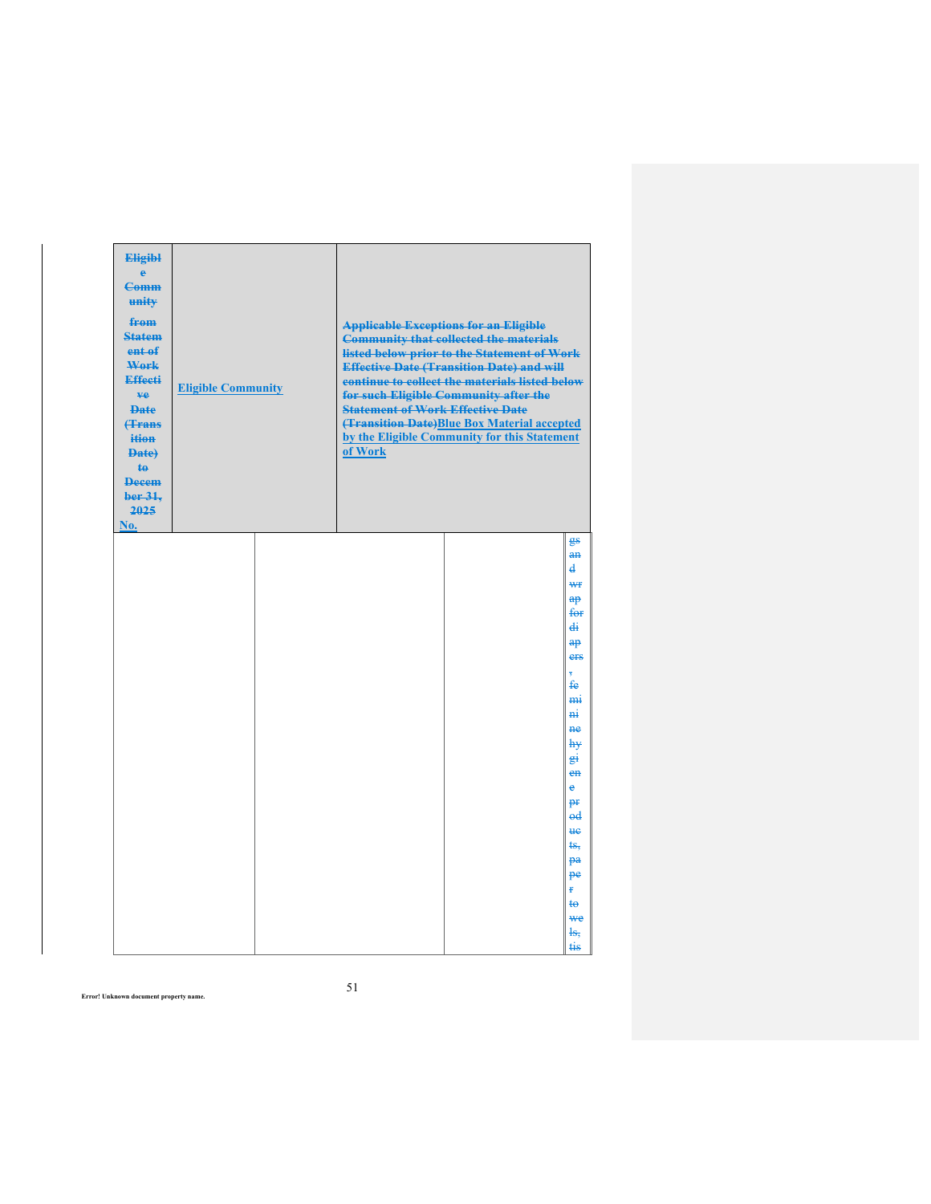| ~~Eligible Community from Statement of Work Effective Date (Transition Date) to December 31, 2025~~ No. | Eligible Community | ~~Applicable Exceptions for an Eligible Community that collected the materials listed below prior to the Statement of Work Effective Date (Transition Date) and will continue to collect the materials listed below for such Eligible Community after the Statement of Work Effective Date (Transition Date)~~Blue Box Material accepted by the Eligible Community for this Statement of Work |
|---|---|---|

| | | | |
|---|---|---|---|
| | | | ~~gs and wrap for diapers, feminine hygiene products, paper towels, tis~~ |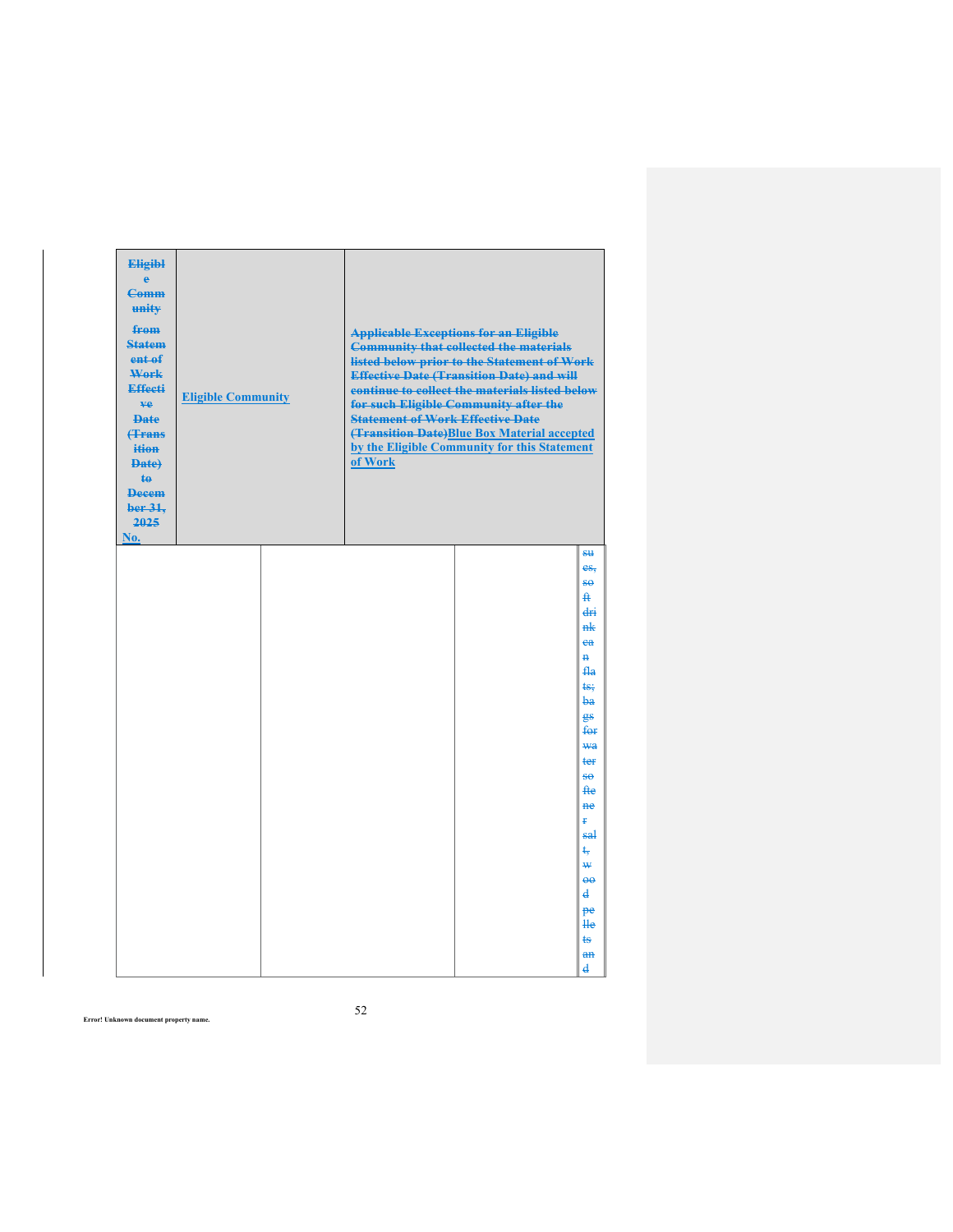| ~~Eligible Community from Statement of Work Effective Date (Transition Date) to December 31, 2025~~ No. | Eligible Community | ~~Applicable Exceptions for an Eligible Community that collected the materials listed below prior to the Statement of Work Effective Date (Transition Date) and will continue to collect the materials listed below for such Eligible Community after the Statement of Work Effective Date (Transition Date)~~ Blue Box Material accepted by the Eligible Community for this Statement of Work |
| --- | --- | --- |
| | | ~~sues, soft drink can flats; bags for water softener salt, wood pellets and~~ |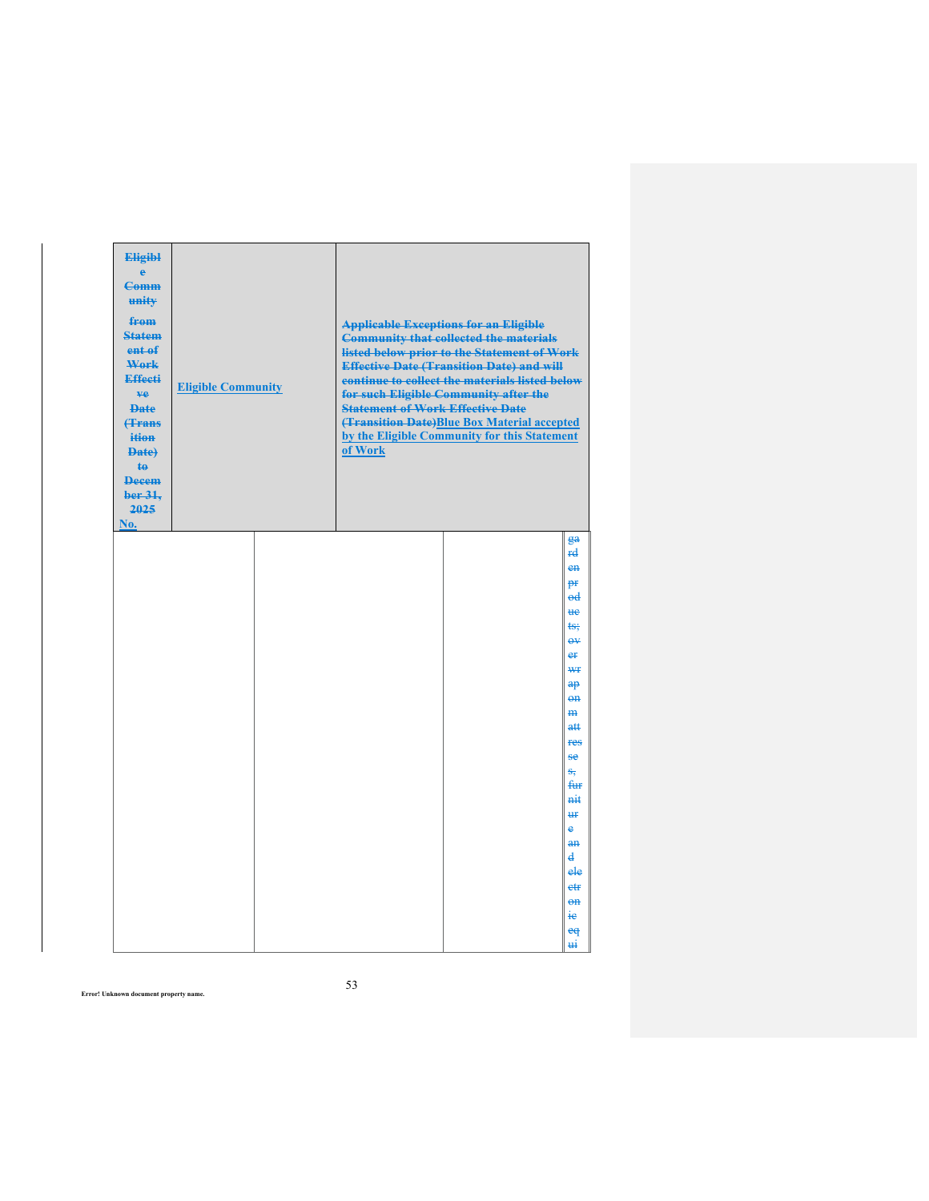| Eligible Community from Statement of Work Effective Date (Transition Date) to December 31, 2025 No. | Eligible Community | Applicable Exceptions for an Eligible Community that collected the materials listed below prior to the Statement of Work Effective Date (Transition Date) and will continue to collect the materials listed below for such Eligible Community after the Statement of Work Effective Date (Transition Date)Blue Box Material accepted by the Eligible Community for this Statement of Work |
|---|---|---|
| | | garden products; overwrap on mattresses, furniture and electronic equi |

Error! Unknown document property name.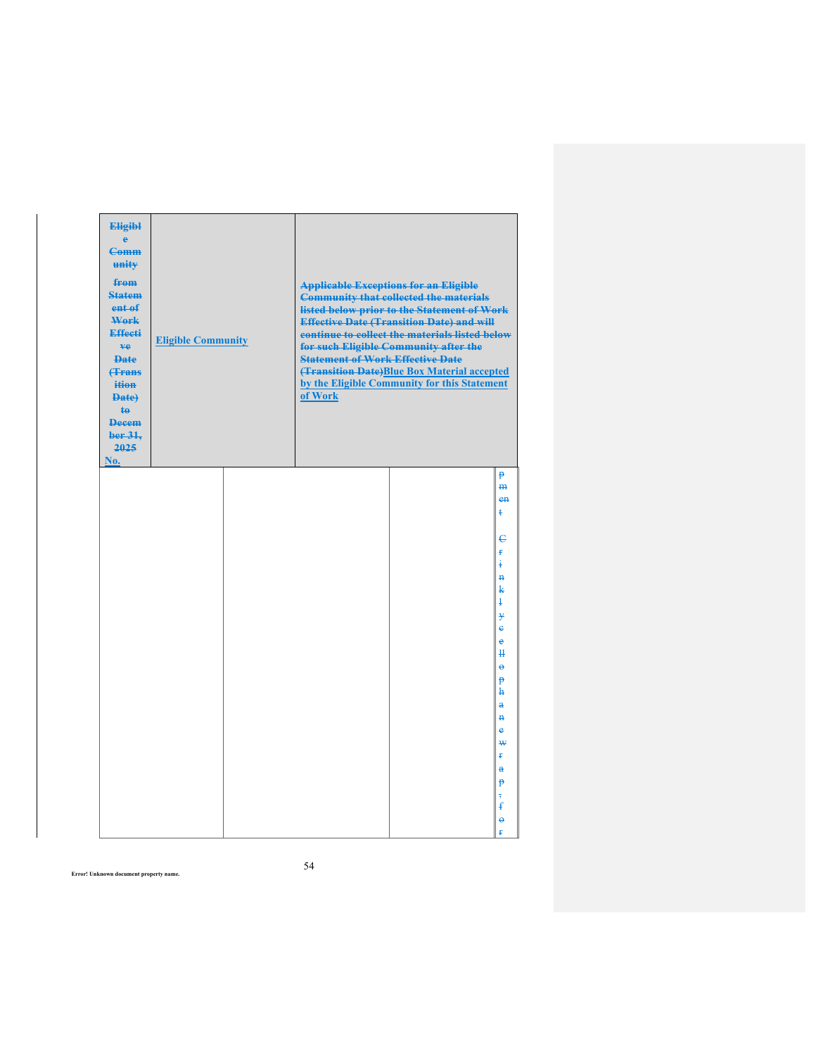| Eligible Community from Statement of Work Effective Date (Transition Date) to December 31, 2025 No. | Eligible Community | Applicable Exceptions for an Eligible Community that collected the materials listed below prior to the Statement of Work Effective Date (Transition Date) and will continue to collect the materials listed below for such Eligible Community after the Statement of Work Effective Date (Transition Date)Blue Box Material accepted by the Eligible Community for this Statement of Work |
|---|---|---|
| | | pment Crinkle cello phane wrap, for |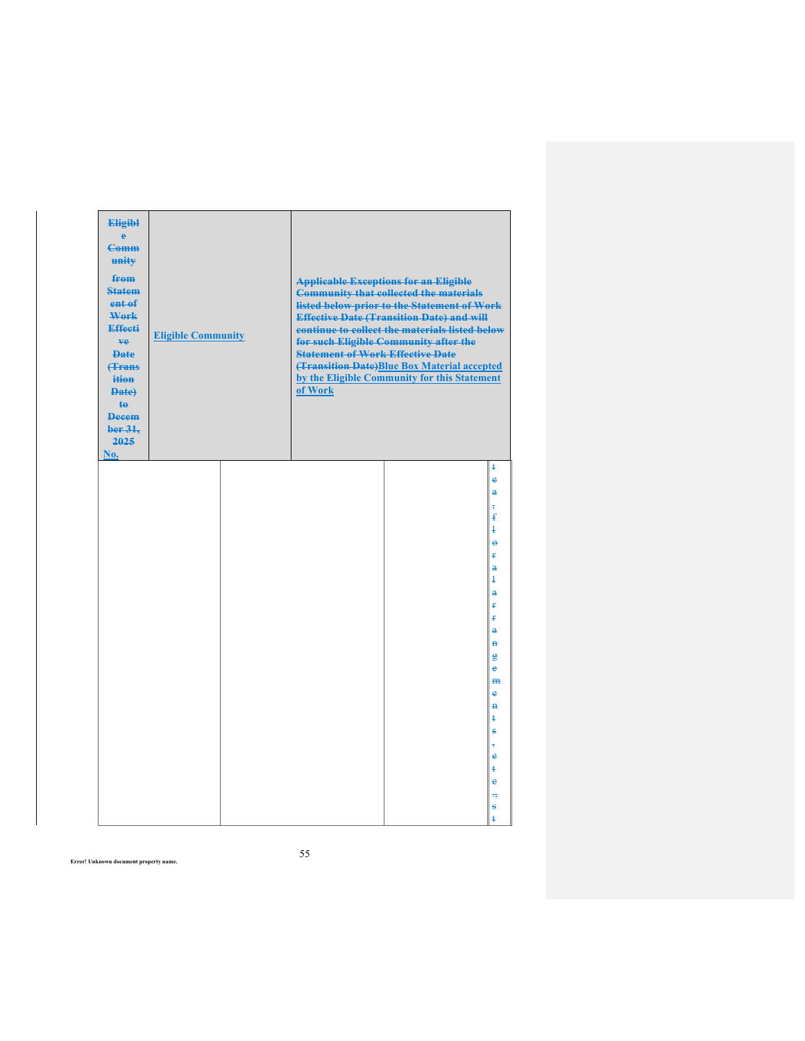| ~~Eligible Community from Statement of Work Effective Date (Transition Date) to December 31, 2025~~ No. | Eligible Community | ~~Applicable Exceptions for an Eligible Community that collected the materials listed below prior to the Statement of Work Effective Date (Transition Date) and will continue to collect the materials listed below for such Eligible Community after the Statement of Work Effective Date (Transition Date)~~ Blue Box Material accepted by the Eligible Community for this Statement of Work |
|---|---|---|
| | | ~~tea, floral arrangements, etc., st~~ |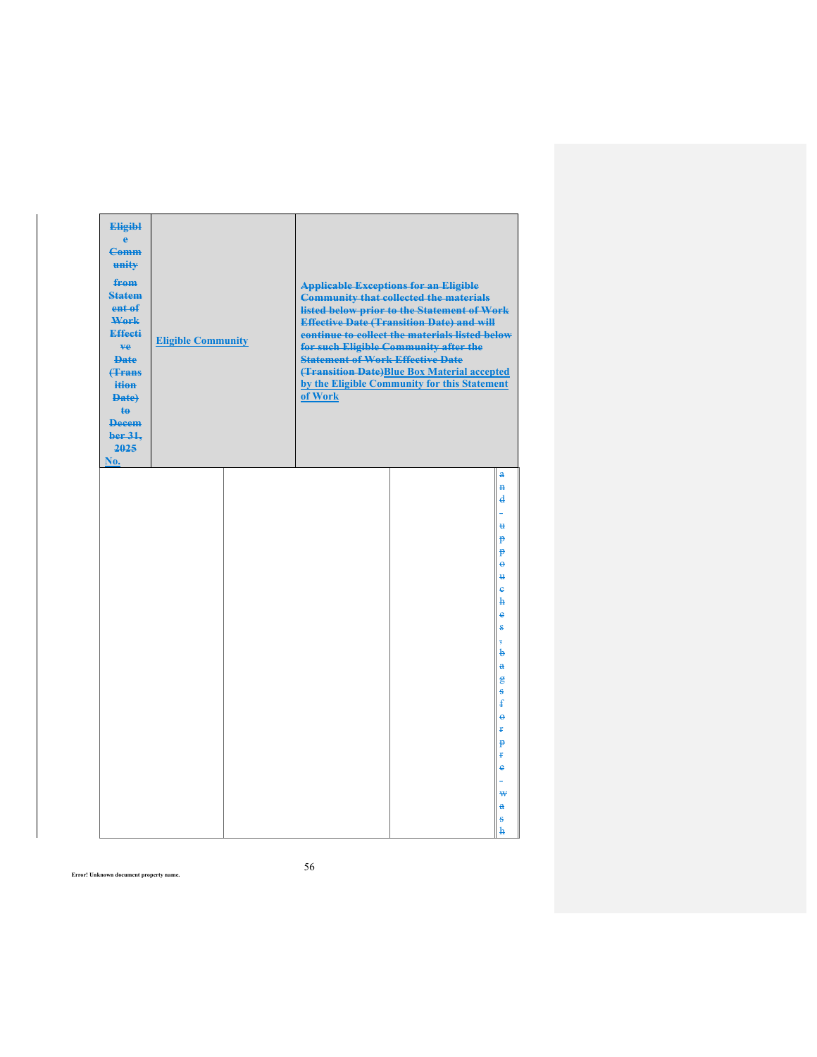| Eligible Community from Statement of Work Effective Date (Transition Date) to December 31, 2025 No. | Eligible Community | Applicable Exceptions for an Eligible Community that collected the materials listed below prior to the Statement of Work Effective Date (Transition Date) and will continue to collect the materials listed below for such Eligible Community after the Statement of Work Effective Date (Transition Date)Blue Box Material accepted by the Eligible Community for this Statement of Work | | |
|---|---|---|---|---|
| | | | | and-upp ouches, bags for pre-wash |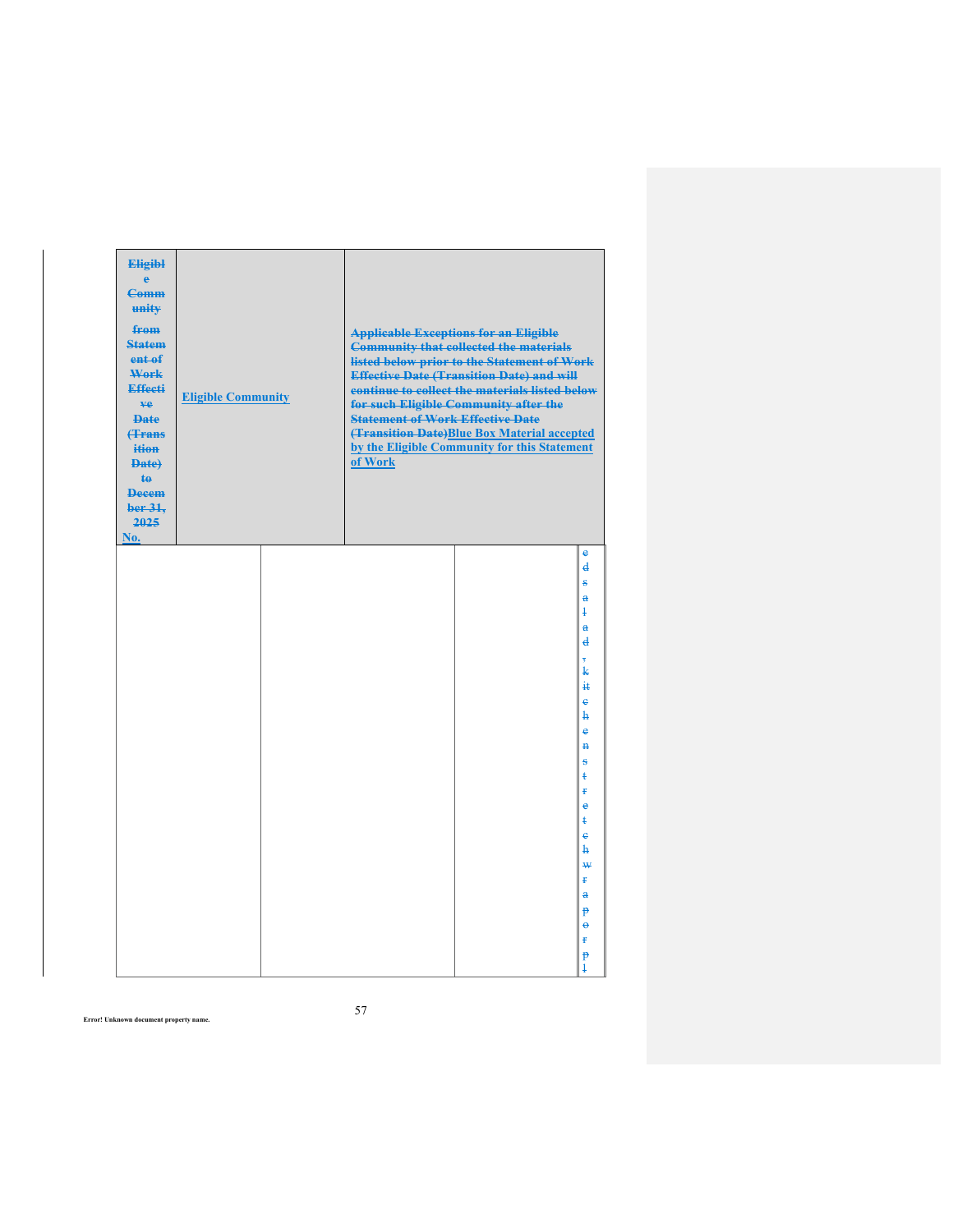| ~~Eligible Community from Statement of Work Effective Date (Transition Date) to December 31, 2025~~ No. | Eligible Community | ~~Applicable Exceptions for an Eligible Community that collected the materials listed below prior to the Statement of Work Effective Date (Transition Date) and will continue to collect the materials listed below for such Eligible Community after the Statement of Work Effective Date (Transition Date)~~ Blue Box Material accepted by the Eligible Community for this Statement of Work |
| --- | --- | --- |
| | | ~~e d s a l a d , k it c h e n s t r e t c h w r a p o r p l~~ |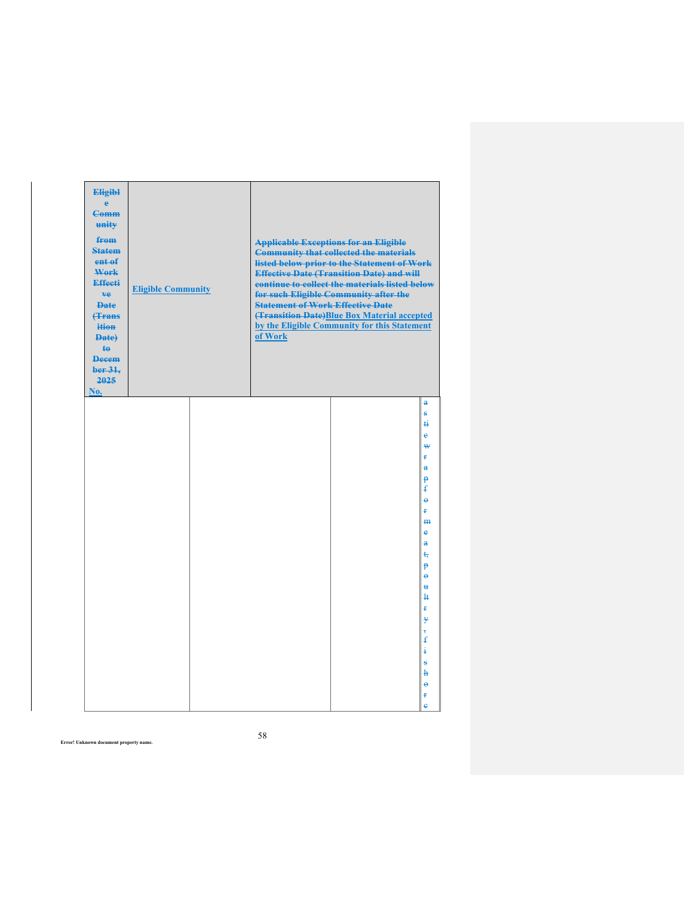| ~~Eligible Community from Statement of Work Effective Date (Transition Date) to December 31, 2025~~ No. | Eligible Community | ~~Applicable Exceptions for an Eligible Community that collected the materials listed below prior to the Statement of Work Effective Date (Transition Date) and will continue to collect the materials listed below for such Eligible Community after the Statement of Work Effective Date (Transition Date)~~ Blue Box Material accepted by the Eligible Community for this Statement of Work |
|---|---|---|
| | | ~~astic wrap for meat, poultry, fish, or e~~ |

Error! Unknown document property name.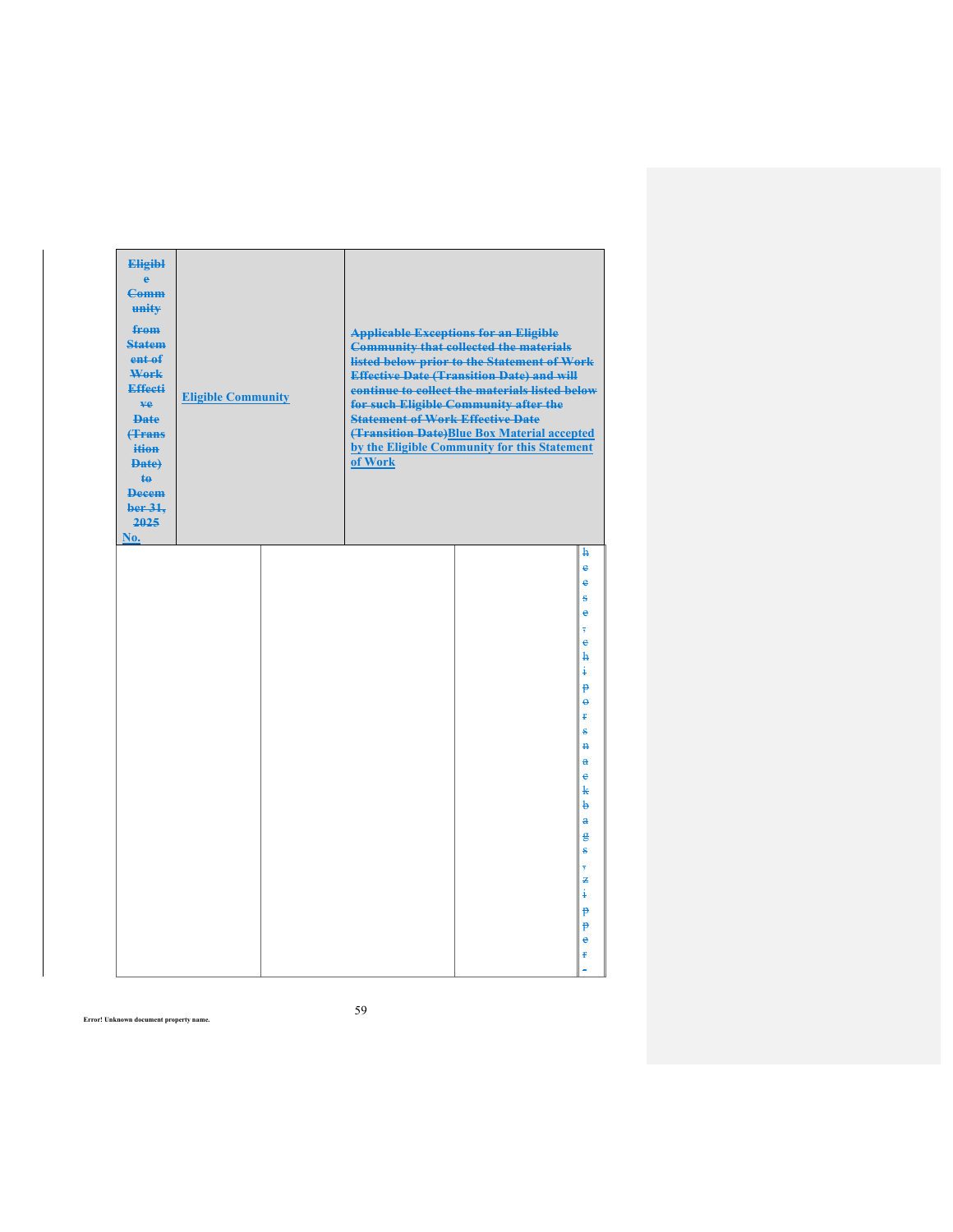| ~~Eligible Community from Statement of Work Effective Date (Transition Date) to December 31, 2025~~ No. | Eligible Community | ~~Applicable Exceptions for an Eligible Community that collected the materials listed below prior to the Statement of Work Effective Date (Transition Date) and will continue to collect the materials listed below for such Eligible Community after the Statement of Work Effective Date (Transition Date)~~Blue Box Material accepted by the Eligible Community for this Statement of Work |
| --- | --- | --- |
| | | ~~heese, chips or snack bags, zipper-~~ |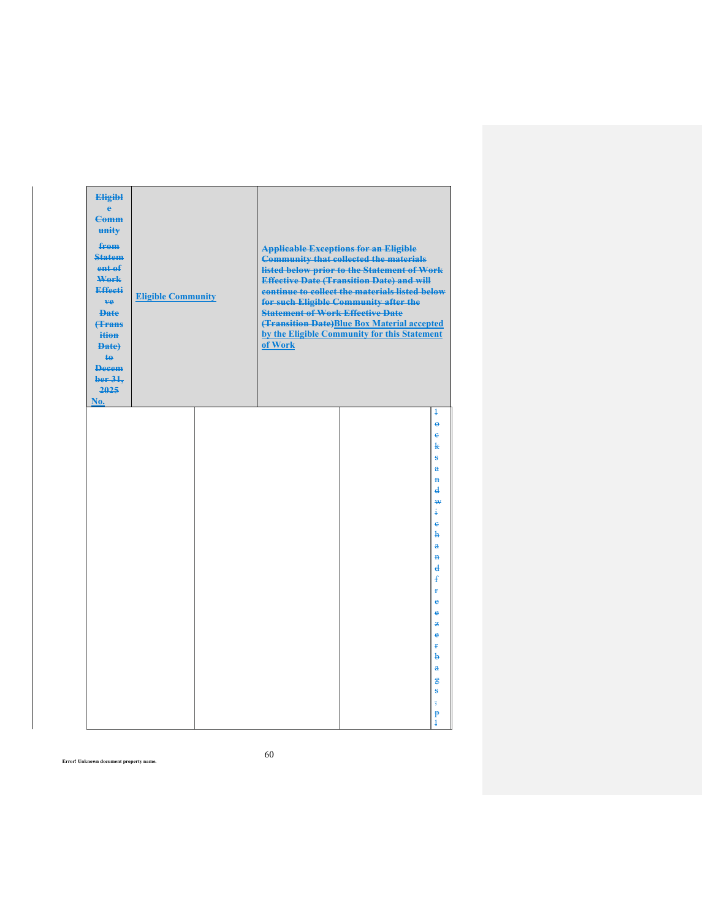| Eligible Community from Statement of Work Effective Date (Transition Date) to December 31, 2025 No. | Eligible Community | Applicable Exceptions for an Eligible Community that collected the materials listed below prior to the Statement of Work Effective Date (Transition Date) and will continue to collect the materials listed below for such Eligible Community after the Statement of Work Effective Date (Transition Date)Blue Box Material accepted by the Eligible Community for this Statement of Work |
|---|---|---|
| | | locks and wicker and freezer bags, pl |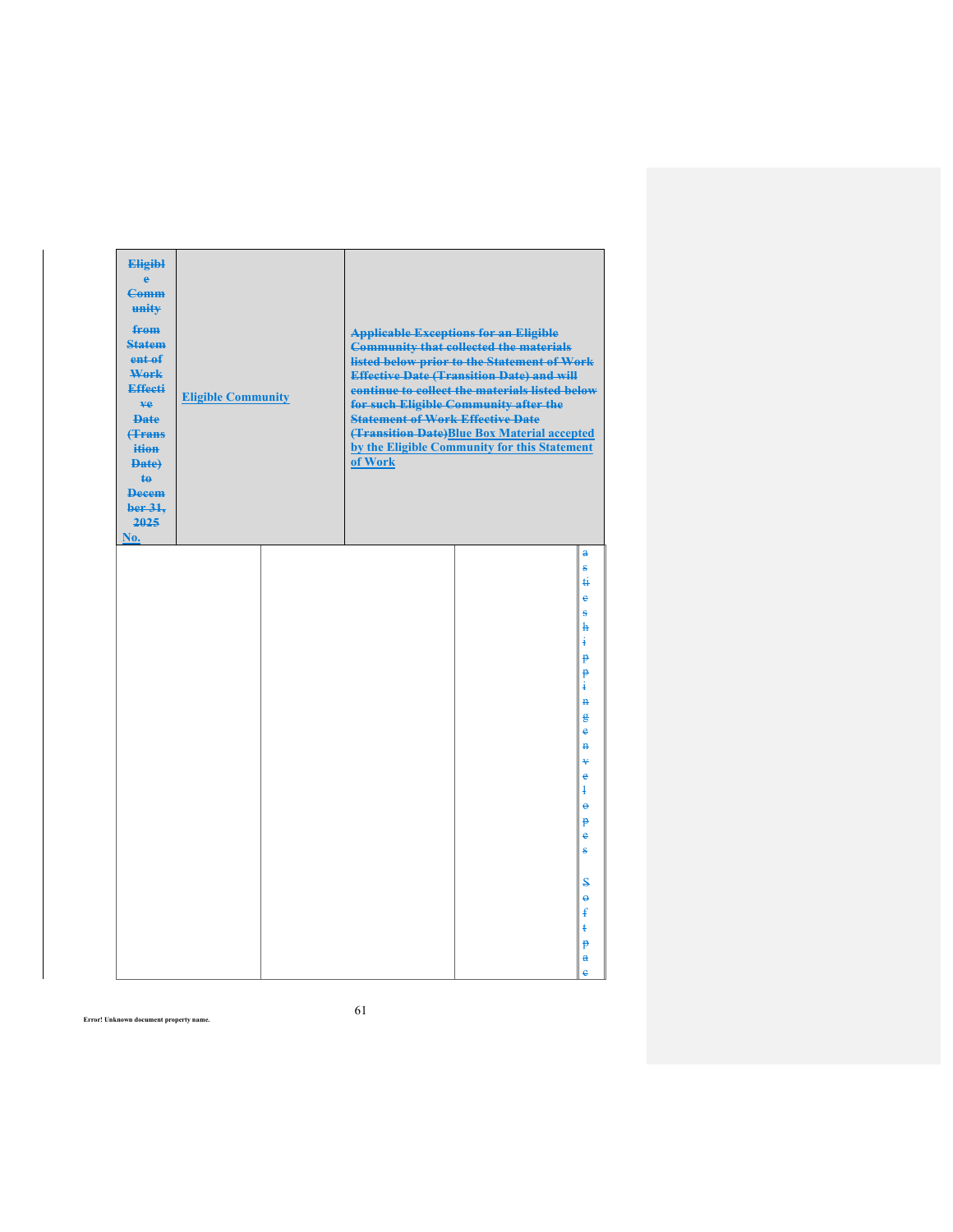| ~~Eligible Community from Statement of Work Effective Date (Transition Date) to December 31, 2025~~ No. | Eligible Community | ~~Applicable Exceptions for an Eligible Community that collected the materials listed below prior to the Statement of Work Effective Date (Transition Date) and will continue to collect the materials listed below for such Eligible Community after the Statement of Work Effective Date (Transition Date)~~ Blue Box Material accepted by the Eligible Community for this Statement of Work |
| --- | --- | --- |
| | | ~~astic shipping envelopes~~ ~~Soft pac~~ |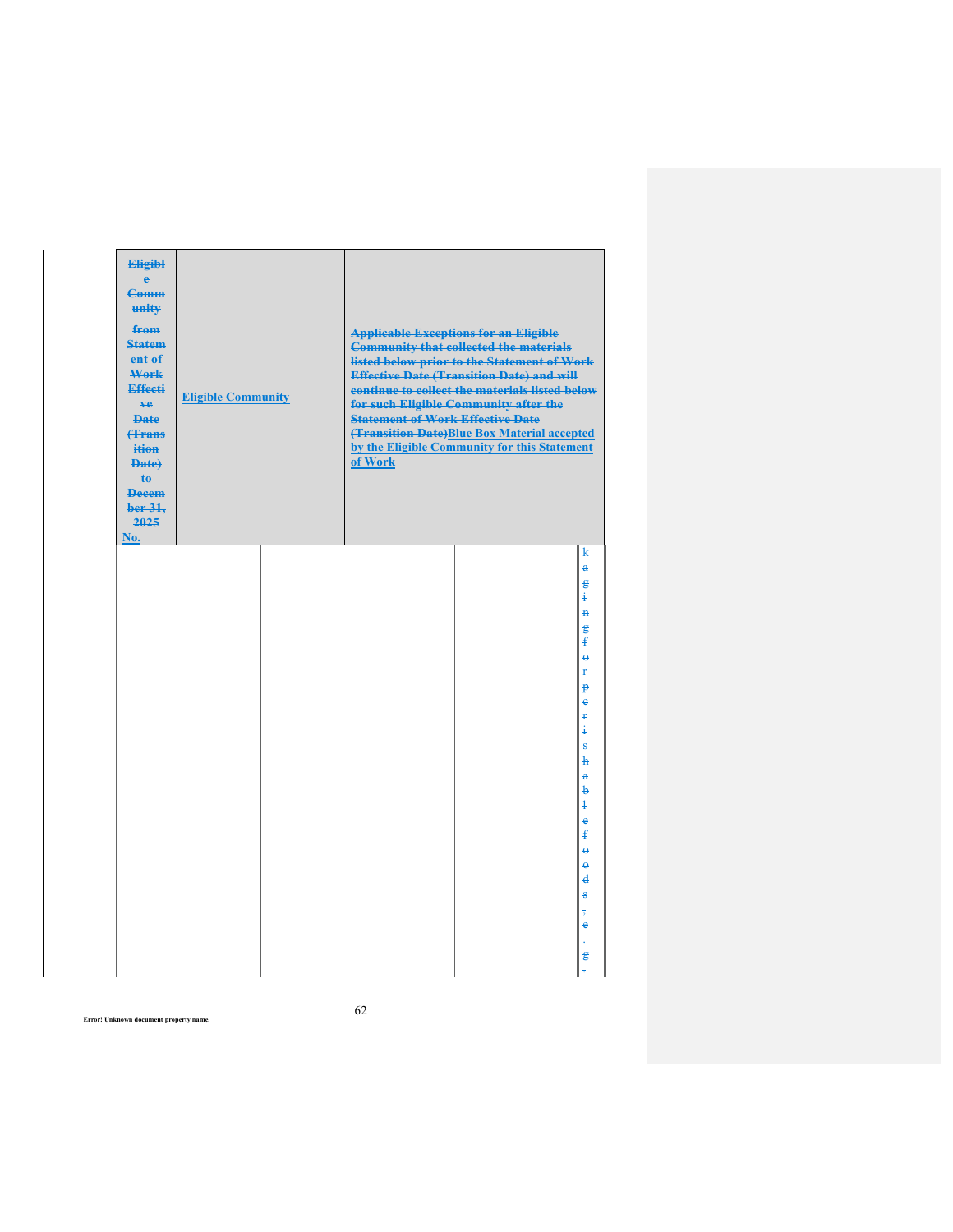| Eligible Community from Statement of Work Effective Date (Transition Date) to December 31, 2025 No. | Eligible Community | Applicable Exceptions for an Eligible Community that collected the materials listed below prior to the Statement of Work Effective Date (Transition Date) and will continue to collect the materials listed below for such Eligible Community after the Statement of Work Effective Date (Transition Date)Blue Box Material accepted by the Eligible Community for this Statement of Work |
|---|---|---|
| | | kaging for perishable foods, e.g., |

Error! Unknown document property name.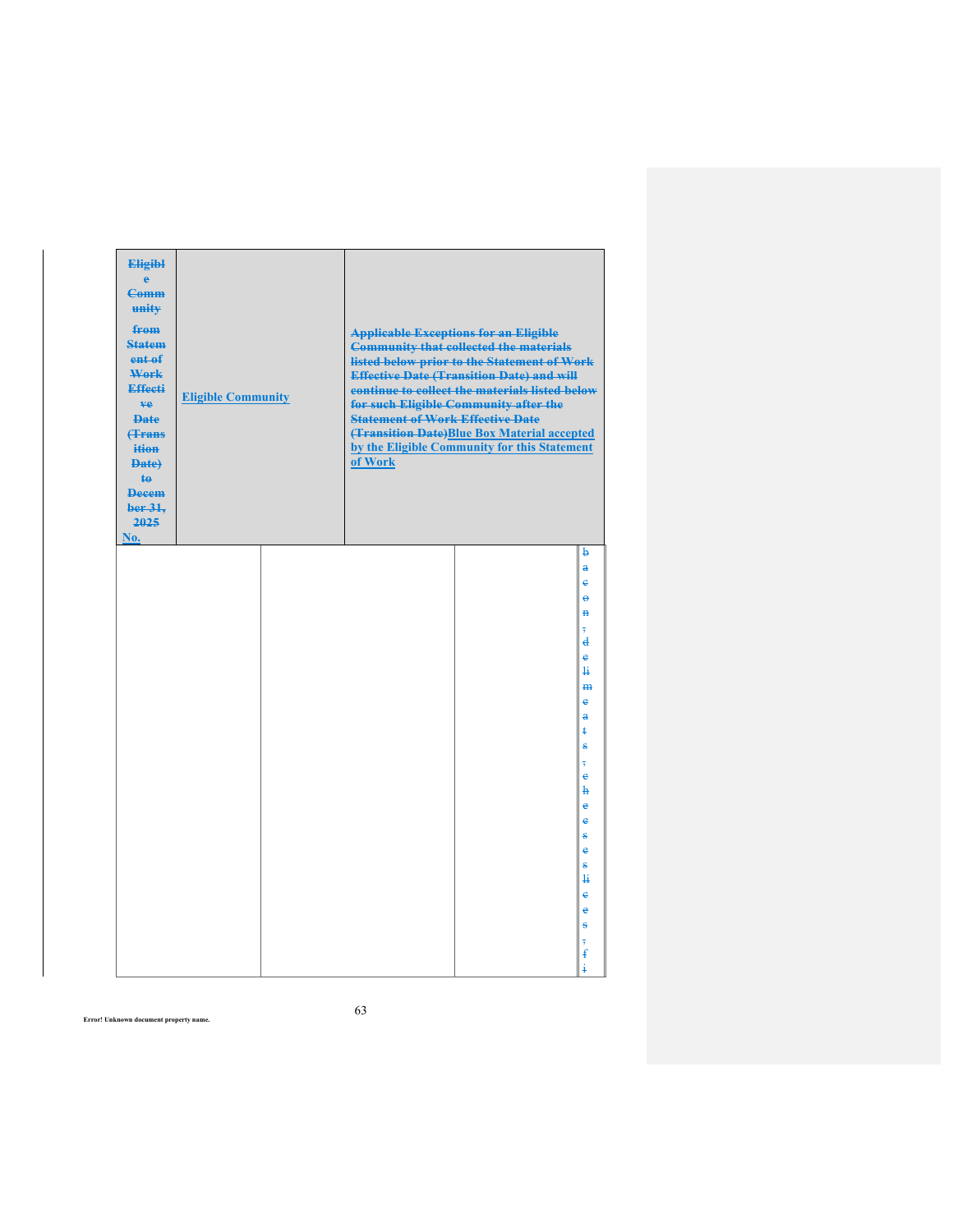| Eligible Community from Statement of Work Effective Date (Transition Date) to December 31, 2025 No. | Eligible Community | Applicable Exceptions for an Eligible Community that collected the materials listed below prior to the Statement of Work Effective Date (Transition Date) and will continue to collect the materials listed below for such Eligible Community after the Statement of Work Effective Date (Transition Date)Blue Box Material accepted by the Eligible Community for this Statement of Work |
|---|---|---|
| | | bacon, deli meats, cheeses slices, fi |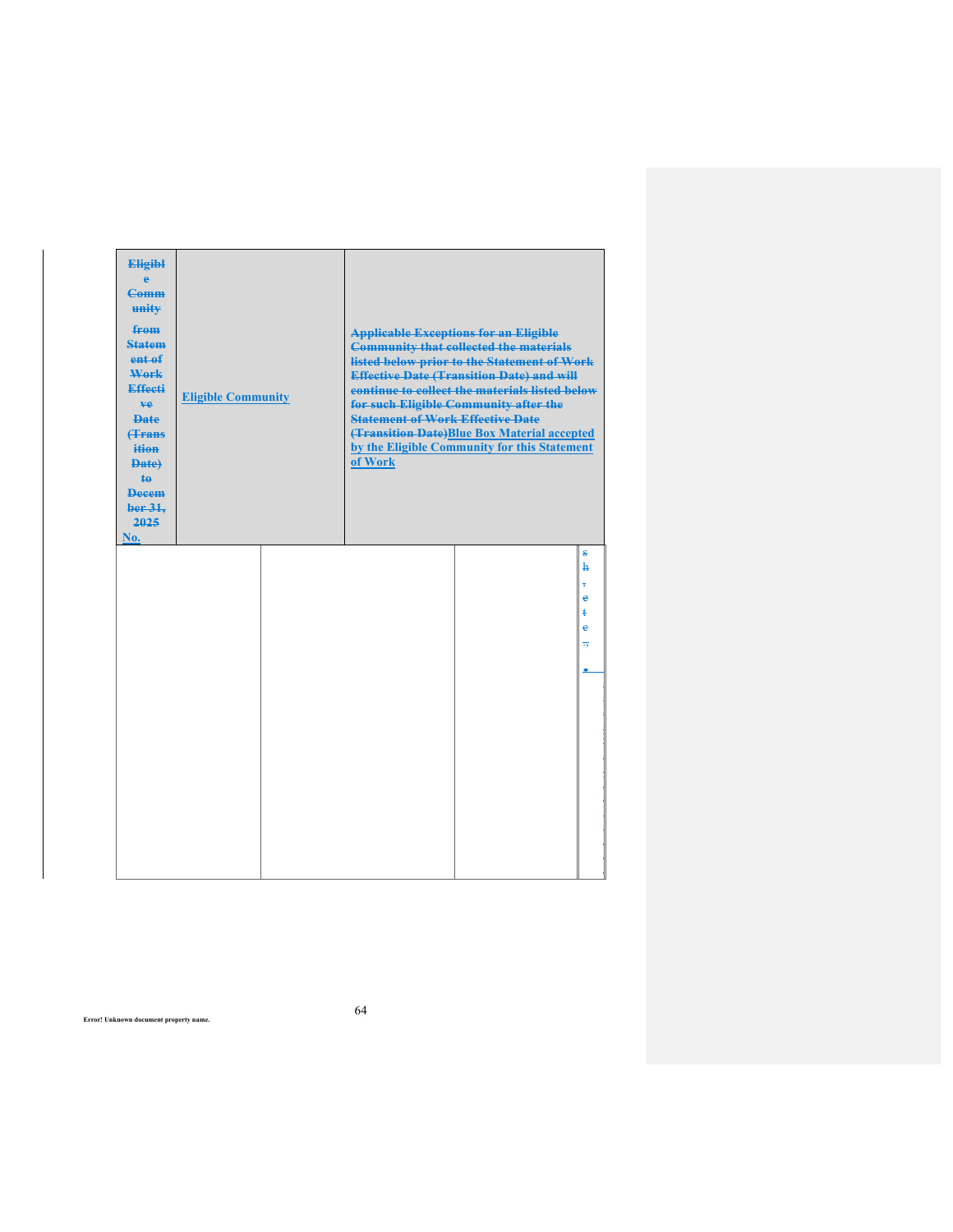| ~~Eligible Community from Statement of Work Effective Date (Transition Date) to December 31, 2025~~ No. | Eligible Community | ~~Applicable Exceptions for an Eligible Community that collected the materials listed below prior to the Statement of Work Effective Date (Transition Date) and will continue to collect the materials listed below for such Eligible Community after the Statement of Work Effective Date (Transition Date)~~ Blue Box Material accepted by the Eligible Community for this Statement of Work |
|---|---|---|
| | | ~~sh;etc.;~~ |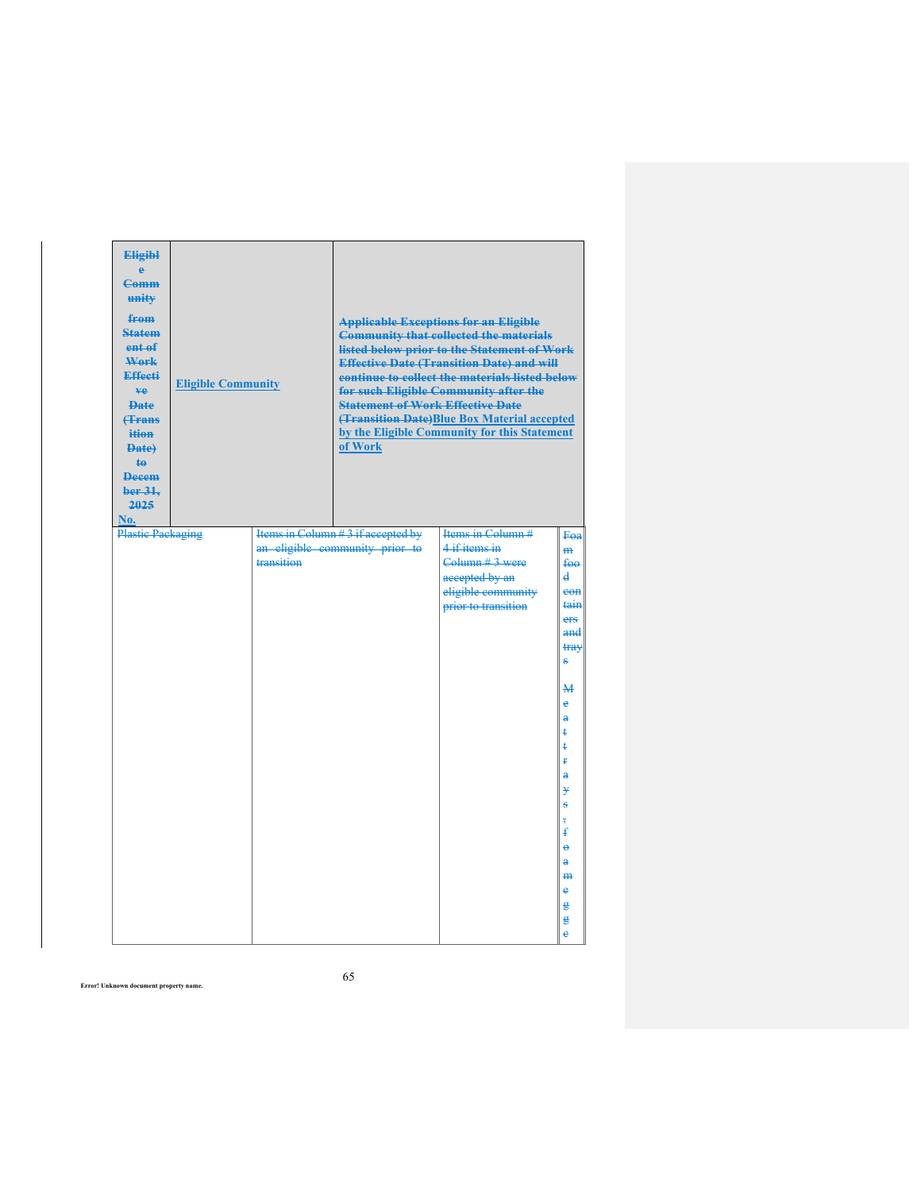| Eligible Community from Statement of Work Effective Date (Transition Date) to December 31, 2025 No. | Eligible Community | Applicable Exceptions for an Eligible Community that collected the materials listed below prior to the Statement of Work Effective Date (Transition Date) and will continue to collect the materials listed below for such Eligible Community after the Statement of Work Effective Date (Transition Date)Blue Box Material accepted by the Eligible Community for this Statement of Work | | |
|---|---|---|---|---|
| Plastic Packaging | | Items in Column # 3 if accepted by an eligible community prior to transition | Items in Column # 4 if items in Column # 3 were accepted by an eligible community prior to transition | Foam food containers and trays Meat trays, foam egg |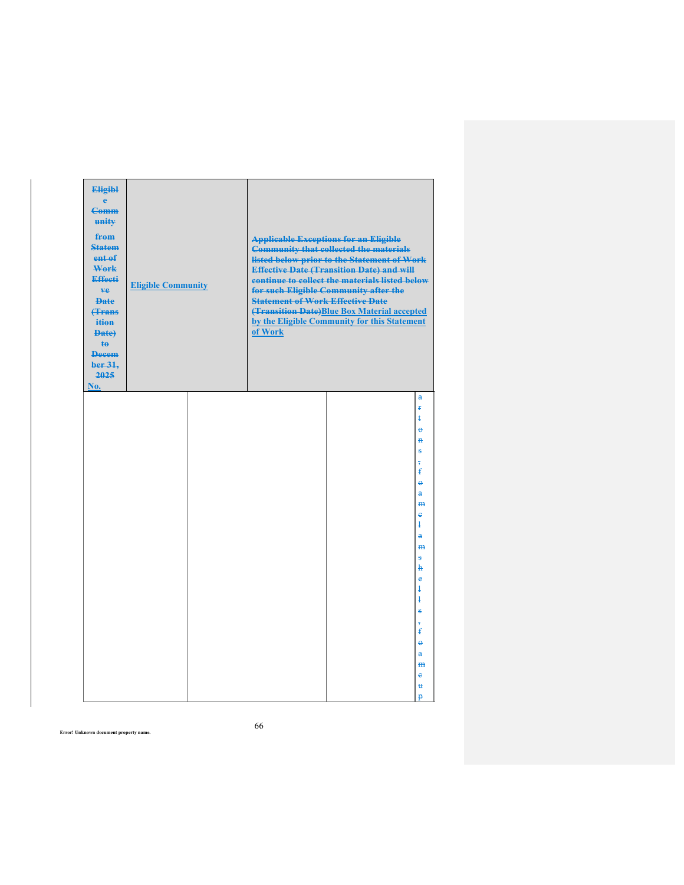| ~~Eligible Community from Statement of Work Effective Date (Transition Date) to December 31, 2025~~ No. | Eligible Community | ~~Applicable Exceptions for an Eligible Community that collected the materials listed below prior to the Statement of Work Effective Date (Transition Date) and will continue to collect the materials listed below for such Eligible Community after the Statement of Work Effective Date (Transition Date)~~ Blue Box Material accepted by the Eligible Community for this Statement of Work |
|---|---|---|
| | | ~~artons, foam clamshells, foam cup~~ |

Error! Unknown document property name.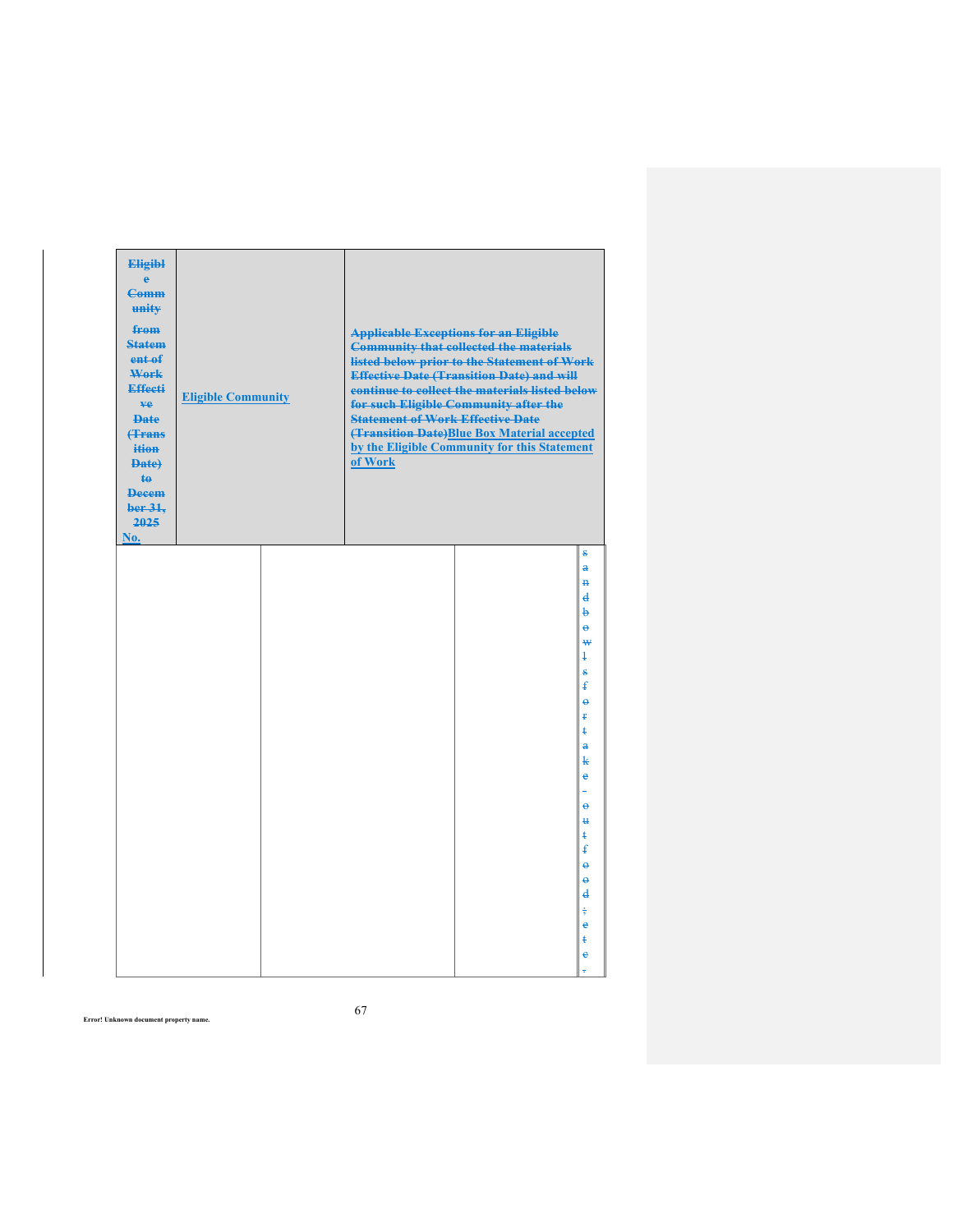| ~~Eligible Community from Statement of Work Effective Date (Transition Date) to December 31, 2025~~ No. | Eligible Community | ~~Applicable Exceptions for an Eligible Community that collected the materials listed below prior to the Statement of Work Effective Date (Transition Date) and will continue to collect the materials listed below for such Eligible Community after the Statement of Work Effective Date (Transition Date)~~ Blue Box Material accepted by the Eligible Community for this Statement of Work |
|---|---|---|
| | | ~~s and bowls for take-out food; etc.~~ |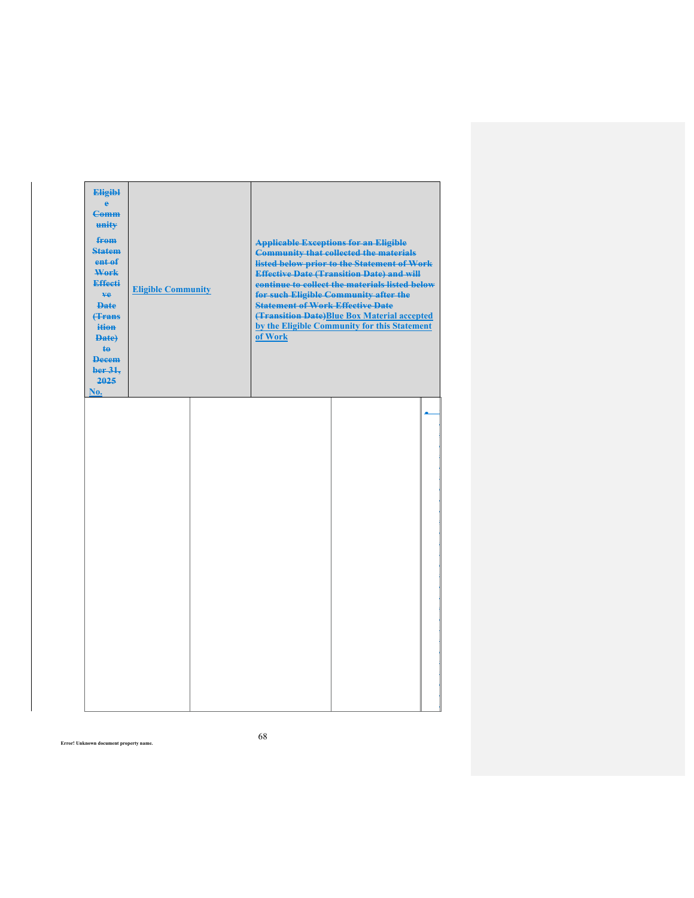| ~~Eligible Community from Statement of Work Effective Date (Transition Date) to December 31, 2025~~ No. | Eligible Community | ~~Applicable Exceptions for an Eligible Community that collected the materials listed below prior to the Statement of Work Effective Date (Transition Date) and will continue to collect the materials listed below for such Eligible Community after the Statement of Work Effective Date (Transition Date)~~ Blue Box Material accepted by the Eligible Community for this Statement of Work |
|---|---|---|
| | | |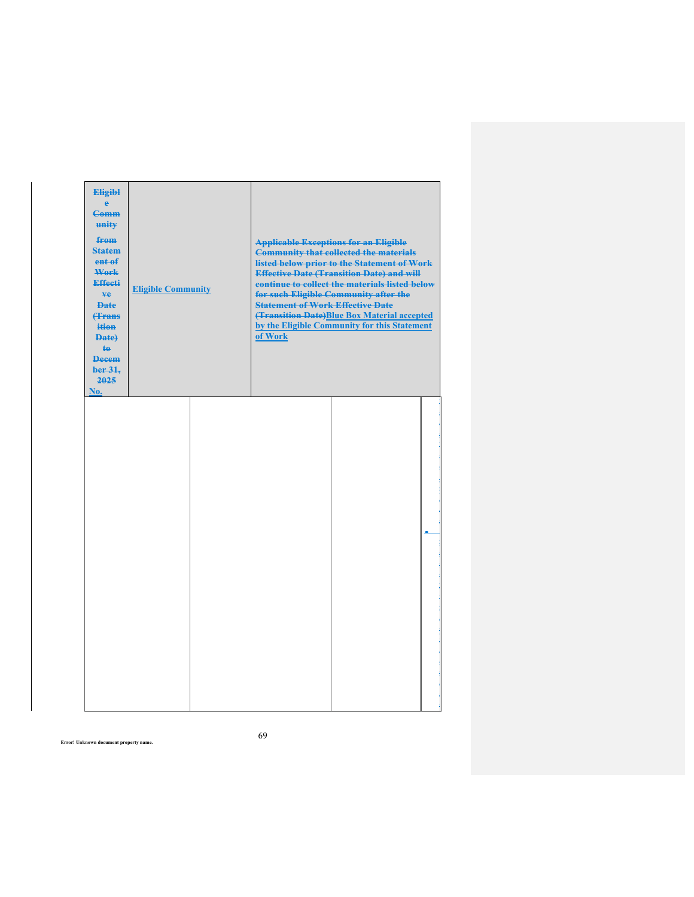| ~~Eligible Community from Statement of Work Effective Date (Transition Date) to December 31, 2025~~ No. | Eligible Community | ~~Applicable Exceptions for an Eligible Community that collected the materials listed below prior to the Statement of Work Effective Date (Transition Date) and will continue to collect the materials listed below for such Eligible Community after the Statement of Work Effective Date (Transition Date)~~ Blue Box Material accepted by the Eligible Community for this Statement of Work |
|---|---|---|
| | | |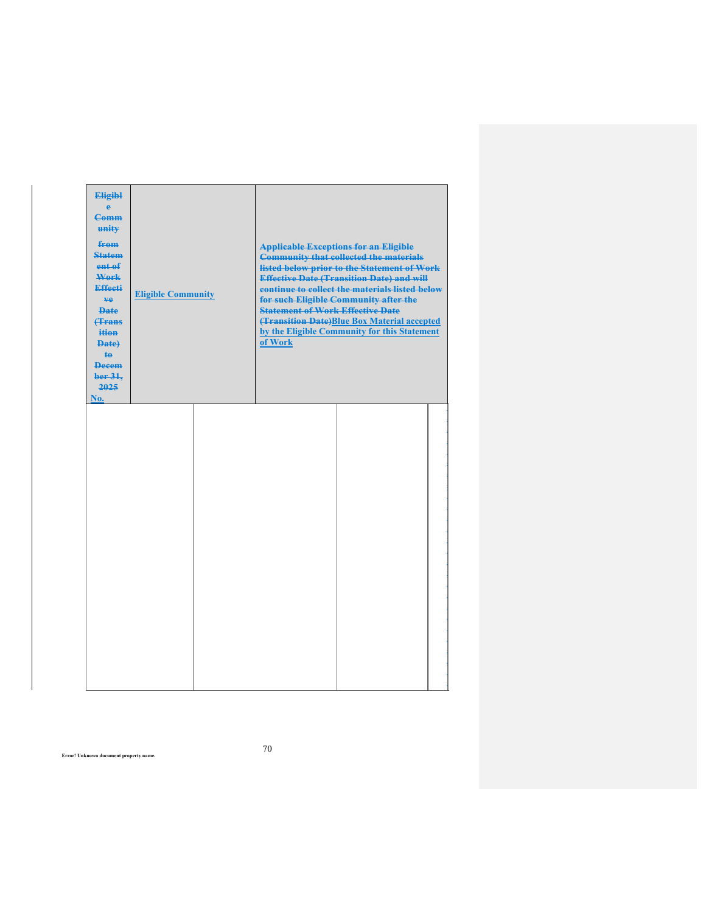| ~~Eligible Community from Statement of Work Effective Date (Transition Date) to December 31, 2025~~ No. | Eligible Community | ~~Applicable Exceptions for an Eligible Community that collected the materials listed below prior to the Statement of Work Effective Date (Transition Date) and will continue to collect the materials listed below for such Eligible Community after the Statement of Work Effective Date (Transition Date)~~ Blue Box Material accepted by the Eligible Community for this Statement of Work |
|---|---|---|
| | | |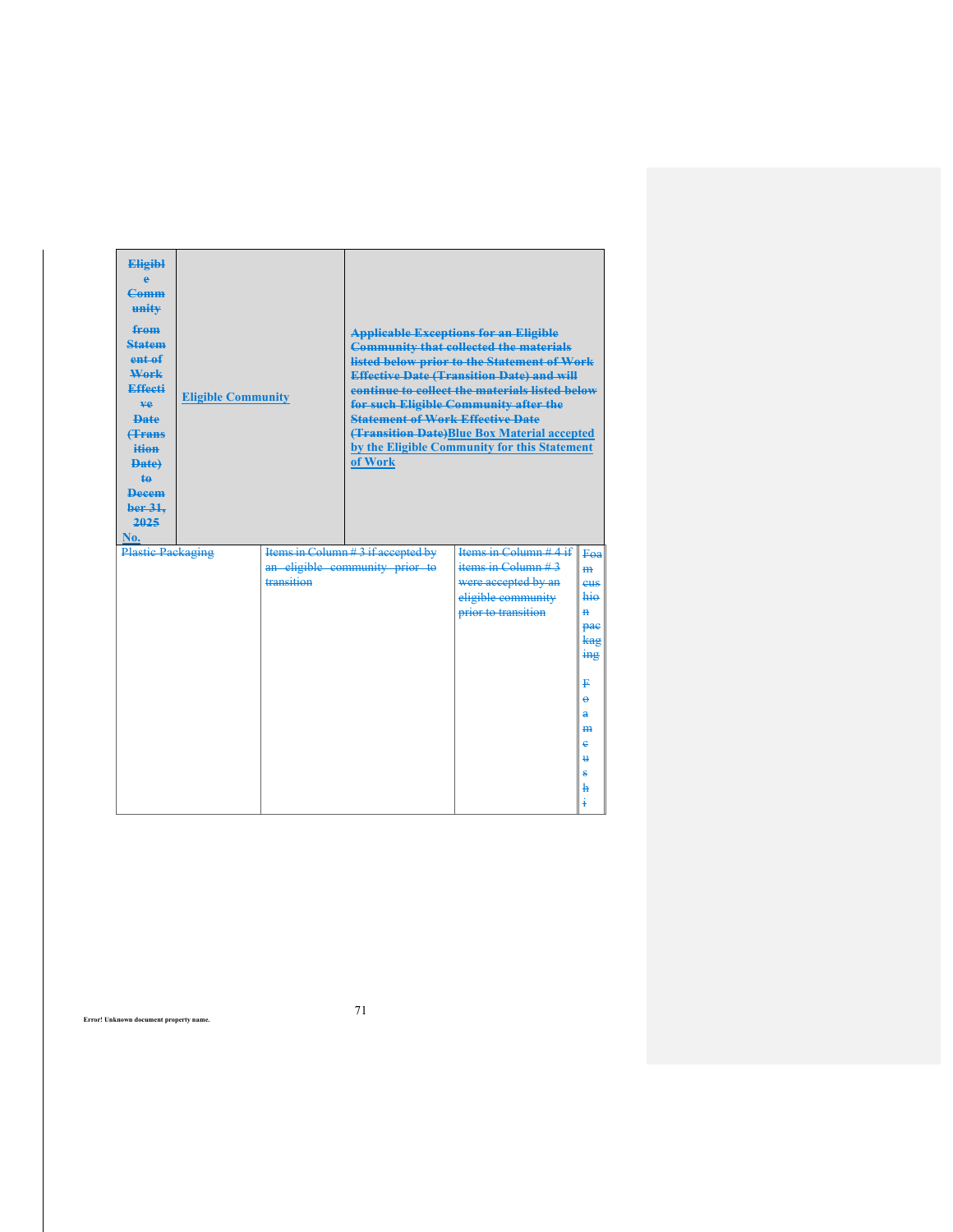| Eligible Community from Statement of Work Effective Date (Transition Date) to December 31, 2025 No. | Eligible Community | Applicable Exceptions for an Eligible Community that collected the materials listed below prior to the Statement of Work Effective Date (Transition Date) and will continue to collect the materials listed below for such Eligible Community after the Statement of Work Effective Date (Transition Date)Blue Box Material accepted by the Eligible Community for this Statement of Work |
|---|---|---|

| Plastic Packaging | Items in Column # 3 if accepted by an eligible community prior to transition | Items in Column # 4 if items in Column # 3 were accepted by an eligible community prior to transition | Foam cushion packaging Foam cushi |
|---|---|---|---|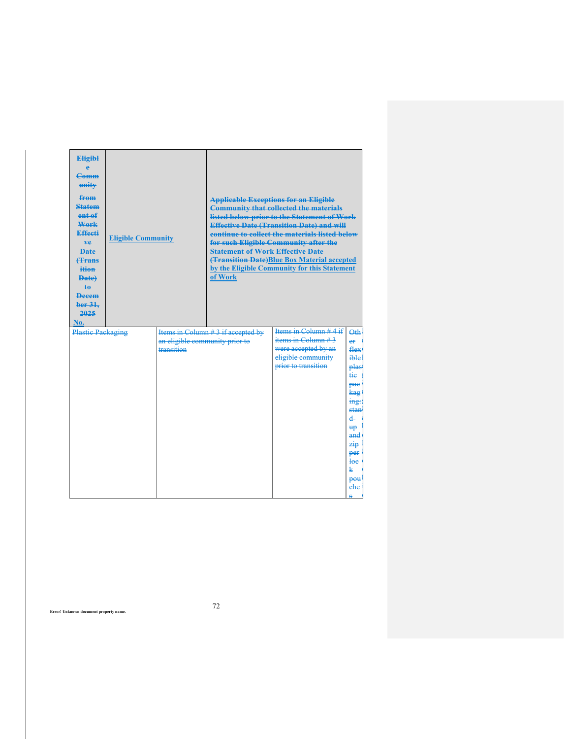| Eligible Community from Statement of Work Effective Date (Transition Date) to December 31, 2025 No. | Eligible Community | Applicable Exceptions for an Eligible Community that collected the materials listed below prior to the Statement of Work Effective Date (Transition Date) and will continue to collect the materials listed below for such Eligible Community after the Statement of Work Effective Date (Transition Date)Blue Box Material accepted by the Eligible Community for this Statement of Work | | |
|---|---|---|---|---|
| Plastic Packaging | | Items in Column # 3 if accepted by an eligible community prior to transition | Items in Column # 4 if items in Column # 3 were accepted by an eligible community prior to transition | Other flexible plastic packaging: stand-up and zipper lock pouches |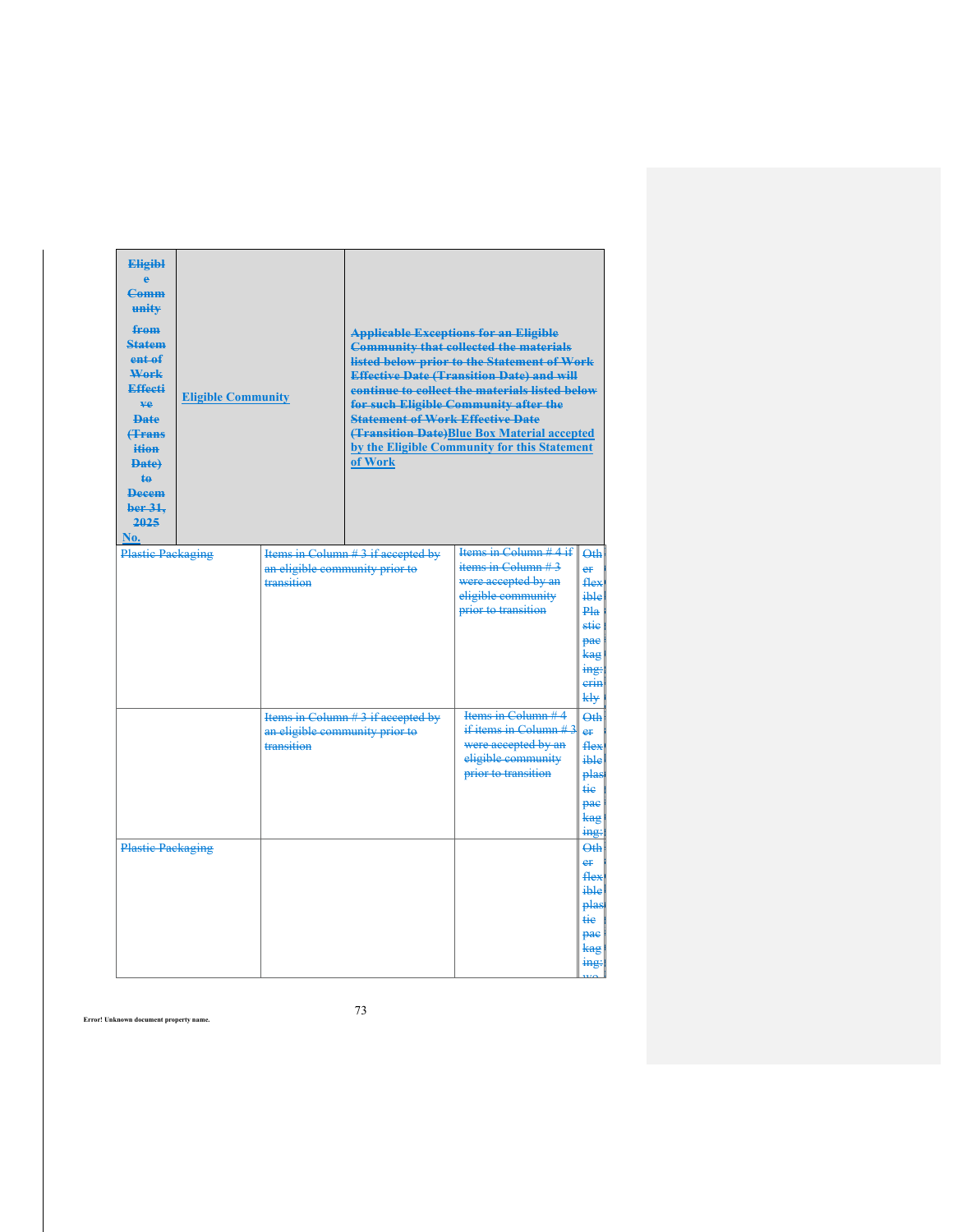| Eligible Community from Statement of Work Effective Date (Transition Date) to December 31, 2025 No. | Eligible Community | Applicable Exceptions for an Eligible Community that collected the materials listed below prior to the Statement of Work Effective Date (Transition Date) and will continue to collect the materials listed below for such Eligible Community after the Statement of Work Effective Date (Transition Date)Blue Box Material accepted by the Eligible Community for this Statement of Work | | |
|---|---|---|---|---|
| Plastic Packaging | | Items in Column # 3 if accepted by an eligible community prior to transition | Items in Column # 4 if items in Column # 3 were accepted by an eligible community prior to transition | Other flexible Plastic packaging: crinkly |
| | | Items in Column # 3 if accepted by an eligible community prior to transition | Items in Column # 4 if items in Column # 3 were accepted by an eligible community prior to transition | Other flexible plastic packaging: |
| Plastic Packaging | | | | Other flexible plastic packaging: wo |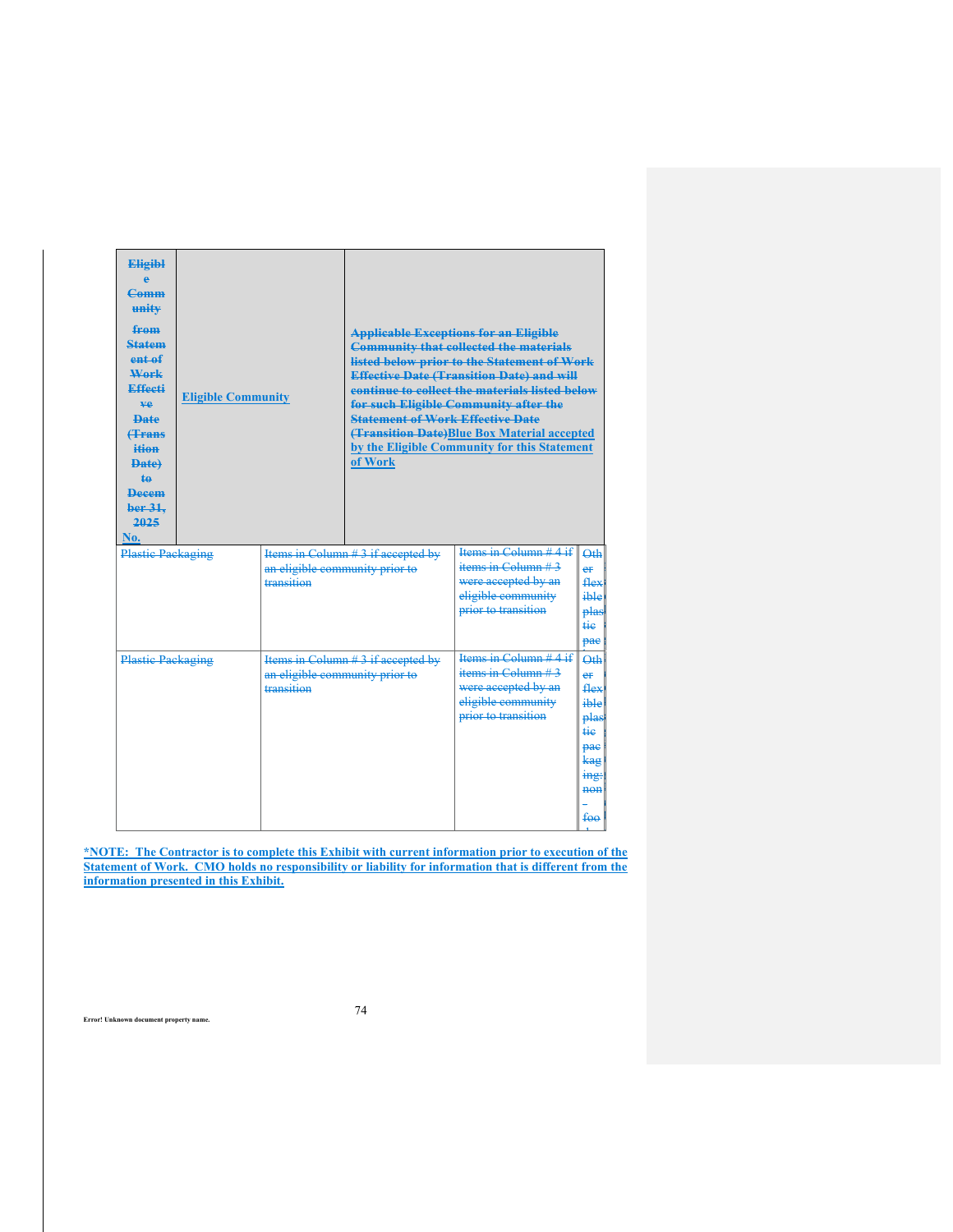| ~~Eligible Community from Statement of Work Effective Date (Transition Date) to December 31, 2025~~ No. | Eligible Community | ~~Applicable Exceptions for an Eligible Community that collected the materials listed below prior to the Statement of Work Effective Date (Transition Date) and will continue to collect the materials listed below for such Eligible Community after the Statement of Work Effective Date (Transition Date)~~ Blue Box Material accepted by the Eligible Community for this Statement of Work |
|---|---|---|

| | | | |
|---|---|---|---|
| ~~Plastic Packaging~~ | ~~Items in Column # 3 if accepted by an eligible community prior to transition~~ | ~~Items in Column # 4 if items in Column # 3 were accepted by an eligible community prior to transition~~ | ~~Other flexible plastic pac~~ |
| ~~Plastic Packaging~~ | ~~Items in Column # 3 if accepted by an eligible community prior to transition~~ | ~~Items in Column # 4 if items in Column # 3 were accepted by an eligible community prior to transition~~ | ~~Other flexible plastic packaging: non-food~~ |

**\*NOTE: The Contractor is to complete this Exhibit with current information prior to execution of the Statement of Work. CMO holds no responsibility or liability for information that is different from the information presented in this Exhibit.**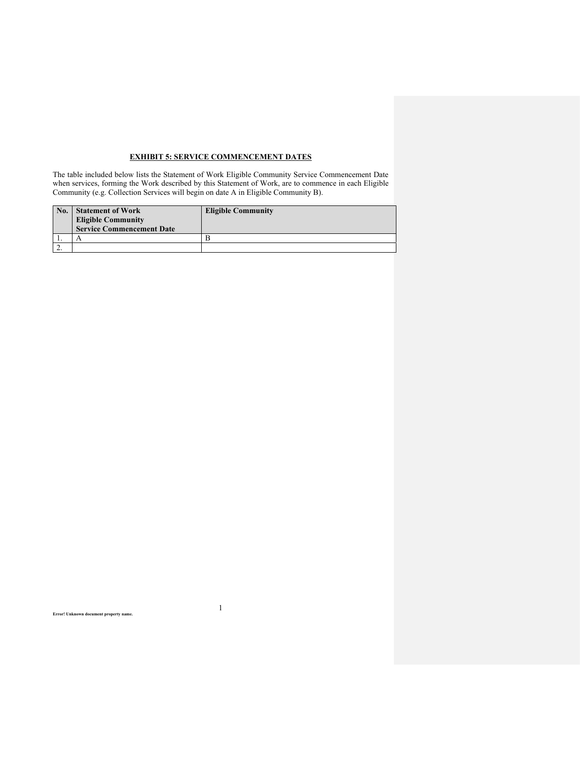**EXHIBIT 5: SERVICE COMMENCEMENT DATES**

The table included below lists the Statement of Work Eligible Community Service Commencement Date when services, forming the Work described by this Statement of Work, are to commence in each Eligible Community (e.g. Collection Services will begin on date A in Eligible Community B).

| No. | Statement of Work Eligible Community Service Commencement Date | Eligible Community |
|---|---|---|
| 1. | A | B |
| 2. | | |

Error! Unknown document property name.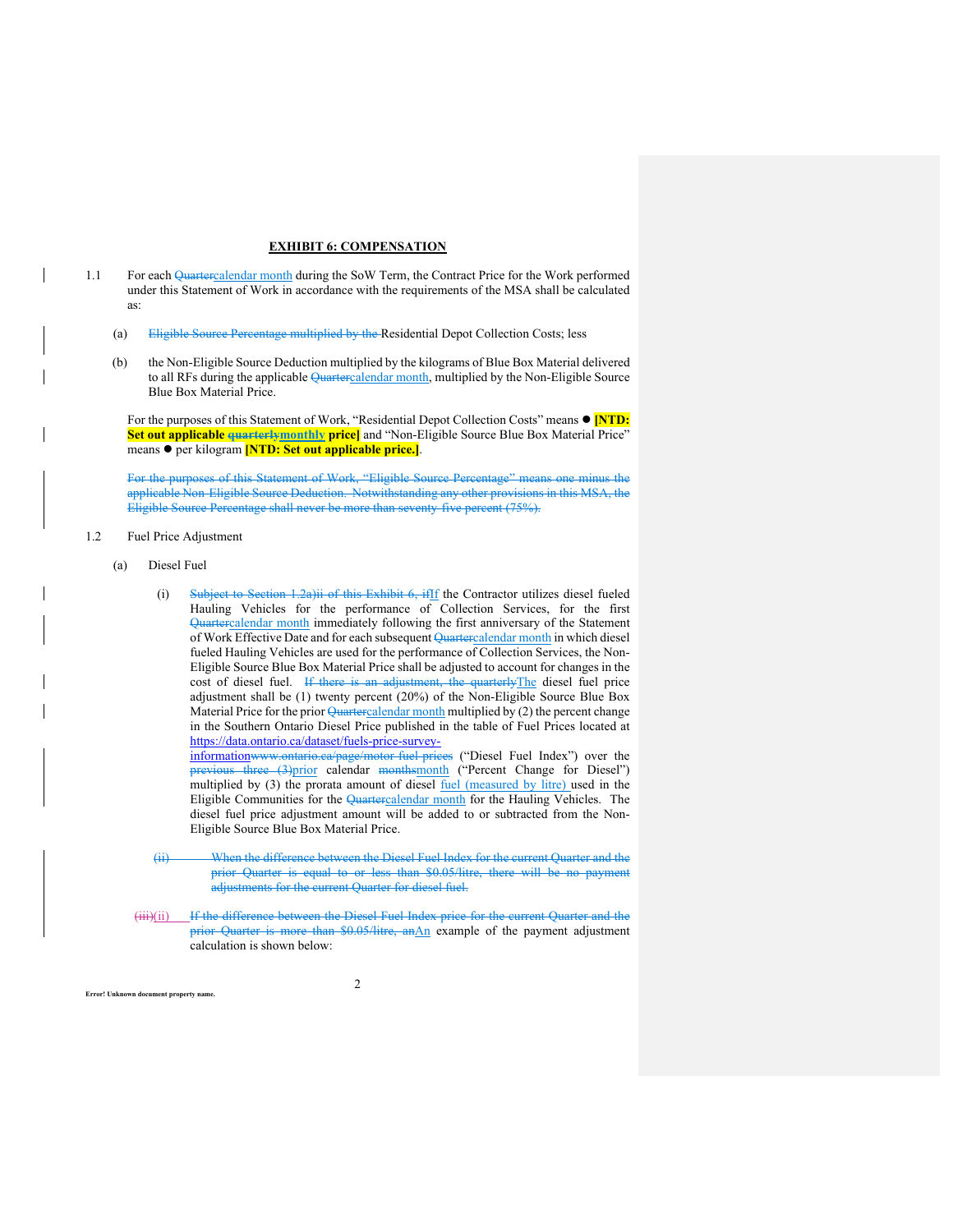**EXHIBIT 6: COMPENSATION**

1.1 For each ~~Quarter~~calendar month during the SoW Term, the Contract Price for the Work performed under this Statement of Work in accordance with the requirements of the MSA shall be calculated as:

(a) ~~Eligible Source Percentage multiplied by the~~ Residential Depot Collection Costs; less

(b) the Non-Eligible Source Deduction multiplied by the kilograms of Blue Box Material delivered to all RFs during the applicable ~~Quarter~~calendar month, multiplied by the Non-Eligible Source Blue Box Material Price.

For the purposes of this Statement of Work, "Residential Depot Collection Costs" means ● **[NTD: Set out applicable ~~quarterly~~monthly price]** and "Non-Eligible Source Blue Box Material Price" means ● per kilogram **[NTD: Set out applicable price.]**.

~~For the purposes of this Statement of Work, "Eligible Source Percentage" means one minus the applicable Non-Eligible Source Deduction. Notwithstanding any other provisions in this MSA, the Eligible Source Percentage shall never be more than seventy-five percent (75%).~~

1.2 Fuel Price Adjustment

(a) Diesel Fuel

(i) ~~Subject to Section 1.2a)ii of this Exhibit 6, if~~If the Contractor utilizes diesel fueled Hauling Vehicles for the performance of Collection Services, for the first ~~Quarter~~calendar month immediately following the first anniversary of the Statement of Work Effective Date and for each subsequent ~~Quarter~~calendar month in which diesel fueled Hauling Vehicles are used for the performance of Collection Services, the Non-Eligible Source Blue Box Material Price shall be adjusted to account for changes in the cost of diesel fuel. ~~If there is an adjustment, the quarterly~~The diesel fuel price adjustment shall be (1) twenty percent (20%) of the Non-Eligible Source Blue Box Material Price for the prior ~~Quarter~~calendar month multiplied by (2) the percent change in the Southern Ontario Diesel Price published in the table of Fuel Prices located at https://data.ontario.ca/dataset/fuels-price-survey-information~~www.ontario.ca/page/motor-fuel-prices~~ ("Diesel Fuel Index") over the ~~previous three (3)~~prior calendar ~~months~~month ("Percent Change for Diesel") multiplied by (3) the prorata amount of diesel fuel (measured by litre) used in the Eligible Communities for the ~~Quarter~~calendar month for the Hauling Vehicles. The diesel fuel price adjustment amount will be added to or subtracted from the Non-Eligible Source Blue Box Material Price.

~~(ii) When the difference between the Diesel Fuel Index for the current Quarter and the prior Quarter is equal to or less than $0.05/litre, there will be no payment adjustments for the current Quarter for diesel fuel.~~

~~(iii)~~(ii) ~~If the difference between the Diesel Fuel Index price for the current Quarter and the prior Quarter is more than $0.05/litre, an~~An example of the payment adjustment calculation is shown below: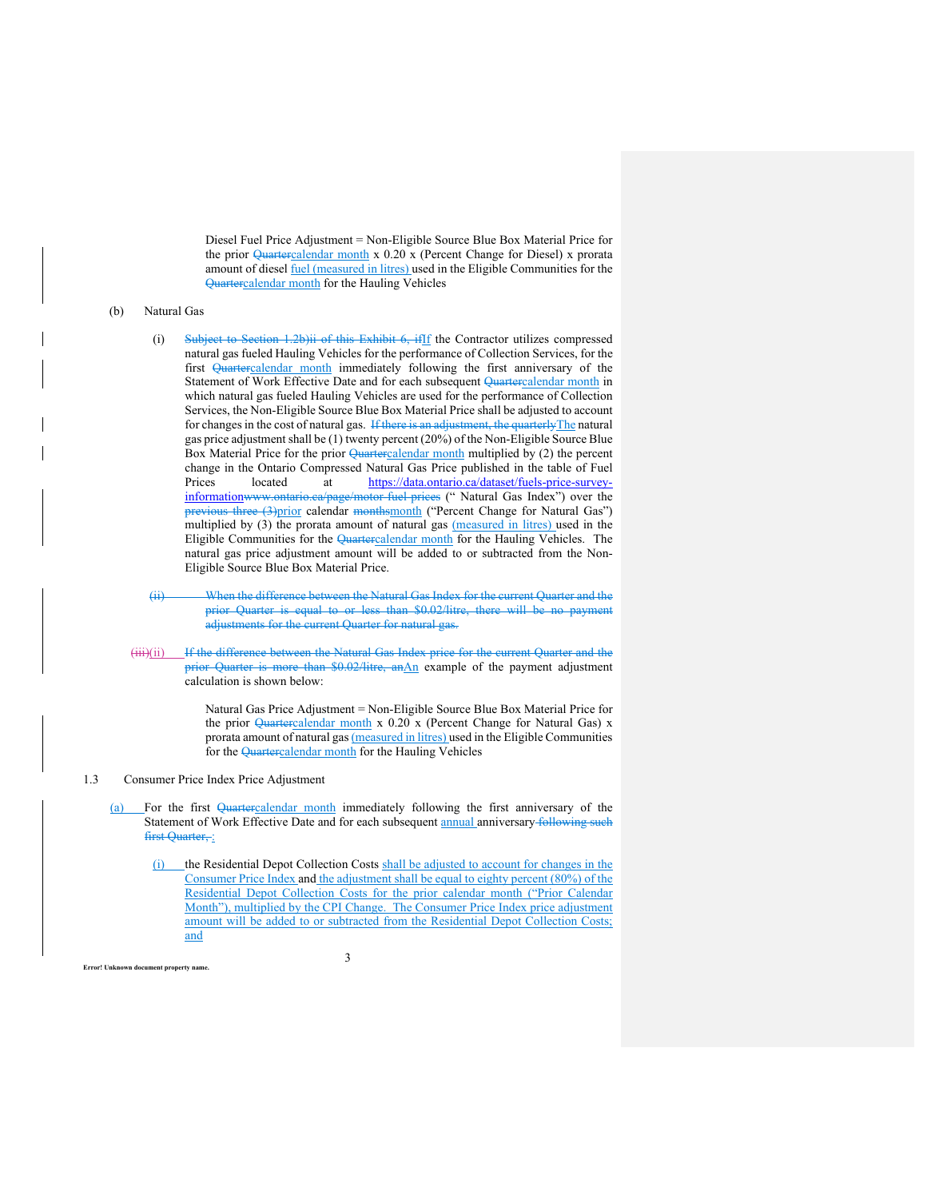Diesel Fuel Price Adjustment = Non-Eligible Source Blue Box Material Price for the prior ~~Quarter~~calendar month x 0.20 x (Percent Change for Diesel) x prorata amount of diesel fuel (measured in litres) used in the Eligible Communities for the ~~Quarter~~calendar month for the Hauling Vehicles

(b) Natural Gas

(i) ~~Subject to Section 1.2b)ii of this Exhibit 6, if~~If the Contractor utilizes compressed natural gas fueled Hauling Vehicles for the performance of Collection Services, for the first ~~Quarter~~calendar month immediately following the first anniversary of the Statement of Work Effective Date and for each subsequent ~~Quarter~~calendar month in which natural gas fueled Hauling Vehicles are used for the performance of Collection Services, the Non-Eligible Source Blue Box Material Price shall be adjusted to account for changes in the cost of natural gas. ~~If there is an adjustment, the quarterly~~The natural gas price adjustment shall be (1) twenty percent (20%) of the Non-Eligible Source Blue Box Material Price for the prior ~~Quarter~~calendar month multiplied by (2) the percent change in the Ontario Compressed Natural Gas Price published in the table of Fuel Prices located at https://data.ontario.ca/dataset/fuels-price-survey-information~~www.ontario.ca/page/motor-fuel-prices~~ (" Natural Gas Index") over the ~~previous three (3)~~prior calendar ~~months~~month ("Percent Change for Natural Gas") multiplied by (3) the prorata amount of natural gas (measured in litres) used in the Eligible Communities for the ~~Quarter~~calendar month for the Hauling Vehicles. The natural gas price adjustment amount will be added to or subtracted from the Non-Eligible Source Blue Box Material Price.

~~(ii) When the difference between the Natural Gas Index for the current Quarter and the prior Quarter is equal to or less than $0.02/litre, there will be no payment adjustments for the current Quarter for natural gas.~~

~~(iii)~~(ii) ~~If the difference between the Natural Gas Index price for the current Quarter and the prior Quarter is more than $0.02/litre, an~~An example of the payment adjustment calculation is shown below:

Natural Gas Price Adjustment = Non-Eligible Source Blue Box Material Price for the prior ~~Quarter~~calendar month x 0.20 x (Percent Change for Natural Gas) x prorata amount of natural gas (measured in litres) used in the Eligible Communities for the ~~Quarter~~calendar month for the Hauling Vehicles

1.3 Consumer Price Index Price Adjustment

(a) For the first ~~Quarter~~calendar month immediately following the first anniversary of the Statement of Work Effective Date and for each subsequent annual anniversary ~~following such first Quarter,~~ :

(i) the Residential Depot Collection Costs shall be adjusted to account for changes in the Consumer Price Index and the adjustment shall be equal to eighty percent (80%) of the Residential Depot Collection Costs for the prior calendar month ("Prior Calendar Month"), multiplied by the CPI Change. The Consumer Price Index price adjustment amount will be added to or subtracted from the Residential Depot Collection Costs; and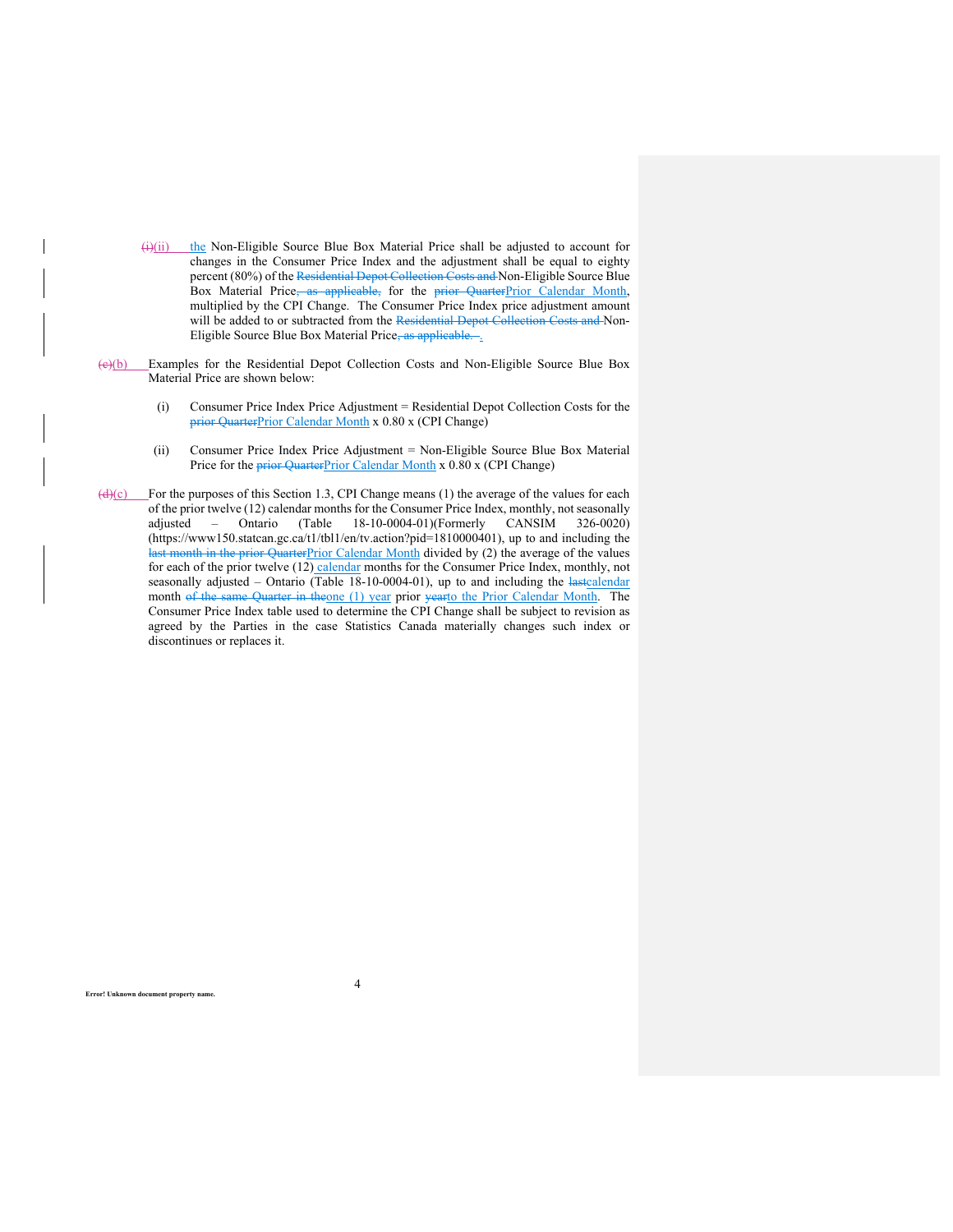~~(i)~~(ii) the Non-Eligible Source Blue Box Material Price shall be adjusted to account for changes in the Consumer Price Index and the adjustment shall be equal to eighty percent (80%) of the ~~Residential Depot Collection Costs and~~ Non-Eligible Source Blue Box Material Price~~, as applicable,~~ for the ~~prior Quarter~~Prior Calendar Month, multiplied by the CPI Change. The Consumer Price Index price adjustment amount will be added to or subtracted from the ~~Residential Depot Collection Costs and~~ Non-Eligible Source Blue Box Material Price~~, as applicable.~~ .

~~(c)~~(b) Examples for the Residential Depot Collection Costs and Non-Eligible Source Blue Box Material Price are shown below:

(i) Consumer Price Index Price Adjustment = Residential Depot Collection Costs for the ~~prior Quarter~~Prior Calendar Month x 0.80 x (CPI Change)

(ii) Consumer Price Index Price Adjustment = Non-Eligible Source Blue Box Material Price for the ~~prior Quarter~~Prior Calendar Month x 0.80 x (CPI Change)

~~(d)~~(c) For the purposes of this Section 1.3, CPI Change means (1) the average of the values for each of the prior twelve (12) calendar months for the Consumer Price Index, monthly, not seasonally adjusted – Ontario (Table 18-10-0004-01)(Formerly CANSIM 326-0020) (https://www150.statcan.gc.ca/t1/tbl1/en/tv.action?pid=1810000401), up to and including the ~~last month in the prior Quarter~~Prior Calendar Month divided by (2) the average of the values for each of the prior twelve (12) calendar months for the Consumer Price Index, monthly, not seasonally adjusted – Ontario (Table 18-10-0004-01), up to and including the ~~last~~calendar month ~~of the same Quarter in the~~one (1) year prior ~~year~~to the Prior Calendar Month. The Consumer Price Index table used to determine the CPI Change shall be subject to revision as agreed by the Parties in the case Statistics Canada materially changes such index or discontinues or replaces it.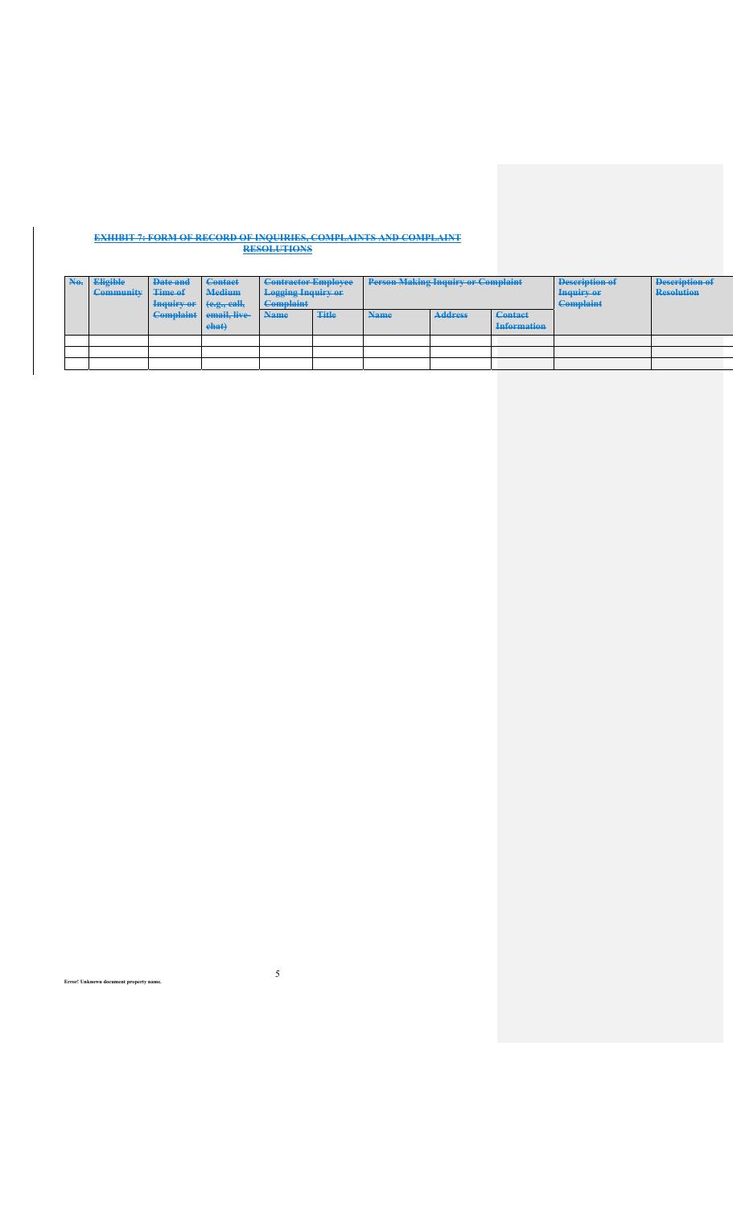**EXHIBIT 7: FORM OF RECORD OF INQUIRIES, COMPLAINTS AND COMPLAINT RESOLUTIONS**

| No. | Eligible Community | Date and Time of Inquiry or Complaint | Contact Medium (e.g., call, email, live-chat) | Contractor Employee Logging Inquiry or Complaint | | Person Making Inquiry or Complaint | | | Description of Inquiry or Complaint | Description of Resolution |
|---|---|---|---|---|---|---|---|---|---|---|
| | | | | Name | Title | Name | Address | Contact Information | | |
| | | | | | | | | | | |
| | | | | | | | | | | |
| | | | | | | | | | | |

Error! Unknown document property name.